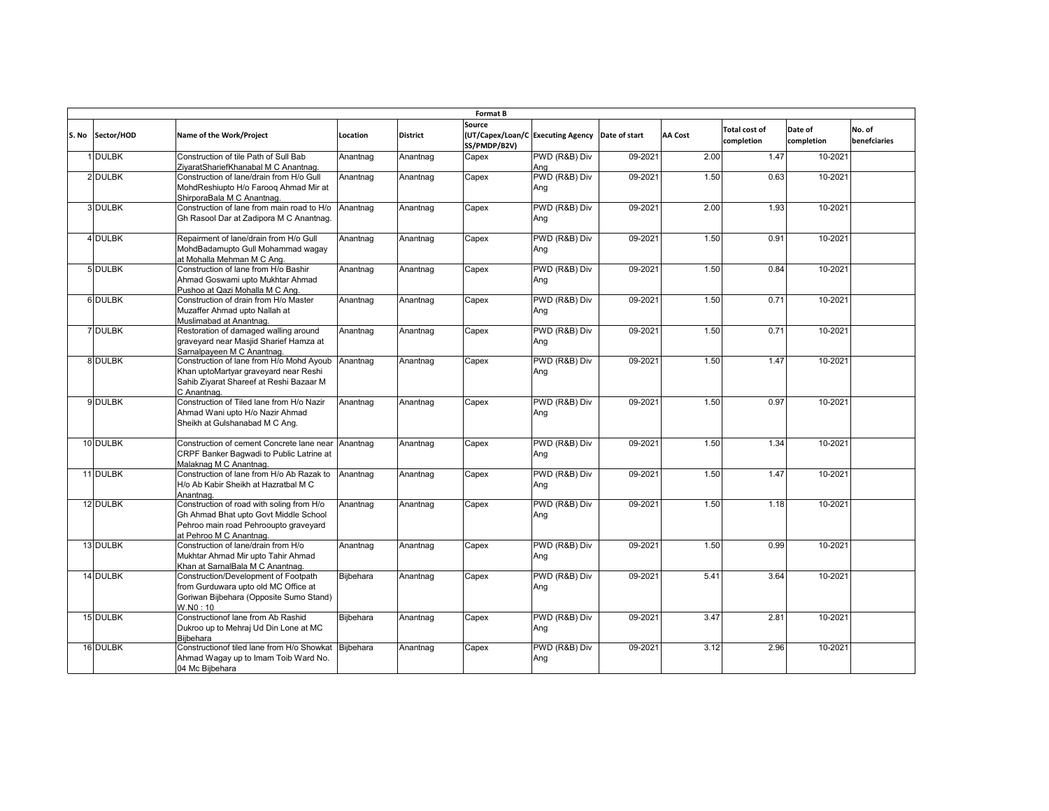| Format B | | | | | | | | | | | |
|---|---|---|---|---|---|---|---|---|---|---|---|
| S. No | Sector/HOD | Name of the Work/Project | Location | District | Source (UT/Capex/Loan/CSS/PMDP/B2V) | Executing Agency | Date of start | AA Cost | Total cost of completion | Date of completion | No. of benefciaries |
| 1 | DULBK | Construction of tile Path of Sull Bab ZiyaratSharief Khanabal M C Anantnag. | Anantnag | Anantnag | Capex | PWD (R&B) Div Ang | 09-2021 | 2.00 | 1.47 | 10-2021 | |
| 2 | DULBK | Construction of lane/drain from H/o Gull MohdReshiupto H/o Farooq Ahmad Mir at ShirporaBala M C Anantnag. | Anantnag | Anantnag | Capex | PWD (R&B) Div Ang | 09-2021 | 1.50 | 0.63 | 10-2021 | |
| 3 | DULBK | Construction of lane from main road to H/o Gh Rasool Dar at Zadipora M C Anantnag. | Anantnag | Anantnag | Capex | PWD (R&B) Div Ang | 09-2021 | 2.00 | 1.93 | 10-2021 | |
| 4 | DULBK | Repairment of lane/drain from H/o Gull MohdBadamupto Gull Mohammad wagay at Mohalla Mehman M C Ang. | Anantnag | Anantnag | Capex | PWD (R&B) Div Ang | 09-2021 | 1.50 | 0.91 | 10-2021 | |
| 5 | DULBK | Construction of lane from H/o Bashir Ahmad Goswami upto Mukhtar Ahmad Pushoo at Qazi Mohalla M C Ang. | Anantnag | Anantnag | Capex | PWD (R&B) Div Ang | 09-2021 | 1.50 | 0.84 | 10-2021 | |
| 6 | DULBK | Construction of drain from H/o Master Muzaffer Ahmad upto Nallah at Muslimabad at Anantnag. | Anantnag | Anantnag | Capex | PWD (R&B) Div Ang | 09-2021 | 1.50 | 0.71 | 10-2021 | |
| 7 | DULBK | Restoration of damaged walling around graveyard near Masjid Sharief Hamza at Sarnalpayeen M C Anantnag. | Anantnag | Anantnag | Capex | PWD (R&B) Div Ang | 09-2021 | 1.50 | 0.71 | 10-2021 | |
| 8 | DULBK | Construction of lane from H/o Mohd Ayoub Khan uptoMartyar graveyard near Reshi Sahib Ziyarat Shareef at Reshi Bazaar M C Anantnag. | Anantnag | Anantnag | Capex | PWD (R&B) Div Ang | 09-2021 | 1.50 | 1.47 | 10-2021 | |
| 9 | DULBK | Construction of Tiled lane from H/o Nazir Ahmad Wani upto H/o Nazir Ahmad Sheikh at Gulshanabad M C Ang. | Anantnag | Anantnag | Capex | PWD (R&B) Div Ang | 09-2021 | 1.50 | 0.97 | 10-2021 | |
| 10 | DULBK | Construction of cement Concrete lane near CRPF Banker Bagwadi to Public Latrine at Malaknag M C Anantnag. | Anantnag | Anantnag | Capex | PWD (R&B) Div Ang | 09-2021 | 1.50 | 1.34 | 10-2021 | |
| 11 | DULBK | Construction of lane from H/o Ab Razak to H/o Ab Kabir Sheikh at Hazratbal M C Anantnag. | Anantnag | Anantnag | Capex | PWD (R&B) Div Ang | 09-2021 | 1.50 | 1.47 | 10-2021 | |
| 12 | DULBK | Construction of road with soling from H/o Gh Ahmad Bhat upto Govt Middle School Pehroo main road Pehrooupto graveyard at Pehroo M C Anantnag. | Anantnag | Anantnag | Capex | PWD (R&B) Div Ang | 09-2021 | 1.50 | 1.18 | 10-2021 | |
| 13 | DULBK | Construction of lane/drain from H/o Mukhtar Ahmad Mir upto Tahir Ahmad Khan at SarnalBala M C Anantnag. | Anantnag | Anantnag | Capex | PWD (R&B) Div Ang | 09-2021 | 1.50 | 0.99 | 10-2021 | |
| 14 | DULBK | Construction/Development of Footpath from Gurduwara upto old MC Office at Goriwan Bijbehara (Opposite Sumo Stand) W.N0 : 10 | Bijbehara | Anantnag | Capex | PWD (R&B) Div Ang | 09-2021 | 5.41 | 3.64 | 10-2021 | |
| 15 | DULBK | Constructionof lane from Ab Rashid Dukroo up to Mehraj Ud Din Lone at MC Bijbehara | Bijbehara | Anantnag | Capex | PWD (R&B) Div Ang | 09-2021 | 3.47 | 2.81 | 10-2021 | |
| 16 | DULBK | Constructionof tiled lane from H/o Showkat Ahmad Wagay up to Imam Toib Ward No. 04 Mc Bijbehara | Bijbehara | Anantnag | Capex | PWD (R&B) Div Ang | 09-2021 | 3.12 | 2.96 | 10-2021 | |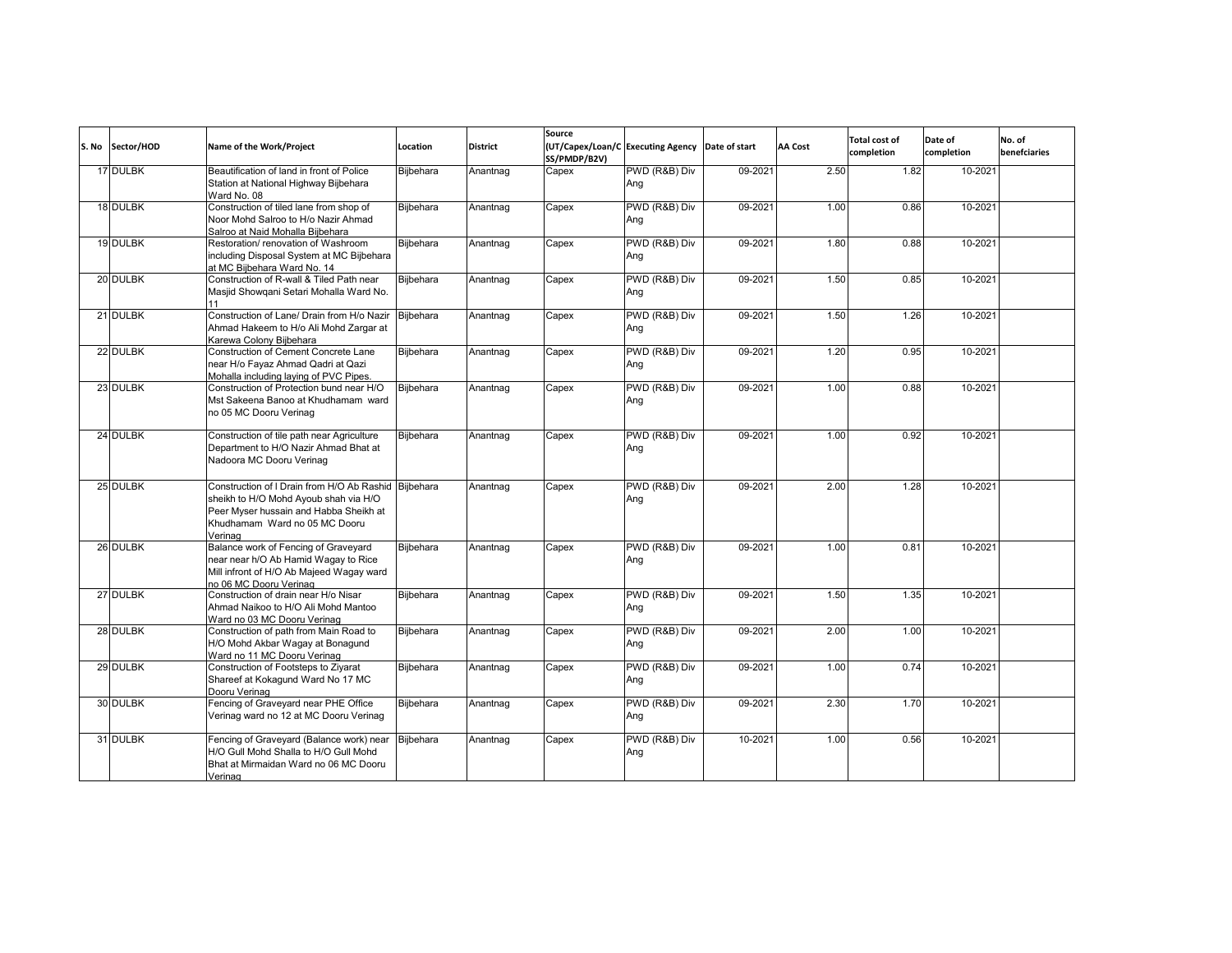| S. No | Sector/HOD | Name of the Work/Project | Location | District | Source (UT/Capex/Loan/CSS/PMDP/B2V) | Executing Agency | Date of start | AA Cost | Total cost of completion | Date of completion | No. of benefciaries |
|---|---|---|---|---|---|---|---|---|---|---|---|
| 17 | DULBK | Beautification of land in front of Police Station at National Highway Bijbehara Ward No. 08 | Bijbehara | Anantnag | Capex | PWD (R&B) Div Ang | 09-2021 | 2.50 | 1.82 | 10-2021 | |
| 18 | DULBK | Construction of tiled lane from shop of Noor Mohd Salroo to H/o Nazir Ahmad Salroo at Naid Mohalla Bijbehara | Bijbehara | Anantnag | Capex | PWD (R&B) Div Ang | 09-2021 | 1.00 | 0.86 | 10-2021 | |
| 19 | DULBK | Restoration/ renovation of Washroom including Disposal System at MC Bijbehara at MC Bijbehara Ward No. 14 | Bijbehara | Anantnag | Capex | PWD (R&B) Div Ang | 09-2021 | 1.80 | 0.88 | 10-2021 | |
| 20 | DULBK | Construction of R-wall & Tiled Path near Masjid Showqani Setari Mohalla Ward No. 11 | Bijbehara | Anantnag | Capex | PWD (R&B) Div Ang | 09-2021 | 1.50 | 0.85 | 10-2021 | |
| 21 | DULBK | Construction of Lane/ Drain from H/o Nazir Ahmad Hakeem to H/o Ali Mohd Zargar at Karewa Colony Bijbehara | Bijbehara | Anantnag | Capex | PWD (R&B) Div Ang | 09-2021 | 1.50 | 1.26 | 10-2021 | |
| 22 | DULBK | Construction of Cement Concrete Lane near H/o Fayaz Ahmad Qadri at Qazi Mohalla including laying of PVC Pipes. | Bijbehara | Anantnag | Capex | PWD (R&B) Div Ang | 09-2021 | 1.20 | 0.95 | 10-2021 | |
| 23 | DULBK | Construction of Protection bund near H/O Mst Sakeena Banoo at Khudhamam ward no 05 MC Dooru Verinag | Bijbehara | Anantnag | Capex | PWD (R&B) Div Ang | 09-2021 | 1.00 | 0.88 | 10-2021 | |
| 24 | DULBK | Construction of tile path near Agriculture Department to H/O Nazir Ahmad Bhat at Nadoora MC Dooru Verinag | Bijbehara | Anantnag | Capex | PWD (R&B) Div Ang | 09-2021 | 1.00 | 0.92 | 10-2021 | |
| 25 | DULBK | Construction of I Drain from H/O Ab Rashid sheikh to H/O Mohd Ayoub shah via H/O Peer Myser hussain and Habba Sheikh at Khudhamam Ward no 05 MC Dooru Verinag | Bijbehara | Anantnag | Capex | PWD (R&B) Div Ang | 09-2021 | 2.00 | 1.28 | 10-2021 | |
| 26 | DULBK | Balance work of Fencing of Graveyard near near h/O Ab Hamid Wagay to Rice Mill infront of H/O Ab Majeed Wagay ward no 06 MC Dooru Verinag | Bijbehara | Anantnag | Capex | PWD (R&B) Div Ang | 09-2021 | 1.00 | 0.81 | 10-2021 | |
| 27 | DULBK | Construction of drain near H/o Nisar Ahmad Naikoo to H/O Ali Mohd Mantoo Ward no 03 MC Dooru Verinag | Bijbehara | Anantnag | Capex | PWD (R&B) Div Ang | 09-2021 | 1.50 | 1.35 | 10-2021 | |
| 28 | DULBK | Construction of path from Main Road to H/O Mohd Akbar Wagay at Bonagund Ward no 11 MC Dooru Verinag | Bijbehara | Anantnag | Capex | PWD (R&B) Div Ang | 09-2021 | 2.00 | 1.00 | 10-2021 | |
| 29 | DULBK | Construction of Footsteps to Ziyarat Shareef at Kokagund Ward No 17 MC Dooru Verinag | Bijbehara | Anantnag | Capex | PWD (R&B) Div Ang | 09-2021 | 1.00 | 0.74 | 10-2021 | |
| 30 | DULBK | Fencing of Graveyard near PHE Office Verinag ward no 12 at MC Dooru Verinag | Bijbehara | Anantnag | Capex | PWD (R&B) Div Ang | 09-2021 | 2.30 | 1.70 | 10-2021 | |
| 31 | DULBK | Fencing of Graveyard (Balance work) near H/O Gull Mohd Shalla to H/O Gull Mohd Bhat at Mirmaidan Ward no 06 MC Dooru Verinag | Bijbehara | Anantnag | Capex | PWD (R&B) Div Ang | 10-2021 | 1.00 | 0.56 | 10-2021 | |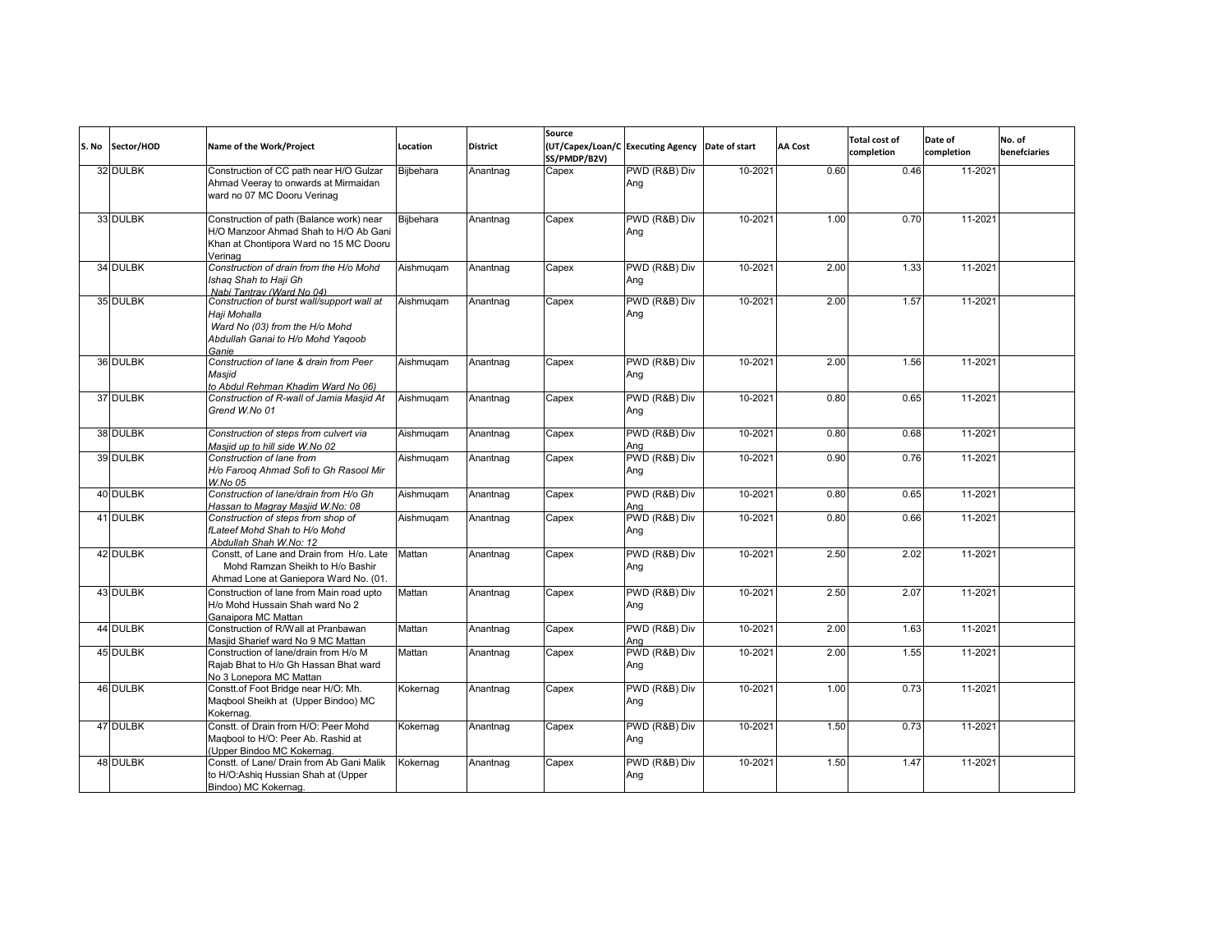| S. No | Sector/HOD | Name of the Work/Project | Location | District | Source (UT/Capex/Loan/CSS/PMDP/B2V) | Executing Agency | Date of start | AA Cost | Total cost of completion | Date of completion | No. of benefciaries |
|---|---|---|---|---|---|---|---|---|---|---|---|
| 32 | DULBK | Construction of CC path near H/O Gulzar Ahmad Veeray to onwards at Mirmaidan ward no 07 MC Dooru Verinag | Bijbehara | Anantnag | Capex | PWD (R&B) Div Ang | 10-2021 | 0.60 | 0.46 | 11-2021 | |
| 33 | DULBK | Construction of path (Balance work) near H/O Manzoor Ahmad Shah to H/O Ab Gani Khan at Chontipora Ward no 15 MC Dooru Verinag | Bijbehara | Anantnag | Capex | PWD (R&B) Div Ang | 10-2021 | 1.00 | 0.70 | 11-2021 | |
| 34 | DULBK | *Construction of drain from the H/o Mohd Ishaq Shah to Haji Gh Nabi Tantray (Ward No 04)* | Aishmuqam | Anantnag | Capex | PWD (R&B) Div Ang | 10-2021 | 2.00 | 1.33 | 11-2021 | |
| 35 | DULBK | *Construction of burst wall/support wall at Haji Mohalla Ward No (03) from the H/o Mohd Abdullah Ganai to H/o Mohd Yaqoob Ganie* | Aishmuqam | Anantnag | Capex | PWD (R&B) Div Ang | 10-2021 | 2.00 | 1.57 | 11-2021 | |
| 36 | DULBK | *Construction of lane & drain from Peer Masjid to Abdul Rehman Khadim Ward No 06)* | Aishmuqam | Anantnag | Capex | PWD (R&B) Div Ang | 10-2021 | 2.00 | 1.56 | 11-2021 | |
| 37 | DULBK | *Construction of R-wall of Jamia Masjid At Grend W.No 01* | Aishmuqam | Anantnag | Capex | PWD (R&B) Div Ang | 10-2021 | 0.80 | 0.65 | 11-2021 | |
| 38 | DULBK | *Construction of steps from culvert via Masjid up to hill side W.No 02* | Aishmuqam | Anantnag | Capex | PWD (R&B) Div Ang | 10-2021 | 0.80 | 0.68 | 11-2021 | |
| 39 | DULBK | *Construction of lane from H/o Farooq Ahmad Sofi to Gh Rasool Mir W.No 05* | Aishmuqam | Anantnag | Capex | PWD (R&B) Div Ang | 10-2021 | 0.90 | 0.76 | 11-2021 | |
| 40 | DULBK | *Construction of lane/drain from H/o Gh Hassan to Magray Masjid W.No: 08* | Aishmuqam | Anantnag | Capex | PWD (R&B) Div Ang | 10-2021 | 0.80 | 0.65 | 11-2021 | |
| 41 | DULBK | *Construction of steps from shop of fLateef Mohd Shah to H/o Mohd Abdullah Shah W.No: 12* | Aishmuqam | Anantnag | Capex | PWD (R&B) Div Ang | 10-2021 | 0.80 | 0.66 | 11-2021 | |
| 42 | DULBK | Constt, of Lane and Drain from H/o. Late Mohd Ramzan Sheikh to H/o Bashir Ahmad Lone at Ganiepora Ward No. (01. | Mattan | Anantnag | Capex | PWD (R&B) Div Ang | 10-2021 | 2.50 | 2.02 | 11-2021 | |
| 43 | DULBK | Construction of lane from Main road upto H/o Mohd Hussain Shah ward No 2 Ganaipora MC Mattan | Mattan | Anantnag | Capex | PWD (R&B) Div Ang | 10-2021 | 2.50 | 2.07 | 11-2021 | |
| 44 | DULBK | Construction of R/Wall at Pranbawan Masjid Sharief ward No 9 MC Mattan | Mattan | Anantnag | Capex | PWD (R&B) Div Ang | 10-2021 | 2.00 | 1.63 | 11-2021 | |
| 45 | DULBK | Construction of lane/drain from H/o M Rajab Bhat to H/o Gh Hassan Bhat ward No 3 Lonepora MC Mattan | Mattan | Anantnag | Capex | PWD (R&B) Div Ang | 10-2021 | 2.00 | 1.55 | 11-2021 | |
| 46 | DULBK | Constt.of Foot Bridge near H/O: Mh. Maqbool Sheikh at (Upper Bindoo) MC Kokernag. | Kokernag | Anantnag | Capex | PWD (R&B) Div Ang | 10-2021 | 1.00 | 0.73 | 11-2021 | |
| 47 | DULBK | Constt. of Drain from H/O: Peer Mohd Maqbool to H/O: Peer Ab. Rashid at (Upper Bindoo MC Kokernag. | Kokernag | Anantnag | Capex | PWD (R&B) Div Ang | 10-2021 | 1.50 | 0.73 | 11-2021 | |
| 48 | DULBK | Constt. of Lane/ Drain from Ab Gani Malik to H/O:Ashiq Hussian Shah at (Upper Bindoo) MC Kokernag. | Kokernag | Anantnag | Capex | PWD (R&B) Div Ang | 10-2021 | 1.50 | 1.47 | 11-2021 | |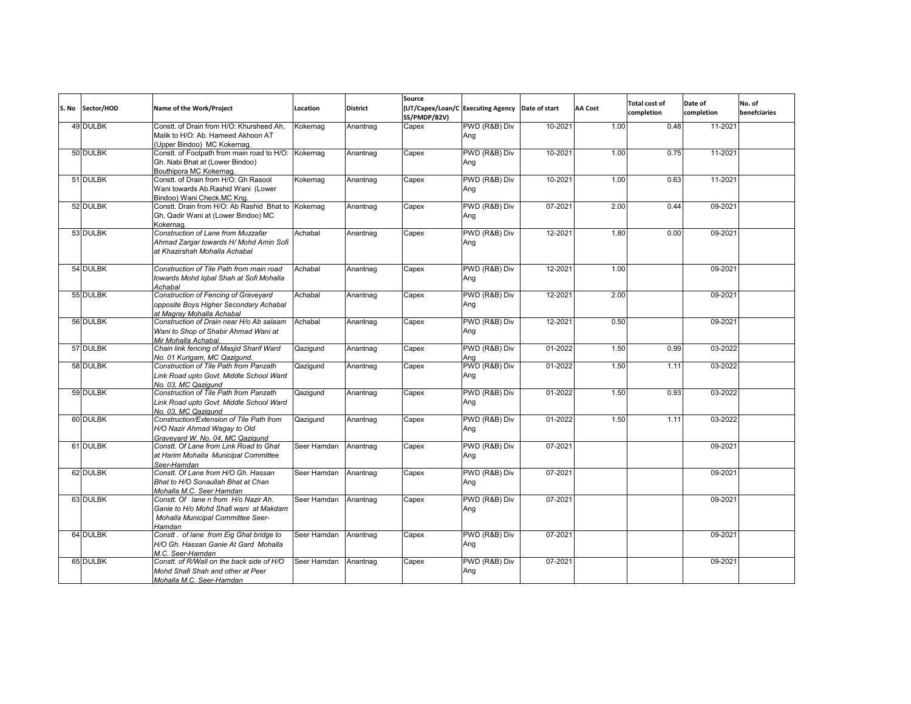| S. No | Sector/HOD | Name of the Work/Project | Location | District | Source (UT/Capex/Loan/CSS/PMDP/B2V) | Executing Agency | Date of start | AA Cost | Total cost of completion | Date of completion | No. of benefciaries |
|---|---|---|---|---|---|---|---|---|---|---|---|
| 49 | DULBK | Constt. of Drain from H/O: Khursheed Ah, Malik to H/O: Ab. Hameed Akhoon AT (Upper Bindoo) MC Kokernag. | Kokernag | Anantnag | Capex | PWD (R&B) Div Ang | 10-2021 | 1.00 | 0.48 | 11-2021 | |
| 50 | DULBK | Constt. of Footpath from main road to H/O: Gh. Nabi Bhat at (Lower Bindoo) Bouthipora MC Kokernag. | Kokernag | Anantnag | Capex | PWD (R&B) Div Ang | 10-2021 | 1.00 | 0.75 | 11-2021 | |
| 51 | DULBK | Constt. of Drain from H/O: Gh Rasool Wani towards Ab.Rashid Wani (Lower Bindoo) Wani Check.MC Kng. | Kokernag | Anantnag | Capex | PWD (R&B) Div Ang | 10-2021 | 1.00 | 0.63 | 11-2021 | |
| 52 | DULBK | Constt. Drain from H/O: Ab Rashid Bhat to Gh, Qadir Wani at (Lower Bindoo) MC Kokernag. | Kokernag | Anantnag | Capex | PWD (R&B) Div Ang | 07-2021 | 2.00 | 0.44 | 09-2021 | |
| 53 | DULBK | *Construction of Lane from Muzzafar Ahmad Zargar towards H/ Mohd Amin Sofi at Khazirshah Mohalla Achabal* | Achabal | Anantnag | Capex | PWD (R&B) Div Ang | 12-2021 | 1.80 | 0.00 | 09-2021 | |
| 54 | DULBK | *Construction of Tile Path from main road towards Mohd Iqbal Shah at Sofi Mohalla Achabal* | Achabal | Anantnag | Capex | PWD (R&B) Div Ang | 12-2021 | 1.00 | | 09-2021 | |
| 55 | DULBK | *Construction of Fencing of Graveyard opposite Boys Higher Secondary Achabal at Magray Mohalla Achabal* | Achabal | Anantnag | Capex | PWD (R&B) Div Ang | 12-2021 | 2.00 | | 09-2021 | |
| 56 | DULBK | *Construction of Drain near H/o Ab salaam Wani to Shop of Shabir Ahmad Wani at Mir Mohalla Achabal.* | Achabal | Anantnag | Capex | PWD (R&B) Div Ang | 12-2021 | 0.50 | | 09-2021 | |
| 57 | DULBK | *Chain link fencing of Masjid Sharif Ward No. 01 Kurigam, MC Qazigund.* | Qazigund | Anantnag | Capex | PWD (R&B) Div Ang | 01-2022 | 1.50 | 0.99 | 03-2022 | |
| 58 | DULBK | *Construction of Tile Path from Panzath Link Road upto Govt. Middle School Ward No. 03, MC Qazigund* | Qazigund | Anantnag | Capex | PWD (R&B) Div Ang | 01-2022 | 1.50 | 1.11 | 03-2022 | |
| 59 | DULBK | *Construction of Tile Path from Panzath Link Road upto Govt. Middle School Ward No. 03, MC Qazigund* | Qazigund | Anantnag | Capex | PWD (R&B) Div Ang | 01-2022 | 1.50 | 0.93 | 03-2022 | |
| 60 | DULBK | *Construction/Extension of Tile Path from H/O Nazir Ahmad Wagay to Old Graveyard W. No. 04, MC Qazigund* | Qazigund | Anantnag | Capex | PWD (R&B) Div Ang | 01-2022 | 1.50 | 1.11 | 03-2022 | |
| 61 | DULBK | *Constt. Of Lane from Link Road to Ghat at Harim Mohalla Municipal Committee Seer-Hamdan* | Seer Hamdan | Anantnag | Capex | PWD (R&B) Div Ang | 07-2021 | | | 09-2021 | |
| 62 | DULBK | *Constt. Of Lane from H/O Gh. Hassan Bhat to H/O Sonaullah Bhat at Chan Mohalla M.C. Seer Hamdan* | Seer Hamdan | Anantnag | Capex | PWD (R&B) Div Ang | 07-2021 | | | 09-2021 | |
| 63 | DULBK | *Constt. Of lane n from H/o Nazir Ah. Ganie to H/o Mohd Shafi wani at Makdam Mohalla Municipal Committee Seer-Hamdan* | Seer Hamdan | Anantnag | Capex | PWD (R&B) Div Ang | 07-2021 | | | 09-2021 | |
| 64 | DULBK | *Constt . of lane from Eig Ghat bridge to H/O Gh. Hassan Ganie At Gard Mohalla M.C. Seer-Hamdan* | Seer Hamdan | Anantnag | Capex | PWD (R&B) Div Ang | 07-2021 | | | 09-2021 | |
| 65 | DULBK | *Constt. of R/Wall on the back side of H/O Mohd Shafi Shah and other at Peer Mohalla M.C. Seer-Hamdan* | Seer Hamdan | Anantnag | Capex | PWD (R&B) Div Ang | 07-2021 | | | 09-2021 | |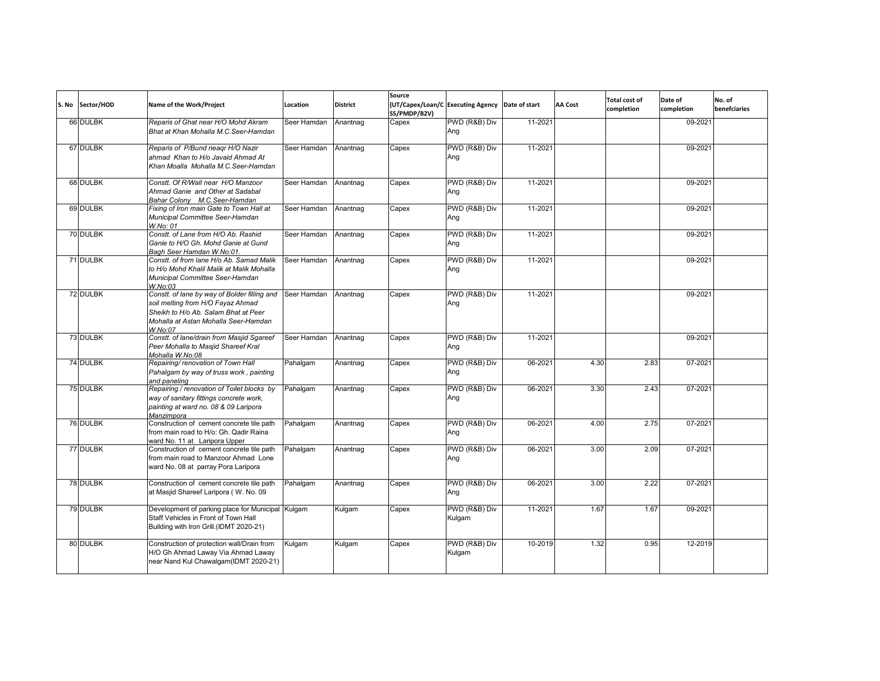| S. No | Sector/HOD | Name of the Work/Project | Location | District | Source (UT/Capex/Loan/CSS/PMDP/B2V) | Executing Agency | Date of start | AA Cost | Total cost of completion | Date of completion | No. of benefciaries |
|---|---|---|---|---|---|---|---|---|---|---|---|
| 66 | DULBK | *Reparis of Ghat near H/O Mohd Akram Bhat at Khan Mohalla M.C.Seer-Hamdan* | Seer Hamdan | Anantnag | Capex | PWD (R&B) Div Ang | 11-2021 | | | 09-2021 | |
| 67 | DULBK | *Reparis of P/Bund neaqr H/O Nazir ahmad Khan to H/o Javaid Ahmad At Khan Moalla Mohalla M.C.Seer-Hamdan* | Seer Hamdan | Anantnag | Capex | PWD (R&B) Div Ang | 11-2021 | | | 09-2021 | |
| 68 | DULBK | *Constt. Of R/Wall near H/O Manzoor Ahmad Ganie and Other at Sadabal Bahar Colony M.C.Seer-Hamdan* | Seer Hamdan | Anantnag | Capex | PWD (R&B) Div Ang | 11-2021 | | | 09-2021 | |
| 69 | DULBK | *Fixing of Iron main Gate to Town Hall at Municipal Committee Seer-Hamdan W.No: 01* | Seer Hamdan | Anantnag | Capex | PWD (R&B) Div Ang | 11-2021 | | | 09-2021 | |
| 70 | DULBK | *Constt. of Lane from H/O Ab. Rashid Ganie to H/O Gh. Mohd Ganie at Gund Bagh Seer Hamdan W.No:01.* | Seer Hamdan | Anantnag | Capex | PWD (R&B) Div Ang | 11-2021 | | | 09-2021 | |
| 71 | DULBK | *Constt. of from lane H/o Ab. Samad Malik to H/o Mohd Khalil Malik at Malik Mohalla Municipal Committee Seer-Hamdan W.No:03* | Seer Hamdan | Anantnag | Capex | PWD (R&B) Div Ang | 11-2021 | | | 09-2021 | |
| 72 | DULBK | *Constt. of lane by way of Bolder filling and soil melting from H/O Fayaz Ahmad Sheikh to H/o Ab. Salam Bhat at Peer Mohalla at Astan Mohalla Seer-Hamdan W.No:07* | Seer Hamdan | Anantnag | Capex | PWD (R&B) Div Ang | 11-2021 | | | 09-2021 | |
| 73 | DULBK | *Constt. of lane/drain from Masjid Sgareef Peer Mohalla to Masjid Shareef Kral Mohalla W.No:08* | Seer Hamdan | Anantnag | Capex | PWD (R&B) Div Ang | 11-2021 | | | 09-2021 | |
| 74 | DULBK | *Repairing/ renovation of Town Hall Pahalgam by way of truss work , painting and paneling* | Pahalgam | Anantnag | Capex | PWD (R&B) Div Ang | 06-2021 | 4.30 | 2.83 | 07-2021 | |
| 75 | DULBK | *Repairing / renovation of Toilet blocks by way of sanitary fittings concrete work, painting at ward no. 08 & 09 Laripora Manzimpora* | Pahalgam | Anantnag | Capex | PWD (R&B) Div Ang | 06-2021 | 3.30 | 2.43 | 07-2021 | |
| 76 | DULBK | Construction of cement concrete tile path from main road to H/o: Gh. Qadir Raina ward No. 11 at Laripora Upper | Pahalgam | Anantnag | Capex | PWD (R&B) Div Ang | 06-2021 | 4.00 | 2.75 | 07-2021 | |
| 77 | DULBK | Construction of cement concrete tile path from main road to Manzoor Ahmad Lone ward No. 08 at parray Pora Laripora | Pahalgam | Anantnag | Capex | PWD (R&B) Div Ang | 06-2021 | 3.00 | 2.09 | 07-2021 | |
| 78 | DULBK | Construction of cement concrete tile path at Masjid Shareef Laripora ( W. No. 09 | Pahalgam | Anantnag | Capex | PWD (R&B) Div Ang | 06-2021 | 3.00 | 2.22 | 07-2021 | |
| 79 | DULBK | Development of parking place for Municipal Staff Vehicles in Front of Town Hall Building with Iron Grill.(IDMT 2020-21) | Kulgam | Kulgam | Capex | PWD (R&B) Div Kulgam | 11-2021 | 1.67 | 1.67 | 09-2021 | |
| 80 | DULBK | Construction of protection wall/Drain from H/O Gh Ahmad Laway Via Ahmad Laway near Nand Kul Chawalgam(IDMT 2020-21) | Kulgam | Kulgam | Capex | PWD (R&B) Div Kulgam | 10-2019 | 1.32 | 0.95 | 12-2019 | |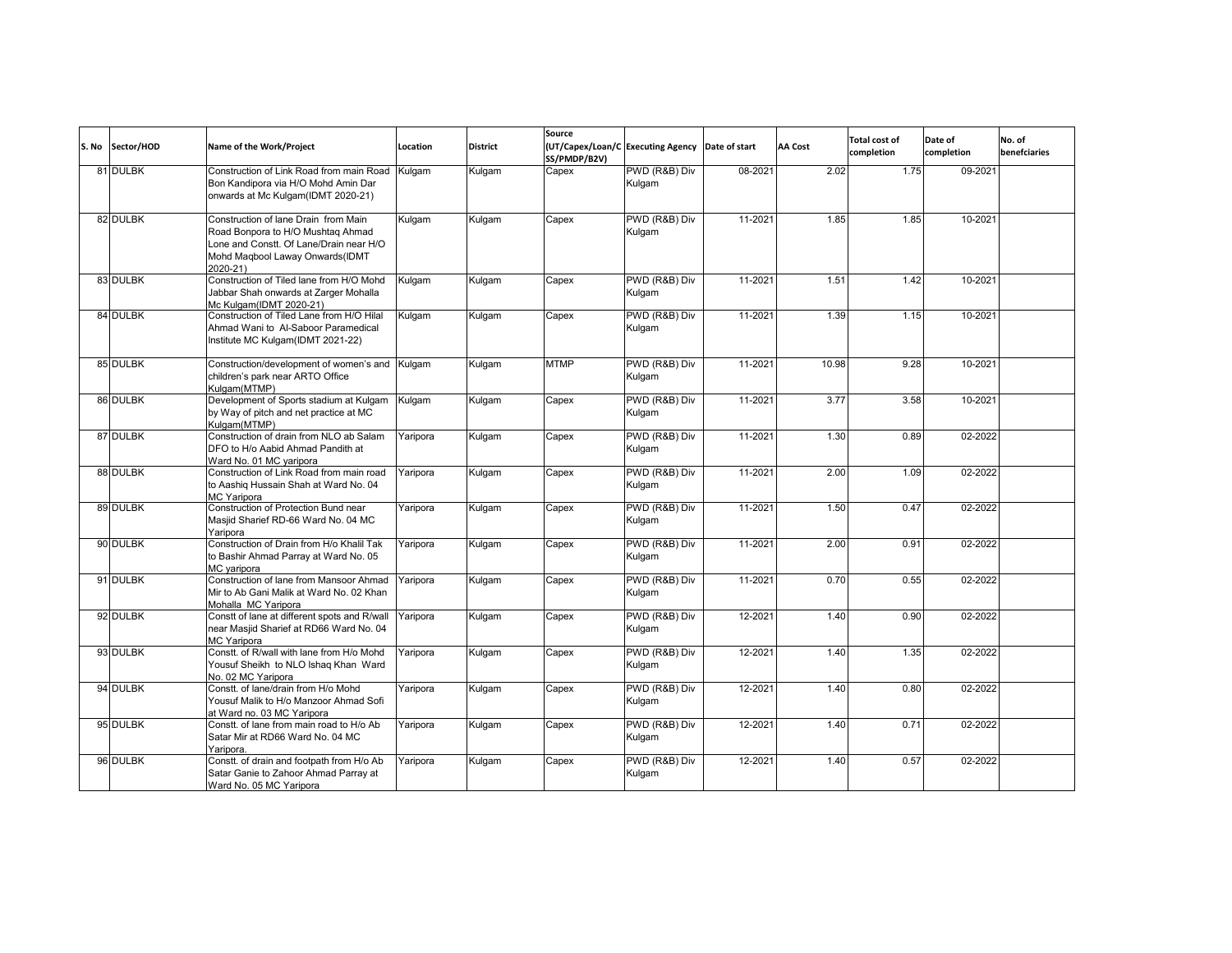| S. No | Sector/HOD | Name of the Work/Project | Location | District | Source (UT/Capex/Loan/CSS/PMDP/B2V) | Executing Agency | Date of start | AA Cost | Total cost of completion | Date of completion | No. of benefciaries |
|---|---|---|---|---|---|---|---|---|---|---|---|
| 81 | DULBK | Construction of Link Road from main Road Bon Kandipora via H/O Mohd Amin Dar onwards at Mc Kulgam(IDMT 2020-21) | Kulgam | Kulgam | Capex | PWD (R&B) Div Kulgam | 08-2021 | 2.02 | 1.75 | 09-2021 | |
| 82 | DULBK | Construction of lane Drain from Main Road Bonpora to H/O Mushtaq Ahmad Lone and Constt. Of Lane/Drain near H/O Mohd Maqbool Laway Onwards(IDMT 2020-21) | Kulgam | Kulgam | Capex | PWD (R&B) Div Kulgam | 11-2021 | 1.85 | 1.85 | 10-2021 | |
| 83 | DULBK | Construction of Tiled lane from H/O Mohd Jabbar Shah onwards at Zarger Mohalla Mc Kulgam(IDMT 2020-21) | Kulgam | Kulgam | Capex | PWD (R&B) Div Kulgam | 11-2021 | 1.51 | 1.42 | 10-2021 | |
| 84 | DULBK | Construction of Tiled Lane from H/O Hilal Ahmad Wani to Al-Saboor Paramedical Institute MC Kulgam(IDMT 2021-22) | Kulgam | Kulgam | Capex | PWD (R&B) Div Kulgam | 11-2021 | 1.39 | 1.15 | 10-2021 | |
| 85 | DULBK | Construction/development of women's and children's park near ARTO Office Kulgam(MTMP) | Kulgam | Kulgam | MTMP | PWD (R&B) Div Kulgam | 11-2021 | 10.98 | 9.28 | 10-2021 | |
| 86 | DULBK | Development of Sports stadium at Kulgam by Way of pitch and net practice at MC Kulgam(MTMP) | Kulgam | Kulgam | Capex | PWD (R&B) Div Kulgam | 11-2021 | 3.77 | 3.58 | 10-2021 | |
| 87 | DULBK | Construction of drain from NLO ab Salam DFO to H/o Aabid Ahmad Pandith at Ward No. 01 MC yaripora | Yaripora | Kulgam | Capex | PWD (R&B) Div Kulgam | 11-2021 | 1.30 | 0.89 | 02-2022 | |
| 88 | DULBK | Construction of Link Road from main road to Aashiq Hussain Shah at Ward No. 04 MC Yaripora | Yaripora | Kulgam | Capex | PWD (R&B) Div Kulgam | 11-2021 | 2.00 | 1.09 | 02-2022 | |
| 89 | DULBK | Construction of Protection Bund near Masjid Sharief RD-66 Ward No. 04 MC Yaripora | Yaripora | Kulgam | Capex | PWD (R&B) Div Kulgam | 11-2021 | 1.50 | 0.47 | 02-2022 | |
| 90 | DULBK | Construction of Drain from H/o Khalil Tak to Bashir Ahmad Parray at Ward No. 05 MC yaripora | Yaripora | Kulgam | Capex | PWD (R&B) Div Kulgam | 11-2021 | 2.00 | 0.91 | 02-2022 | |
| 91 | DULBK | Construction of lane from Mansoor Ahmad Mir to Ab Gani Malik at Ward No. 02 Khan Mohalla MC Yaripora | Yaripora | Kulgam | Capex | PWD (R&B) Div Kulgam | 11-2021 | 0.70 | 0.55 | 02-2022 | |
| 92 | DULBK | Constt of lane at different spots and R/wall near Masjid Sharief at RD66 Ward No. 04 MC Yaripora | Yaripora | Kulgam | Capex | PWD (R&B) Div Kulgam | 12-2021 | 1.40 | 0.90 | 02-2022 | |
| 93 | DULBK | Constt. of R/wall with lane from H/o Mohd Yousuf Sheikh to NLO Ishaq Khan Ward No. 02 MC Yaripora | Yaripora | Kulgam | Capex | PWD (R&B) Div Kulgam | 12-2021 | 1.40 | 1.35 | 02-2022 | |
| 94 | DULBK | Constt. of lane/drain from H/o Mohd Yousuf Malik to H/o Manzoor Ahmad Sofi at Ward no. 03 MC Yaripora | Yaripora | Kulgam | Capex | PWD (R&B) Div Kulgam | 12-2021 | 1.40 | 0.80 | 02-2022 | |
| 95 | DULBK | Constt. of lane from main road to H/o Ab Satar Mir at RD66 Ward No. 04 MC Yaripora. | Yaripora | Kulgam | Capex | PWD (R&B) Div Kulgam | 12-2021 | 1.40 | 0.71 | 02-2022 | |
| 96 | DULBK | Constt. of drain and footpath from H/o Ab Satar Ganie to Zahoor Ahmad Parray at Ward No. 05 MC Yaripora | Yaripora | Kulgam | Capex | PWD (R&B) Div Kulgam | 12-2021 | 1.40 | 0.57 | 02-2022 | |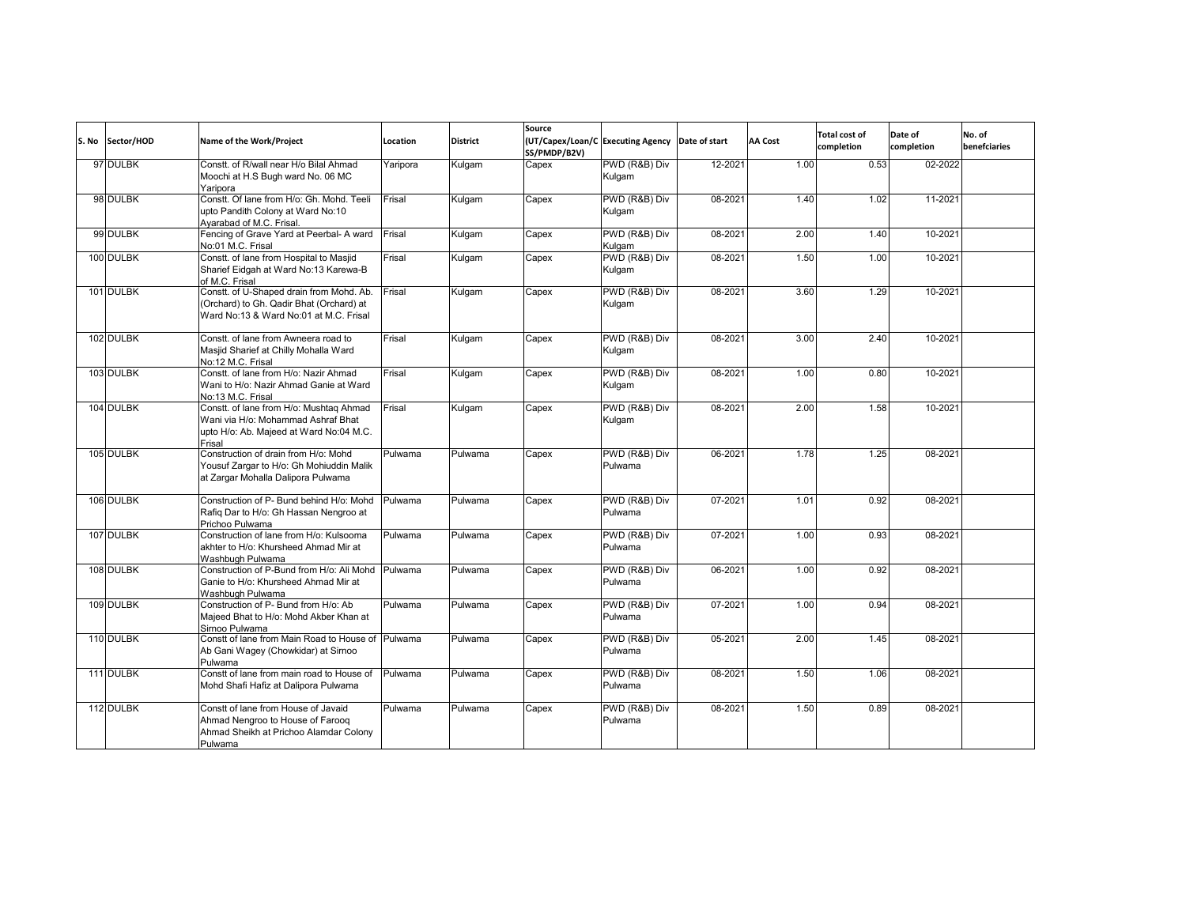| S. No | Sector/HOD | Name of the Work/Project | Location | District | Source (UT/Capex/Loan/CSS/PMDP/B2V) | Executing Agency | Date of start | AA Cost | Total cost of completion | Date of completion | No. of benefciaries |
|---|---|---|---|---|---|---|---|---|---|---|---|
| 97 | DULBK | Constt. of R/wall near H/o Bilal Ahmad Moochi at H.S Bugh ward No. 06 MC Yaripora | Yaripora | Kulgam | Capex | PWD (R&B) Div Kulgam | 12-2021 | 1.00 | 0.53 | 02-2022 | |
| 98 | DULBK | Constt. Of lane from H/o: Gh. Mohd. Teeli upto Pandith Colony at Ward No:10 Ayarabad of M.C. Frisal. | Frisal | Kulgam | Capex | PWD (R&B) Div Kulgam | 08-2021 | 1.40 | 1.02 | 11-2021 | |
| 99 | DULBK | Fencing of Grave Yard at Peerbal- A ward No:01 M.C. Frisal | Frisal | Kulgam | Capex | PWD (R&B) Div Kulgam | 08-2021 | 2.00 | 1.40 | 10-2021 | |
| 100 | DULBK | Constt. of lane from Hospital to Masjid Sharief Eidgah at Ward No:13 Karewa-B of M.C. Frisal | Frisal | Kulgam | Capex | PWD (R&B) Div Kulgam | 08-2021 | 1.50 | 1.00 | 10-2021 | |
| 101 | DULBK | Constt. of U-Shaped drain from Mohd. Ab. (Orchard) to Gh. Qadir Bhat (Orchard) at Ward No:13 & Ward No:01 at M.C. Frisal | Frisal | Kulgam | Capex | PWD (R&B) Div Kulgam | 08-2021 | 3.60 | 1.29 | 10-2021 | |
| 102 | DULBK | Constt. of lane from Awneera road to Masjid Sharief at Chilly Mohalla Ward No:12 M.C. Frisal | Frisal | Kulgam | Capex | PWD (R&B) Div Kulgam | 08-2021 | 3.00 | 2.40 | 10-2021 | |
| 103 | DULBK | Constt. of lane from H/o: Nazir Ahmad Wani to H/o: Nazir Ahmad Ganie at Ward No:13 M.C. Frisal | Frisal | Kulgam | Capex | PWD (R&B) Div Kulgam | 08-2021 | 1.00 | 0.80 | 10-2021 | |
| 104 | DULBK | Constt. of lane from H/o: Mushtaq Ahmad Wani via H/o: Mohammad Ashraf Bhat upto H/o: Ab. Majeed at Ward No:04 M.C. Frisal | Frisal | Kulgam | Capex | PWD (R&B) Div Kulgam | 08-2021 | 2.00 | 1.58 | 10-2021 | |
| 105 | DULBK | Construction of drain from H/o: Mohd Yousuf Zargar to H/o: Gh Mohiuddin Malik at Zargar Mohalla Dalipora Pulwama | Pulwama | Pulwama | Capex | PWD (R&B) Div Pulwama | 06-2021 | 1.78 | 1.25 | 08-2021 | |
| 106 | DULBK | Construction of P- Bund behind H/o: Mohd Rafiq Dar to H/o: Gh Hassan Nengroo at Prichoo Pulwama | Pulwama | Pulwama | Capex | PWD (R&B) Div Pulwama | 07-2021 | 1.01 | 0.92 | 08-2021 | |
| 107 | DULBK | Construction of lane from H/o: Kulsooma akhter to H/o: Khursheed Ahmad Mir at Washbugh Pulwama | Pulwama | Pulwama | Capex | PWD (R&B) Div Pulwama | 07-2021 | 1.00 | 0.93 | 08-2021 | |
| 108 | DULBK | Construction of P-Bund from H/o: Ali Mohd Ganie to H/o: Khursheed Ahmad Mir at Washbugh Pulwama | Pulwama | Pulwama | Capex | PWD (R&B) Div Pulwama | 06-2021 | 1.00 | 0.92 | 08-2021 | |
| 109 | DULBK | Construction of P- Bund from H/o: Ab Majeed Bhat to H/o: Mohd Akber Khan at Sirnoo Pulwama | Pulwama | Pulwama | Capex | PWD (R&B) Div Pulwama | 07-2021 | 1.00 | 0.94 | 08-2021 | |
| 110 | DULBK | Constt of lane from Main Road to House of Ab Gani Wagey (Chowkidar) at Sirnoo Pulwama | Pulwama | Pulwama | Capex | PWD (R&B) Div Pulwama | 05-2021 | 2.00 | 1.45 | 08-2021 | |
| 111 | DULBK | Constt of lane from main road to House of Mohd Shafi Hafiz at Dalipora Pulwama | Pulwama | Pulwama | Capex | PWD (R&B) Div Pulwama | 08-2021 | 1.50 | 1.06 | 08-2021 | |
| 112 | DULBK | Constt of lane from House of Javaid Ahmad Nengroo to House of Farooq Ahmad Sheikh at Prichoo Alamdar Colony Pulwama | Pulwama | Pulwama | Capex | PWD (R&B) Div Pulwama | 08-2021 | 1.50 | 0.89 | 08-2021 | |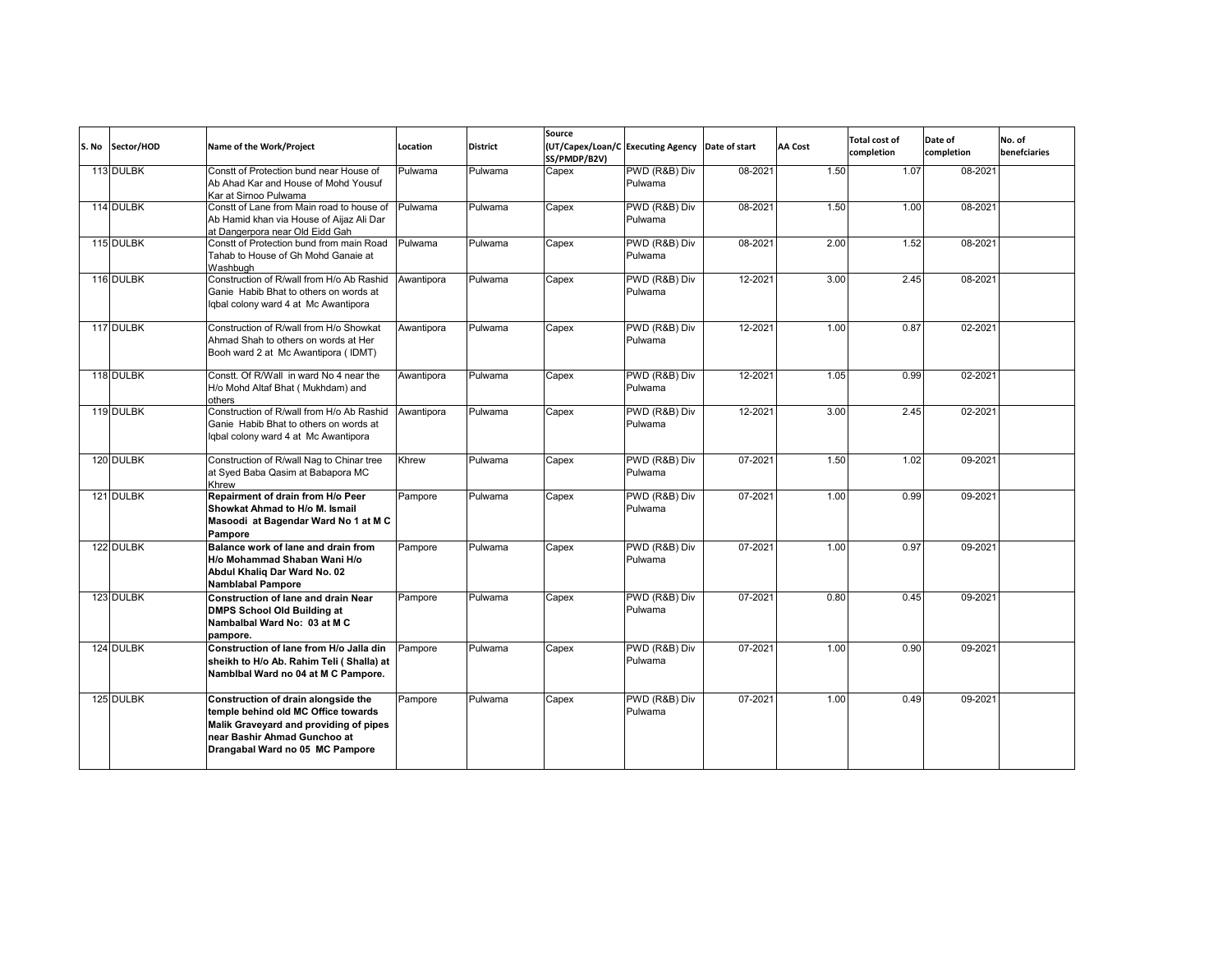| S. No | Sector/HOD | Name of the Work/Project | Location | District | Source (UT/Capex/Loan/CSS/PMDP/B2V) | Executing Agency | Date of start | AA Cost | Total cost of completion | Date of completion | No. of benefciaries |
|---|---|---|---|---|---|---|---|---|---|---|---|
| 113 | DULBK | Constt of Protection bund near House of Ab Ahad Kar and House of Mohd Yousuf Kar at Sirnoo Pulwama | Pulwama | Pulwama | Capex | PWD (R&B) Div Pulwama | 08-2021 | 1.50 | 1.07 | 08-2021 | |
| 114 | DULBK | Constt of Lane from Main road to house of Ab Hamid khan via House of Aijaz Ali Dar at Dangerpora near Old Eidd Gah | Pulwama | Pulwama | Capex | PWD (R&B) Div Pulwama | 08-2021 | 1.50 | 1.00 | 08-2021 | |
| 115 | DULBK | Constt of Protection bund from main Road Tahab to House of Gh Mohd Ganaie at Washbugh | Pulwama | Pulwama | Capex | PWD (R&B) Div Pulwama | 08-2021 | 2.00 | 1.52 | 08-2021 | |
| 116 | DULBK | Construction of R/wall from H/o Ab Rashid Ganie Habib Bhat to others on words at Iqbal colony ward 4 at Mc Awantipora | Awantipora | Pulwama | Capex | PWD (R&B) Div Pulwama | 12-2021 | 3.00 | 2.45 | 08-2021 | |
| 117 | DULBK | Construction of R/wall from H/o Showkat Ahmad Shah to others on words at Her Booh ward 2 at Mc Awantipora ( IDMT) | Awantipora | Pulwama | Capex | PWD (R&B) Div Pulwama | 12-2021 | 1.00 | 0.87 | 02-2021 | |
| 118 | DULBK | Constt. Of R/Wall in ward No 4 near the H/o Mohd Altaf Bhat ( Mukhdam) and others | Awantipora | Pulwama | Capex | PWD (R&B) Div Pulwama | 12-2021 | 1.05 | 0.99 | 02-2021 | |
| 119 | DULBK | Construction of R/wall from H/o Ab Rashid Ganie Habib Bhat to others on words at Iqbal colony ward 4 at Mc Awantipora | Awantipora | Pulwama | Capex | PWD (R&B) Div Pulwama | 12-2021 | 3.00 | 2.45 | 02-2021 | |
| 120 | DULBK | Construction of R/wall Nag to Chinar tree at Syed Baba Qasim at Babapora MC Khrew | Khrew | Pulwama | Capex | PWD (R&B) Div Pulwama | 07-2021 | 1.50 | 1.02 | 09-2021 | |
| 121 | DULBK | **Repairment of drain from H/o Peer Showkat Ahmad to H/o M. Ismail Masoodi at Bagendar Ward No 1 at M C Pampore** | Pampore | Pulwama | Capex | PWD (R&B) Div Pulwama | 07-2021 | 1.00 | 0.99 | 09-2021 | |
| 122 | DULBK | **Balance work of lane and drain from H/o Mohammad Shaban Wani H/o Abdul Khaliq Dar Ward No. 02 Namblabal Pampore** | Pampore | Pulwama | Capex | PWD (R&B) Div Pulwama | 07-2021 | 1.00 | 0.97 | 09-2021 | |
| 123 | DULBK | **Construction of lane and drain Near DMPS School Old Building at Nambalbal Ward No: 03 at M C pampore.** | Pampore | Pulwama | Capex | PWD (R&B) Div Pulwama | 07-2021 | 0.80 | 0.45 | 09-2021 | |
| 124 | DULBK | **Construction of lane from H/o Jalla din sheikh to H/o Ab. Rahim Teli ( Shalla) at Namblbal Ward no 04 at M C Pampore.** | Pampore | Pulwama | Capex | PWD (R&B) Div Pulwama | 07-2021 | 1.00 | 0.90 | 09-2021 | |
| 125 | DULBK | **Construction of drain alongside the temple behind old MC Office towards Malik Graveyard and providing of pipes near Bashir Ahmad Gunchoo at Drangabal Ward no 05 MC Pampore** | Pampore | Pulwama | Capex | PWD (R&B) Div Pulwama | 07-2021 | 1.00 | 0.49 | 09-2021 | |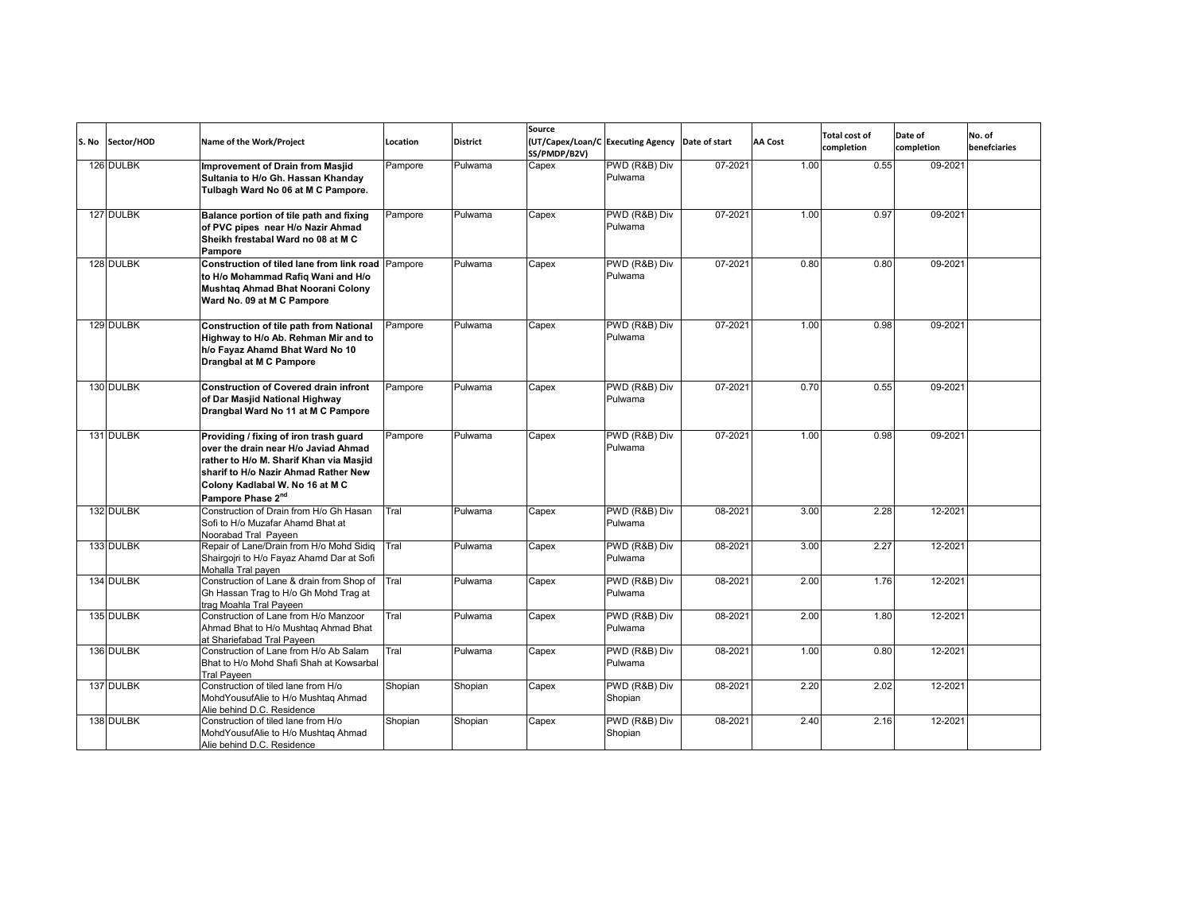| S. No | Sector/HOD | Name of the Work/Project | Location | District | Source (UT/Capex/Loan/CSS/PMDP/B2V) | Executing Agency | Date of start | AA Cost | Total cost of completion | Date of completion | No. of benefciaries |
|---|---|---|---|---|---|---|---|---|---|---|---|
| 126 | DULBK | **Improvement of Drain from Masjid Sultania to H/o Gh. Hassan Khanday Tulbagh Ward No 06 at M C Pampore.** | Pampore | Pulwama | Capex | PWD (R&B) Div Pulwama | 07-2021 | 1.00 | 0.55 | 09-2021 | |
| 127 | DULBK | **Balance portion of tile path and fixing of PVC pipes near H/o Nazir Ahmad Sheikh frestabal Ward no 08 at M C Pampore** | Pampore | Pulwama | Capex | PWD (R&B) Div Pulwama | 07-2021 | 1.00 | 0.97 | 09-2021 | |
| 128 | DULBK | **Construction of tiled lane from link road to H/o Mohammad Rafiq Wani and H/o Mushtaq Ahmad Bhat Noorani Colony Ward No. 09 at M C Pampore** | Pampore | Pulwama | Capex | PWD (R&B) Div Pulwama | 07-2021 | 0.80 | 0.80 | 09-2021 | |
| 129 | DULBK | **Construction of tile path from National Highway to H/o Ab. Rehman Mir and to h/o Fayaz Ahamd Bhat Ward No 10 Drangbal at M C Pampore** | Pampore | Pulwama | Capex | PWD (R&B) Div Pulwama | 07-2021 | 1.00 | 0.98 | 09-2021 | |
| 130 | DULBK | **Construction of Covered drain infront of Dar Masjid National Highway Drangbal Ward No 11 at M C Pampore** | Pampore | Pulwama | Capex | PWD (R&B) Div Pulwama | 07-2021 | 0.70 | 0.55 | 09-2021 | |
| 131 | DULBK | **Providing / fixing of iron trash guard over the drain near H/o Javiad Ahmad rather to H/o M. Sharif Khan via Masjid sharif to H/o Nazir Ahmad Rather New Colony Kadlabal W. No 16 at M C Pampore Phase 2nd** | Pampore | Pulwama | Capex | PWD (R&B) Div Pulwama | 07-2021 | 1.00 | 0.98 | 09-2021 | |
| 132 | DULBK | Construction of Drain from H/o Gh Hasan Sofi to H/o Muzafar Ahamd Bhat at Noorabad Tral Payeen | Tral | Pulwama | Capex | PWD (R&B) Div Pulwama | 08-2021 | 3.00 | 2.28 | 12-2021 | |
| 133 | DULBK | Repair of Lane/Drain from H/o Mohd Sidiq Shairgojri to H/o Fayaz Ahamd Dar at Sofi Mohalla Tral payen | Tral | Pulwama | Capex | PWD (R&B) Div Pulwama | 08-2021 | 3.00 | 2.27 | 12-2021 | |
| 134 | DULBK | Construction of Lane & drain from Shop of Gh Hassan Trag to H/o Gh Mohd Trag at trag Moahla Tral Payeen | Tral | Pulwama | Capex | PWD (R&B) Div Pulwama | 08-2021 | 2.00 | 1.76 | 12-2021 | |
| 135 | DULBK | Construction of Lane from H/o Manzoor Ahmad Bhat to H/o Mushtaq Ahmad Bhat at Shariefabad Tral Payeen | Tral | Pulwama | Capex | PWD (R&B) Div Pulwama | 08-2021 | 2.00 | 1.80 | 12-2021 | |
| 136 | DULBK | Construction of Lane from H/o Ab Salam Bhat to H/o Mohd Shafi Shah at Kowsarbal Tral Payeen | Tral | Pulwama | Capex | PWD (R&B) Div Pulwama | 08-2021 | 1.00 | 0.80 | 12-2021 | |
| 137 | DULBK | Construction of tiled lane from H/o MohdYousufAlie to H/o Mushtaq Ahmad Alie behind D.C. Residence | Shopian | Shopian | Capex | PWD (R&B) Div Shopian | 08-2021 | 2.20 | 2.02 | 12-2021 | |
| 138 | DULBK | Construction of tiled lane from H/o MohdYousufAlie to H/o Mushtaq Ahmad Alie behind D.C. Residence | Shopian | Shopian | Capex | PWD (R&B) Div Shopian | 08-2021 | 2.40 | 2.16 | 12-2021 | |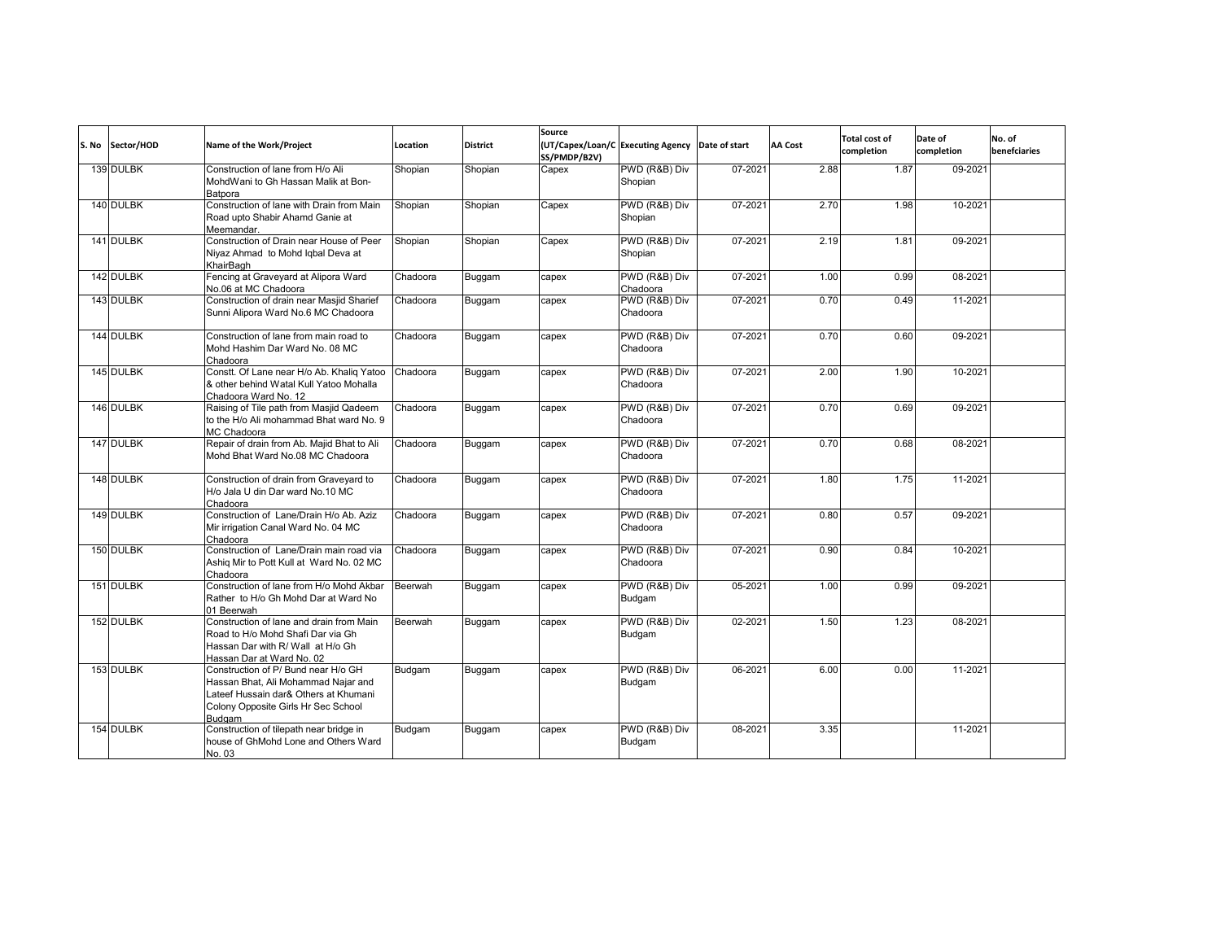| S. No | Sector/HOD | Name of the Work/Project | Location | District | Source (UT/Capex/Loan/CSS/PMDP/B2V) | Executing Agency | Date of start | AA Cost | Total cost of completion | Date of completion | No. of benefciaries |
|---|---|---|---|---|---|---|---|---|---|---|---|
| 139 | DULBK | Construction of lane from H/o Ali MohdWani to Gh Hassan Malik at Bon-Batpora | Shopian | Shopian | Capex | PWD (R&B) Div Shopian | 07-2021 | 2.88 | 1.87 | 09-2021 | |
| 140 | DULBK | Construction of lane with Drain from Main Road upto Shabir Ahamd Ganie at Meemandar. | Shopian | Shopian | Capex | PWD (R&B) Div Shopian | 07-2021 | 2.70 | 1.98 | 10-2021 | |
| 141 | DULBK | Construction of Drain near House of Peer Niyaz Ahmad to Mohd Iqbal Deva at KhairBagh | Shopian | Shopian | Capex | PWD (R&B) Div Shopian | 07-2021 | 2.19 | 1.81 | 09-2021 | |
| 142 | DULBK | Fencing at Graveyard at Alipora Ward No.06 at MC Chadoora | Chadoora | Buggam | capex | PWD (R&B) Div Chadoora | 07-2021 | 1.00 | 0.99 | 08-2021 | |
| 143 | DULBK | Construction of drain near Masjid Sharief Sunni Alipora Ward No.6 MC Chadoora | Chadoora | Buggam | capex | PWD (R&B) Div Chadoora | 07-2021 | 0.70 | 0.49 | 11-2021 | |
| 144 | DULBK | Construction of lane from main road to Mohd Hashim Dar Ward No. 08 MC Chadoora | Chadoora | Buggam | capex | PWD (R&B) Div Chadoora | 07-2021 | 0.70 | 0.60 | 09-2021 | |
| 145 | DULBK | Constt. Of Lane near H/o Ab. Khaliq Yatoo & other behind Watal Kull Yatoo Mohalla Chadoora Ward No. 12 | Chadoora | Buggam | capex | PWD (R&B) Div Chadoora | 07-2021 | 2.00 | 1.90 | 10-2021 | |
| 146 | DULBK | Raising of Tile path from Masjid Qadeem to the H/o Ali mohammad Bhat ward No. 9 MC Chadoora | Chadoora | Buggam | capex | PWD (R&B) Div Chadoora | 07-2021 | 0.70 | 0.69 | 09-2021 | |
| 147 | DULBK | Repair of drain from Ab. Majid Bhat to Ali Mohd Bhat Ward No.08 MC Chadoora | Chadoora | Buggam | capex | PWD (R&B) Div Chadoora | 07-2021 | 0.70 | 0.68 | 08-2021 | |
| 148 | DULBK | Construction of drain from Graveyard to H/o Jala U din Dar ward No.10 MC Chadoora | Chadoora | Buggam | capex | PWD (R&B) Div Chadoora | 07-2021 | 1.80 | 1.75 | 11-2021 | |
| 149 | DULBK | Construction of Lane/Drain H/o Ab. Aziz Mir irrigation Canal Ward No. 04 MC Chadoora | Chadoora | Buggam | capex | PWD (R&B) Div Chadoora | 07-2021 | 0.80 | 0.57 | 09-2021 | |
| 150 | DULBK | Construction of Lane/Drain main road via Ashiq Mir to Pott Kull at Ward No. 02 MC Chadoora | Chadoora | Buggam | capex | PWD (R&B) Div Chadoora | 07-2021 | 0.90 | 0.84 | 10-2021 | |
| 151 | DULBK | Construction of lane from H/o Mohd Akbar Rather to H/o Gh Mohd Dar at Ward No 01 Beerwah | Beerwah | Buggam | capex | PWD (R&B) Div Budgam | 05-2021 | 1.00 | 0.99 | 09-2021 | |
| 152 | DULBK | Construction of lane and drain from Main Road to H/o Mohd Shafi Dar via Gh Hassan Dar with R/ Wall at H/o Gh Hassan Dar at Ward No. 02 | Beerwah | Buggam | capex | PWD (R&B) Div Budgam | 02-2021 | 1.50 | 1.23 | 08-2021 | |
| 153 | DULBK | Construction of P/ Bund near H/o GH Hassan Bhat, Ali Mohammad Najar and Lateef Hussain dar& Others at Khumani Colony Opposite Girls Hr Sec School Budgam | Budgam | Buggam | capex | PWD (R&B) Div Budgam | 06-2021 | 6.00 | 0.00 | 11-2021 | |
| 154 | DULBK | Construction of tilepath near bridge in house of GhMohd Lone and Others Ward No. 03 | Budgam | Buggam | capex | PWD (R&B) Div Budgam | 08-2021 | 3.35 | | 11-2021 | |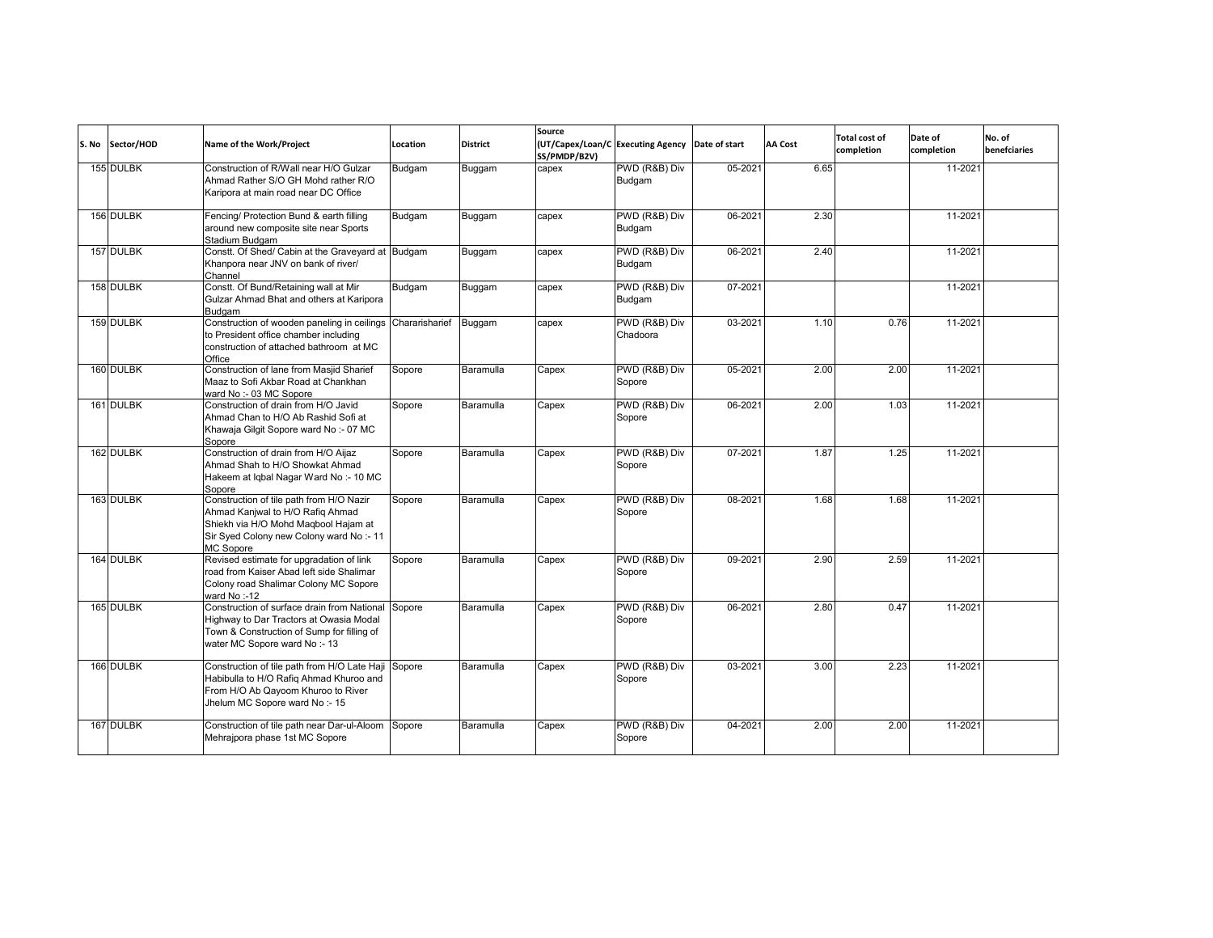| S. No | Sector/HOD | Name of the Work/Project | Location | District | Source (UT/Capex/Loan/CSS/PMDP/B2V) | Executing Agency | Date of start | AA Cost | Total cost of completion | Date of completion | No. of benefciaries |
|---|---|---|---|---|---|---|---|---|---|---|---|
| 155 | DULBK | Construction of R/Wall near H/O Gulzar Ahmad Rather S/O GH Mohd rather R/O Karipora at main road near DC Office | Budgam | Buggam | capex | PWD (R&B) Div Budgam | 05-2021 | 6.65 | | 11-2021 | |
| 156 | DULBK | Fencing/ Protection Bund & earth filling around new composite site near Sports Stadium Budgam | Budgam | Buggam | capex | PWD (R&B) Div Budgam | 06-2021 | 2.30 | | 11-2021 | |
| 157 | DULBK | Constt. Of Shed/ Cabin at the Graveyard at Khanpora near JNV on bank of river/ Channel | Budgam | Buggam | capex | PWD (R&B) Div Budgam | 06-2021 | 2.40 | | 11-2021 | |
| 158 | DULBK | Constt. Of Bund/Retaining wall at Mir Gulzar Ahmad Bhat and others at Karipora Budgam | Budgam | Buggam | capex | PWD (R&B) Div Budgam | 07-2021 | | | 11-2021 | |
| 159 | DULBK | Construction of wooden paneling in ceilings to President office chamber including construction of attached bathroom at MC Office | Chararisharief | Buggam | capex | PWD (R&B) Div Chadoora | 03-2021 | 1.10 | 0.76 | 11-2021 | |
| 160 | DULBK | Construction of lane from Masjid Sharief Maaz to Sofi Akbar Road at Chankhan ward No :- 03 MC Sopore | Sopore | Baramulla | Capex | PWD (R&B) Div Sopore | 05-2021 | 2.00 | 2.00 | 11-2021 | |
| 161 | DULBK | Construction of drain from H/O Javid Ahmad Chan to H/O Ab Rashid Sofi at Khawaja Gilgit Sopore ward No :- 07 MC Sopore | Sopore | Baramulla | Capex | PWD (R&B) Div Sopore | 06-2021 | 2.00 | 1.03 | 11-2021 | |
| 162 | DULBK | Construction of drain from H/O Aijaz Ahmad Shah to H/O Showkat Ahmad Hakeem at Iqbal Nagar Ward No :- 10 MC Sopore | Sopore | Baramulla | Capex | PWD (R&B) Div Sopore | 07-2021 | 1.87 | 1.25 | 11-2021 | |
| 163 | DULBK | Construction of tile path from H/O Nazir Ahmad Kanjwal to H/O Rafiq Ahmad Shiekh via H/O Mohd Maqbool Hajam at Sir Syed Colony new Colony ward No :- 11 MC Sopore | Sopore | Baramulla | Capex | PWD (R&B) Div Sopore | 08-2021 | 1.68 | 1.68 | 11-2021 | |
| 164 | DULBK | Revised estimate for upgradation of link road from Kaiser Abad left side Shalimar Colony road Shalimar Colony MC Sopore ward No :-12 | Sopore | Baramulla | Capex | PWD (R&B) Div Sopore | 09-2021 | 2.90 | 2.59 | 11-2021 | |
| 165 | DULBK | Construction of surface drain from National Highway to Dar Tractors at Owasia Modal Town & Construction of Sump for filling of water MC Sopore ward No :- 13 | Sopore | Baramulla | Capex | PWD (R&B) Div Sopore | 06-2021 | 2.80 | 0.47 | 11-2021 | |
| 166 | DULBK | Construction of tile path from H/O Late Haji Habibulla to H/O Rafiq Ahmad Khuroo and From H/O Ab Qayoom Khuroo to River Jhelum MC Sopore ward No :- 15 | Sopore | Baramulla | Capex | PWD (R&B) Div Sopore | 03-2021 | 3.00 | 2.23 | 11-2021 | |
| 167 | DULBK | Construction of tile path near Dar-ul-Aloom Mehrajpora phase 1st MC Sopore | Sopore | Baramulla | Capex | PWD (R&B) Div Sopore | 04-2021 | 2.00 | 2.00 | 11-2021 | |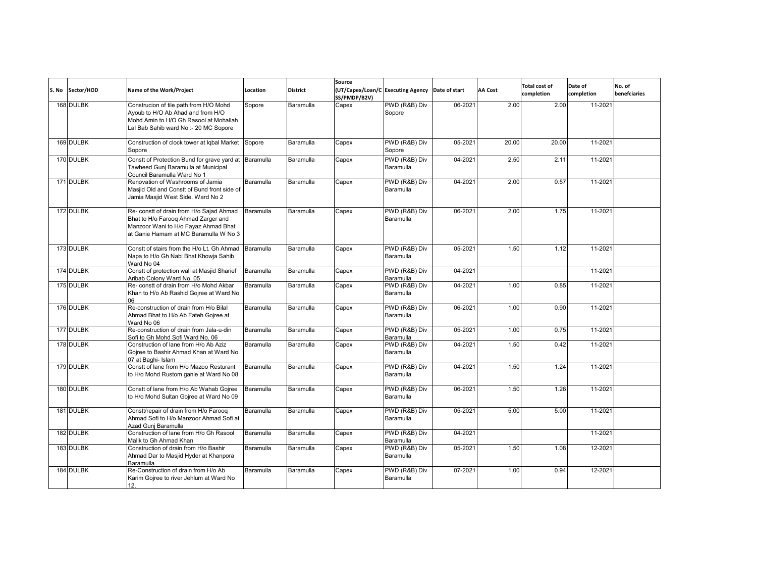| S. No | Sector/HOD | Name of the Work/Project | Location | District | Source (UT/Capex/Loan/CSS/PMDP/B2V) | Executing Agency | Date of start | AA Cost | Total cost of completion | Date of completion | No. of benefciaries |
|---|---|---|---|---|---|---|---|---|---|---|---|
| 168 | DULBK | Construcion of tile path from H/O Mohd Ayoub to H/O Ab Ahad and from H/O Mohd Amin to H/O Gh Rasool at Mohallah Lal Bab Sahib ward No :- 20 MC Sopore | Sopore | Baramulla | Capex | PWD (R&B) Div Sopore | 06-2021 | 2.00 | 2.00 | 11-2021 | |
| 169 | DULBK | Construction of clock tower at Iqbal Market Sopore | Sopore | Baramulla | Capex | PWD (R&B) Div Sopore | 05-2021 | 20.00 | 20.00 | 11-2021 | |
| 170 | DULBK | Constt of Protection Bund for grave yard at Tawheed Gunj Baramulla at Municipal Council Baramulla Ward No 1 | Baramulla | Baramulla | Capex | PWD (R&B) Div Baramulla | 04-2021 | 2.50 | 2.11 | 11-2021 | |
| 171 | DULBK | Renovation of Washrooms of Jamia Masjid Old and Constt of Bund front side of Jamia Masjid West Side. Ward No 2 | Baramulla | Baramulla | Capex | PWD (R&B) Div Baramulla | 04-2021 | 2.00 | 0.57 | 11-2021 | |
| 172 | DULBK | Re- constt of drain from H/o Sajad Ahmad Bhat to H/o Farooq Ahmad Zarger and Manzoor Wani to H/o Fayaz Ahmad Bhat at Ganie Hamam at MC Baramulla W No 3 | Baramulla | Baramulla | Capex | PWD (R&B) Div Baramulla | 06-2021 | 2.00 | 1.75 | 11-2021 | |
| 173 | DULBK | Constt of stairs from the H/o Lt. Gh Ahmad Napa to H/o Gh Nabi Bhat Khowja Sahib Ward No 04 | Baramulla | Baramulla | Capex | PWD (R&B) Div Baramulla | 05-2021 | 1.50 | 1.12 | 11-2021 | |
| 174 | DULBK | Constt of protection wall at Masjid Sharief Aribab Colony Ward No. 05 | Baramulla | Baramulla | Capex | PWD (R&B) Div Baramulla | 04-2021 | | | 11-2021 | |
| 175 | DULBK | Re- constt of drain from H/o Mohd Akbar Khan to H/o Ab Rashid Gojree at Ward No 06 | Baramulla | Baramulla | Capex | PWD (R&B) Div Baramulla | 04-2021 | 1.00 | 0.85 | 11-2021 | |
| 176 | DULBK | Re-construction of drain from H/o Bilal Ahmad Bhat to H/o Ab Fateh Gojree at Ward No 06 | Baramulla | Baramulla | Capex | PWD (R&B) Div Baramulla | 06-2021 | 1.00 | 0.90 | 11-2021 | |
| 177 | DULBK | Re-construction of drain from Jala-u-din Sofi to Gh Mohd Sofi Ward No. 06 | Baramulla | Baramulla | Capex | PWD (R&B) Div Baramulla | 05-2021 | 1.00 | 0.75 | 11-2021 | |
| 178 | DULBK | Construction of lane from H/o Ab Aziz Gojree to Bashir Ahmad Khan at Ward No 07 at Baghi- Islam | Baramulla | Baramulla | Capex | PWD (R&B) Div Baramulla | 04-2021 | 1.50 | 0.42 | 11-2021 | |
| 179 | DULBK | Constt of lane from H/o Mazoo Resturant to H/o Mohd Rustom ganie at Ward No 08 | Baramulla | Baramulla | Capex | PWD (R&B) Div Baramulla | 04-2021 | 1.50 | 1.24 | 11-2021 | |
| 180 | DULBK | Constt of lane from H/o Ab Wahab Gojree to H/o Mohd Sultan Gojree at Ward No 09 | Baramulla | Baramulla | Capex | PWD (R&B) Div Baramulla | 06-2021 | 1.50 | 1.26 | 11-2021 | |
| 181 | DULBK | Constt/repair of drain from H/o Farooq Ahmad Sofi to H/o Manzoor Ahmad Sofi at Azad Gunj Baramulla | Baramulla | Baramulla | Capex | PWD (R&B) Div Baramulla | 05-2021 | 5.00 | 5.00 | 11-2021 | |
| 182 | DULBK | Construction of lane from H/o Gh Rasool Malik to Gh Ahmad Khan | Baramulla | Baramulla | Capex | PWD (R&B) Div Baramulla | 04-2021 | | | 11-2021 | |
| 183 | DULBK | Construction of drain from H/o Bashir Ahmad Dar to Masjid Hyder at Khanpora Baramulla | Baramulla | Baramulla | Capex | PWD (R&B) Div Baramulla | 05-2021 | 1.50 | 1.08 | 12-2021 | |
| 184 | DULBK | Re-Construction of drain from H/o Ab Karim Gojree to river Jehlum at Ward No 12. | Baramulla | Baramulla | Capex | PWD (R&B) Div Baramulla | 07-2021 | 1.00 | 0.94 | 12-2021 | |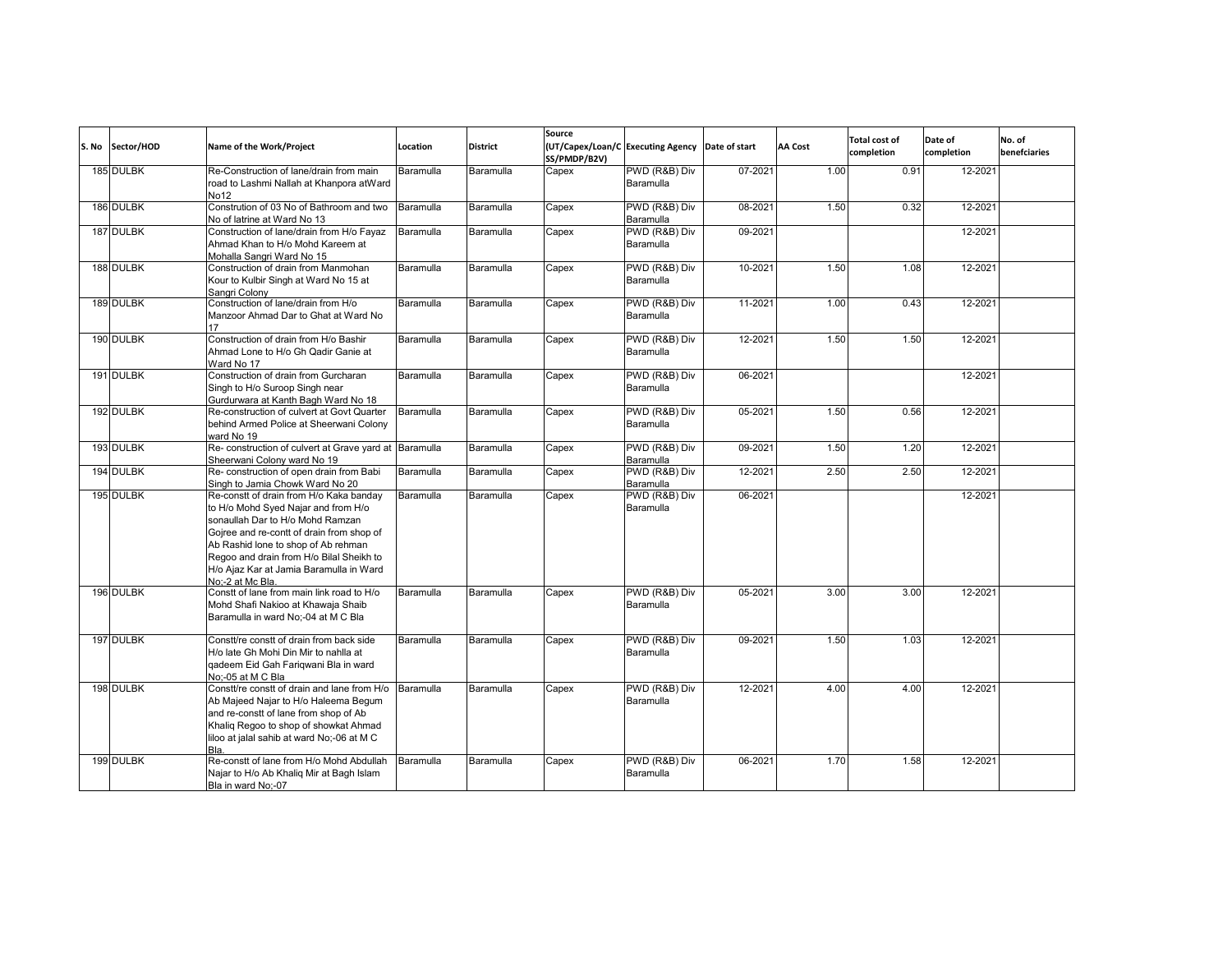| S. No | Sector/HOD | Name of the Work/Project | Location | District | Source (UT/Capex/Loan/CSS/PMDP/B2V) | Executing Agency | Date of start | AA Cost | Total cost of completion | Date of completion | No. of benefciaries |
|---|---|---|---|---|---|---|---|---|---|---|---|
| 185 | DULBK | Re-Construction of lane/drain from main road to Lashmi Nallah at Khanpora atWard No12 | Baramulla | Baramulla | Capex | PWD (R&B) Div Baramulla | 07-2021 | 1.00 | 0.91 | 12-2021 | |
| 186 | DULBK | Constrution of 03 No of Bathroom and two No of latrine at Ward No 13 | Baramulla | Baramulla | Capex | PWD (R&B) Div Baramulla | 08-2021 | 1.50 | 0.32 | 12-2021 | |
| 187 | DULBK | Construction of lane/drain from H/o Fayaz Ahmad Khan to H/o Mohd Kareem at Mohalla Sangri Ward No 15 | Baramulla | Baramulla | Capex | PWD (R&B) Div Baramulla | 09-2021 | | | 12-2021 | |
| 188 | DULBK | Construction of drain from Manmohan Kour to Kulbir Singh at Ward No 15 at Sangri Colony | Baramulla | Baramulla | Capex | PWD (R&B) Div Baramulla | 10-2021 | 1.50 | 1.08 | 12-2021 | |
| 189 | DULBK | Construction of lane/drain from H/o Manzoor Ahmad Dar to Ghat at Ward No 17 | Baramulla | Baramulla | Capex | PWD (R&B) Div Baramulla | 11-2021 | 1.00 | 0.43 | 12-2021 | |
| 190 | DULBK | Construction of drain from H/o Bashir Ahmad Lone to H/o Gh Qadir Ganie at Ward No 17 | Baramulla | Baramulla | Capex | PWD (R&B) Div Baramulla | 12-2021 | 1.50 | 1.50 | 12-2021 | |
| 191 | DULBK | Construction of drain from Gurcharan Singh to H/o Suroop Singh near Gurdurwara at Kanth Bagh Ward No 18 | Baramulla | Baramulla | Capex | PWD (R&B) Div Baramulla | 06-2021 | | | 12-2021 | |
| 192 | DULBK | Re-construction of culvert at Govt Quarter behind Armed Police at Sheerwani Colony ward No 19 | Baramulla | Baramulla | Capex | PWD (R&B) Div Baramulla | 05-2021 | 1.50 | 0.56 | 12-2021 | |
| 193 | DULBK | Re- construction of culvert at Grave yard at Sheerwani Colony ward No 19 | Baramulla | Baramulla | Capex | PWD (R&B) Div Baramulla | 09-2021 | 1.50 | 1.20 | 12-2021 | |
| 194 | DULBK | Re- construction of open drain from Babi Singh to Jamia Chowk Ward No 20 | Baramulla | Baramulla | Capex | PWD (R&B) Div Baramulla | 12-2021 | 2.50 | 2.50 | 12-2021 | |
| 195 | DULBK | Re-constt of drain from H/o Kaka banday to H/o Mohd Syed Najar and from H/o sonaullah Dar to H/o Mohd Ramzan Gojree and re-contt of drain from shop of Ab Rashid lone to shop of Ab rehman Regoo and drain from H/o Bilal Sheikh to H/o Ajaz Kar at Jamia Baramulla in Ward No;-2 at Mc Bla. | Baramulla | Baramulla | Capex | PWD (R&B) Div Baramulla | 06-2021 | | | 12-2021 | |
| 196 | DULBK | Constt of lane from main link road to H/o Mohd Shafi Nakioo at Khawaja Shaib Baramulla in ward No;-04 at M C Bla | Baramulla | Baramulla | Capex | PWD (R&B) Div Baramulla | 05-2021 | 3.00 | 3.00 | 12-2021 | |
| 197 | DULBK | Constt/re constt of drain from back side H/o late Gh Mohi Din Mir to nahlla at qadeem Eid Gah Fariqwani Bla in ward No;-05 at M C Bla | Baramulla | Baramulla | Capex | PWD (R&B) Div Baramulla | 09-2021 | 1.50 | 1.03 | 12-2021 | |
| 198 | DULBK | Constt/re constt of drain and lane from H/o Ab Majeed Najar to H/o Haleema Begum and re-constt of lane from shop of Ab Khaliq Regoo to shop of showkat Ahmad liloo at jalal sahib at ward No;-06 at M C Bla. | Baramulla | Baramulla | Capex | PWD (R&B) Div Baramulla | 12-2021 | 4.00 | 4.00 | 12-2021 | |
| 199 | DULBK | Re-constt of lane from H/o Mohd Abdullah Najar to H/o Ab Khaliq Mir at Bagh Islam Bla in ward No;-07 | Baramulla | Baramulla | Capex | PWD (R&B) Div Baramulla | 06-2021 | 1.70 | 1.58 | 12-2021 | |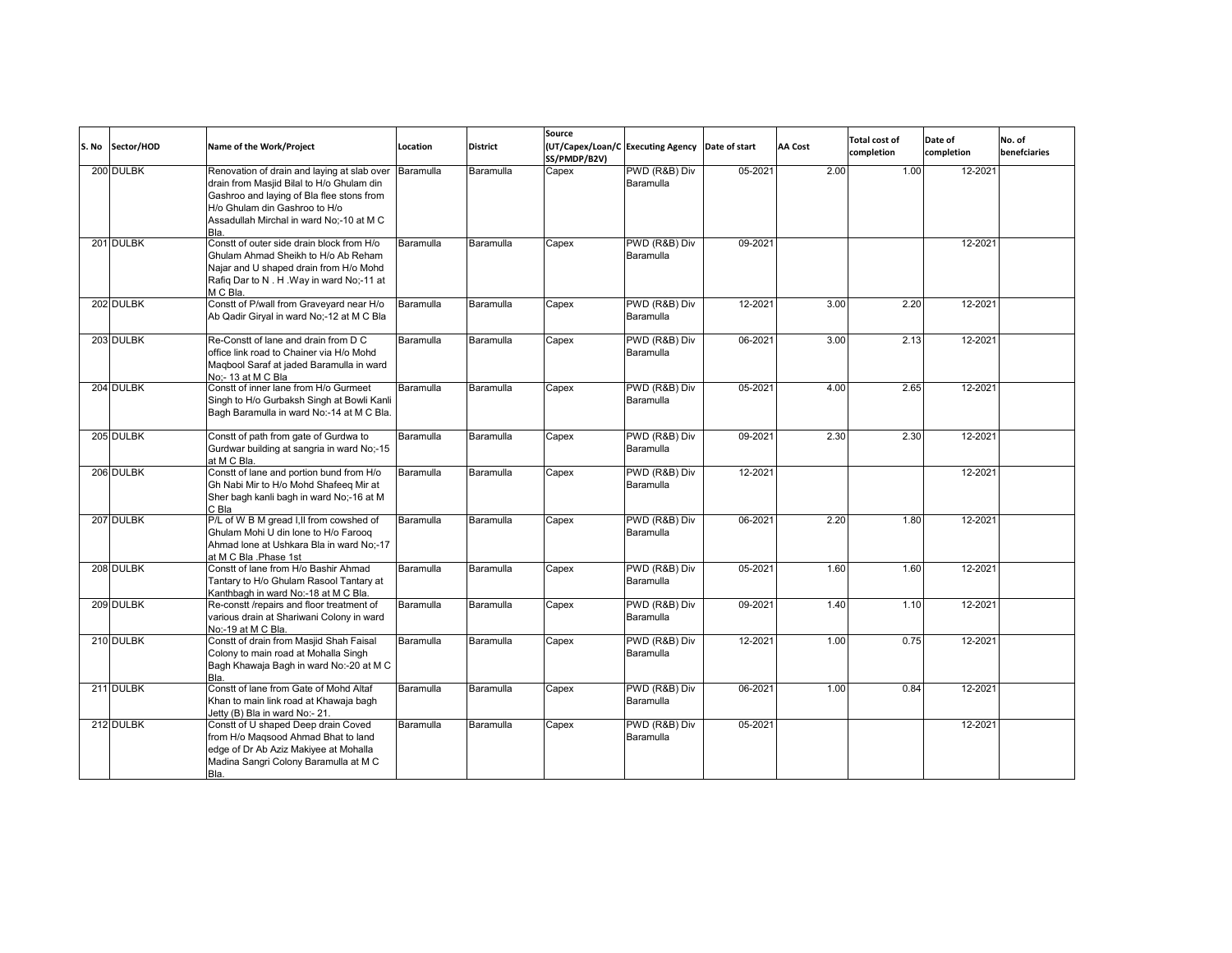| S. No | Sector/HOD | Name of the Work/Project | Location | District | Source (UT/Capex/Loan/CSS/PMDP/B2V) | Executing Agency | Date of start | AA Cost | Total cost of completion | Date of completion | No. of benefciaries |
|---|---|---|---|---|---|---|---|---|---|---|---|
| 200 | DULBK | Renovation of drain and laying at slab over drain from Masjid Bilal to H/o Ghulam din Gashroo and laying of Bla flee stons from H/o Ghulam din Gashroo to H/o Assadullah Mirchal in ward No;-10 at M C Bla. | Baramulla | Baramulla | Capex | PWD (R&B) Div Baramulla | 05-2021 | 2.00 | 1.00 | 12-2021 | |
| 201 | DULBK | Constt of outer side drain block from H/o Ghulam Ahmad Sheikh to H/o Ab Reham Najar and U shaped drain from H/o Mohd Rafiq Dar to N . H .Way in ward No;-11 at M C Bla. | Baramulla | Baramulla | Capex | PWD (R&B) Div Baramulla | 09-2021 | | | 12-2021 | |
| 202 | DULBK | Constt of P/wall from Graveyard near H/o Ab Qadir Giryal in ward No;-12 at M C Bla | Baramulla | Baramulla | Capex | PWD (R&B) Div Baramulla | 12-2021 | 3.00 | 2.20 | 12-2021 | |
| 203 | DULBK | Re-Constt of lane and drain from D C office link road to Chainer via H/o Mohd Maqbool Saraf at jaded Baramulla in ward No;- 13 at M C Bla | Baramulla | Baramulla | Capex | PWD (R&B) Div Baramulla | 06-2021 | 3.00 | 2.13 | 12-2021 | |
| 204 | DULBK | Constt of inner lane from H/o Gurmeet Singh to H/o Gurbaksh Singh at Bowli Kanli Bagh Baramulla in ward No:-14 at M C Bla. | Baramulla | Baramulla | Capex | PWD (R&B) Div Baramulla | 05-2021 | 4.00 | 2.65 | 12-2021 | |
| 205 | DULBK | Constt of path from gate of Gurdwa to Gurdwar building at sangria in ward No;-15 at M C Bla. | Baramulla | Baramulla | Capex | PWD (R&B) Div Baramulla | 09-2021 | 2.30 | 2.30 | 12-2021 | |
| 206 | DULBK | Constt of lane and portion bund from H/o Gh Nabi Mir to H/o Mohd Shafeeq Mir at Sher bagh kanli bagh in ward No;-16 at M C Bla | Baramulla | Baramulla | Capex | PWD (R&B) Div Baramulla | 12-2021 | | | 12-2021 | |
| 207 | DULBK | P/L of W B M gread I,II from cowshed of Ghulam Mohi U din lone to H/o Farooq Ahmad lone at Ushkara Bla in ward No;-17 at M C Bla .Phase 1st | Baramulla | Baramulla | Capex | PWD (R&B) Div Baramulla | 06-2021 | 2.20 | 1.80 | 12-2021 | |
| 208 | DULBK | Constt of lane from H/o Bashir Ahmad Tantary to H/o Ghulam Rasool Tantary at Kanthbagh in ward No:-18 at M C Bla. | Baramulla | Baramulla | Capex | PWD (R&B) Div Baramulla | 05-2021 | 1.60 | 1.60 | 12-2021 | |
| 209 | DULBK | Re-constt /repairs and floor treatment of various drain at Shariwani Colony in ward No:-19 at M C Bla. | Baramulla | Baramulla | Capex | PWD (R&B) Div Baramulla | 09-2021 | 1.40 | 1.10 | 12-2021 | |
| 210 | DULBK | Constt of drain from Masjid Shah Faisal Colony to main road at Mohalla Singh Bagh Khawaja Bagh in ward No:-20 at M C Bla. | Baramulla | Baramulla | Capex | PWD (R&B) Div Baramulla | 12-2021 | 1.00 | 0.75 | 12-2021 | |
| 211 | DULBK | Constt of lane from Gate of Mohd Altaf Khan to main link road at Khawaja bagh Jetty (B) Bla in ward No:- 21. | Baramulla | Baramulla | Capex | PWD (R&B) Div Baramulla | 06-2021 | 1.00 | 0.84 | 12-2021 | |
| 212 | DULBK | Constt of U shaped Deep drain Coved from H/o Maqsood Ahmad Bhat to land edge of Dr Ab Aziz Makiyee at Mohalla Madina Sangri Colony Baramulla at M C Bla. | Baramulla | Baramulla | Capex | PWD (R&B) Div Baramulla | 05-2021 | | | 12-2021 | |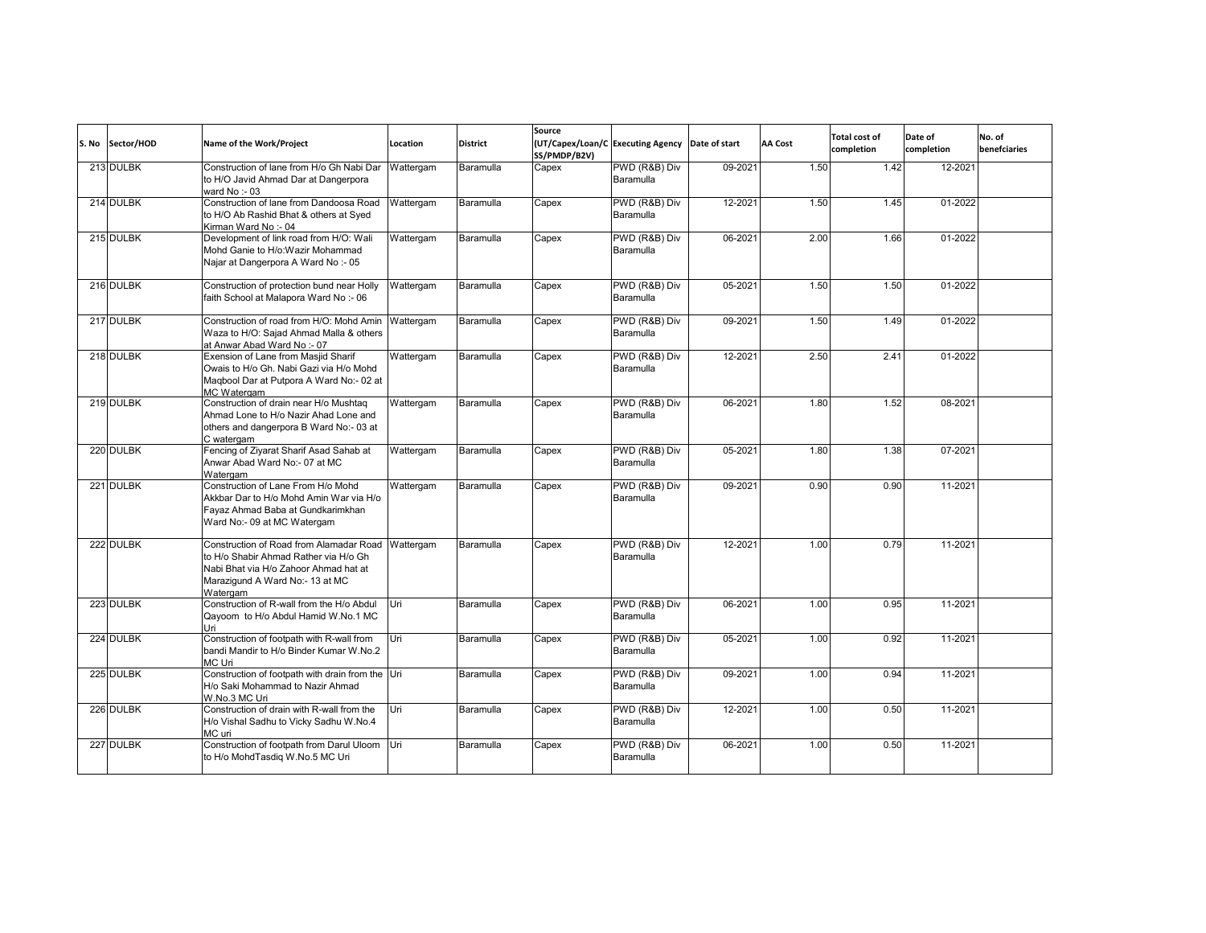| S. No | Sector/HOD | Name of the Work/Project | Location | District | Source (UT/Capex/Loan/CSS/PMDP/B2V) | Executing Agency | Date of start | AA Cost | Total cost of completion | Date of completion | No. of benefciaries |
|---|---|---|---|---|---|---|---|---|---|---|---|
| 213 | DULBK | Construction of lane from H/o Gh Nabi Dar to H/O Javid Ahmad Dar at Dangerpora ward No :- 03 | Wattergam | Baramulla | Capex | PWD (R&B) Div Baramulla | 09-2021 | 1.50 | 1.42 | 12-2021 | |
| 214 | DULBK | Construction of lane from Dandoosa Road to H/O Ab Rashid Bhat & others at Syed Kirman Ward No :- 04 | Wattergam | Baramulla | Capex | PWD (R&B) Div Baramulla | 12-2021 | 1.50 | 1.45 | 01-2022 | |
| 215 | DULBK | Development of link road from H/O: Wali Mohd Ganie to H/o:Wazir Mohammad Najar at Dangerpora A Ward No :- 05 | Wattergam | Baramulla | Capex | PWD (R&B) Div Baramulla | 06-2021 | 2.00 | 1.66 | 01-2022 | |
| 216 | DULBK | Construction of protection bund near Holly faith School at Malapora Ward No :- 06 | Wattergam | Baramulla | Capex | PWD (R&B) Div Baramulla | 05-2021 | 1.50 | 1.50 | 01-2022 | |
| 217 | DULBK | Construction of road from H/O: Mohd Amin Waza to H/O: Sajad Ahmad Malla & others at Anwar Abad Ward No :- 07 | Wattergam | Baramulla | Capex | PWD (R&B) Div Baramulla | 09-2021 | 1.50 | 1.49 | 01-2022 | |
| 218 | DULBK | Exension of Lane from Masjid Sharif Owais to H/o Gh. Nabi Gazi via H/o Mohd Maqbool Dar at Putpora A Ward No:- 02 at MC Watergam | Wattergam | Baramulla | Capex | PWD (R&B) Div Baramulla | 12-2021 | 2.50 | 2.41 | 01-2022 | |
| 219 | DULBK | Construction of drain near H/o Mushtaq Ahmad Lone to H/o Nazir Ahad Lone and others and dangerpora B Ward No:- 03 at C watergam | Wattergam | Baramulla | Capex | PWD (R&B) Div Baramulla | 06-2021 | 1.80 | 1.52 | 08-2021 | |
| 220 | DULBK | Fencing of Ziyarat Sharif Asad Sahab at Anwar Abad Ward No:- 07 at MC Watergam | Wattergam | Baramulla | Capex | PWD (R&B) Div Baramulla | 05-2021 | 1.80 | 1.38 | 07-2021 | |
| 221 | DULBK | Construction of Lane From H/o Mohd Akkbar Dar to H/o Mohd Amin War via H/o Fayaz Ahmad Baba at Gundkarimkhan Ward No:- 09 at MC Watergam | Wattergam | Baramulla | Capex | PWD (R&B) Div Baramulla | 09-2021 | 0.90 | 0.90 | 11-2021 | |
| 222 | DULBK | Construction of Road from Alamadar Road to H/o Shabir Ahmad Rather via H/o Gh Nabi Bhat via H/o Zahoor Ahmad hat at Marazigund A Ward No:- 13 at MC Watergam | Wattergam | Baramulla | Capex | PWD (R&B) Div Baramulla | 12-2021 | 1.00 | 0.79 | 11-2021 | |
| 223 | DULBK | Construction of R-wall from the H/o Abdul Qayoom to H/o Abdul Hamid W.No.1 MC Uri | Uri | Baramulla | Capex | PWD (R&B) Div Baramulla | 06-2021 | 1.00 | 0.95 | 11-2021 | |
| 224 | DULBK | Construction of footpath with R-wall from bandi Mandir to H/o Binder Kumar W.No.2 MC Uri | Uri | Baramulla | Capex | PWD (R&B) Div Baramulla | 05-2021 | 1.00 | 0.92 | 11-2021 | |
| 225 | DULBK | Construction of footpath with drain from the H/o Saki Mohammad to Nazir Ahmad W.No.3 MC Uri | Uri | Baramulla | Capex | PWD (R&B) Div Baramulla | 09-2021 | 1.00 | 0.94 | 11-2021 | |
| 226 | DULBK | Construction of drain with R-wall from the H/o Vishal Sadhu to Vicky Sadhu W.No.4 MC uri | Uri | Baramulla | Capex | PWD (R&B) Div Baramulla | 12-2021 | 1.00 | 0.50 | 11-2021 | |
| 227 | DULBK | Construction of footpath from Darul Uloom to H/o MohdTasdiq W.No.5 MC Uri | Uri | Baramulla | Capex | PWD (R&B) Div Baramulla | 06-2021 | 1.00 | 0.50 | 11-2021 | |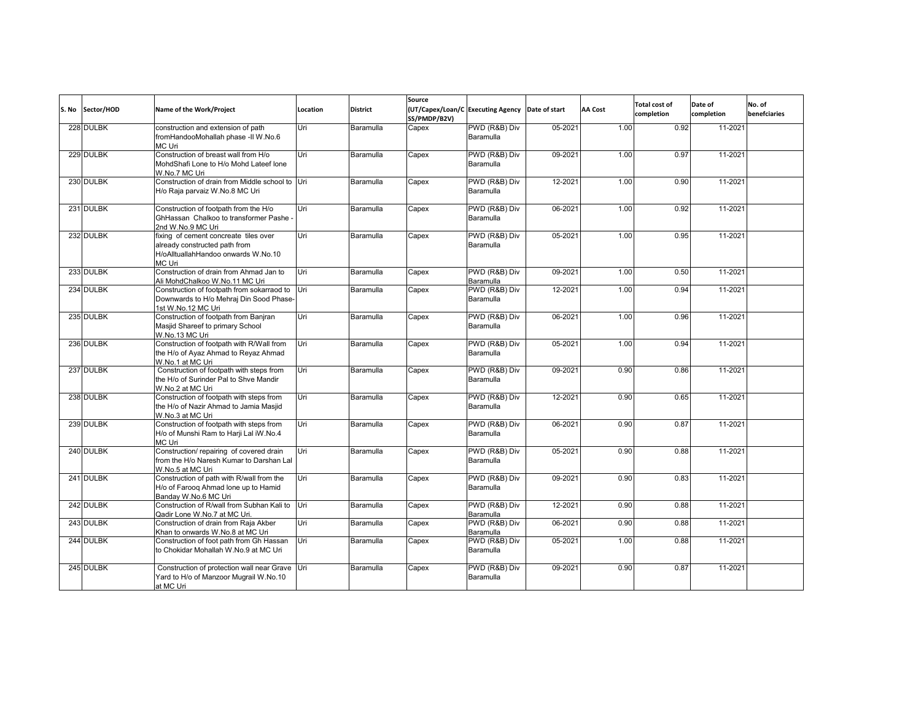| S. No | Sector/HOD | Name of the Work/Project | Location | District | Source (UT/Capex/Loan/CSS/PMDP/B2V) | Executing Agency | Date of start | AA Cost | Total cost of completion | Date of completion | No. of benefciaries |
|---|---|---|---|---|---|---|---|---|---|---|---|
| 228 | DULBK | construction and extension of path fromHandooMohallah phase -II W.No.6 MC Uri | Uri | Baramulla | Capex | PWD (R&B) Div Baramulla | 05-2021 | 1.00 | 0.92 | 11-2021 | |
| 229 | DULBK | Construction of breast wall from H/o MohdShafi Lone to H/o Mohd Lateef lone W.No.7 MC Uri | Uri | Baramulla | Capex | PWD (R&B) Div Baramulla | 09-2021 | 1.00 | 0.97 | 11-2021 | |
| 230 | DULBK | Construction of drain from Middle school to H/o Raja parvaiz W.No.8 MC Uri | Uri | Baramulla | Capex | PWD (R&B) Div Baramulla | 12-2021 | 1.00 | 0.90 | 11-2021 | |
| 231 | DULBK | Construction of footpath from the H/o GhHassan Chalkoo to transformer Pashe - 2nd W.No.9 MC Uri | Uri | Baramulla | Capex | PWD (R&B) Div Baramulla | 06-2021 | 1.00 | 0.92 | 11-2021 | |
| 232 | DULBK | fixing of cement concreate tiles over already constructed path from H/oAlltuallahHandoo onwards W.No.10 MC Uri | Uri | Baramulla | Capex | PWD (R&B) Div Baramulla | 05-2021 | 1.00 | 0.95 | 11-2021 | |
| 233 | DULBK | Construction of drain from Ahmad Jan to Ali MohdChalkoo W.No.11 MC Uri | Uri | Baramulla | Capex | PWD (R&B) Div Baramulla | 09-2021 | 1.00 | 0.50 | 11-2021 | |
| 234 | DULBK | Construction of footpath from sokarraod to Downwards to H/o Mehraj Din Sood Phase-1st W.No.12 MC Uri | Uri | Baramulla | Capex | PWD (R&B) Div Baramulla | 12-2021 | 1.00 | 0.94 | 11-2021 | |
| 235 | DULBK | Construction of footpath from Banjran Masjid Shareef to primary School W.No.13 MC Uri | Uri | Baramulla | Capex | PWD (R&B) Div Baramulla | 06-2021 | 1.00 | 0.96 | 11-2021 | |
| 236 | DULBK | Construction of footpath with R/Wall from the H/o of Ayaz Ahmad to Reyaz Ahmad W.No.1 at MC Uri | Uri | Baramulla | Capex | PWD (R&B) Div Baramulla | 05-2021 | 1.00 | 0.94 | 11-2021 | |
| 237 | DULBK | Construction of footpath with steps from the H/o of Surinder Pal to Shve Mandir W.No.2 at MC Uri | Uri | Baramulla | Capex | PWD (R&B) Div Baramulla | 09-2021 | 0.90 | 0.86 | 11-2021 | |
| 238 | DULBK | Construction of footpath with steps from the H/o of Nazir Ahmad to Jamia Masjid W.No.3 at MC Uri | Uri | Baramulla | Capex | PWD (R&B) Div Baramulla | 12-2021 | 0.90 | 0.65 | 11-2021 | |
| 239 | DULBK | Construction of footpath with steps from H/o of Munshi Ram to Harji Lal iW.No.4 MC Uri | Uri | Baramulla | Capex | PWD (R&B) Div Baramulla | 06-2021 | 0.90 | 0.87 | 11-2021 | |
| 240 | DULBK | Construction/ repairing of covered drain from the H/o Naresh Kumar to Darshan Lal W.No.5 at MC Uri | Uri | Baramulla | Capex | PWD (R&B) Div Baramulla | 05-2021 | 0.90 | 0.88 | 11-2021 | |
| 241 | DULBK | Construction of path with R/wall from the H/o of Farooq Ahmad lone up to Hamid Banday W.No.6 MC Uri | Uri | Baramulla | Capex | PWD (R&B) Div Baramulla | 09-2021 | 0.90 | 0.83 | 11-2021 | |
| 242 | DULBK | Construction of R/wall from Subhan Kali to Qadir Lone W.No.7 at MC Uri. | Uri | Baramulla | Capex | PWD (R&B) Div Baramulla | 12-2021 | 0.90 | 0.88 | 11-2021 | |
| 243 | DULBK | Construction of drain from Raja Akber Khan to onwards W.No.8 at MC Uri | Uri | Baramulla | Capex | PWD (R&B) Div Baramulla | 06-2021 | 0.90 | 0.88 | 11-2021 | |
| 244 | DULBK | Construction of foot path from Gh Hassan to Chokidar Mohallah W.No.9 at MC Uri | Uri | Baramulla | Capex | PWD (R&B) Div Baramulla | 05-2021 | 1.00 | 0.88 | 11-2021 | |
| 245 | DULBK | Construction of protection wall near Grave Yard to H/o of Manzoor Mugrail W.No.10 at MC Uri | Uri | Baramulla | Capex | PWD (R&B) Div Baramulla | 09-2021 | 0.90 | 0.87 | 11-2021 | |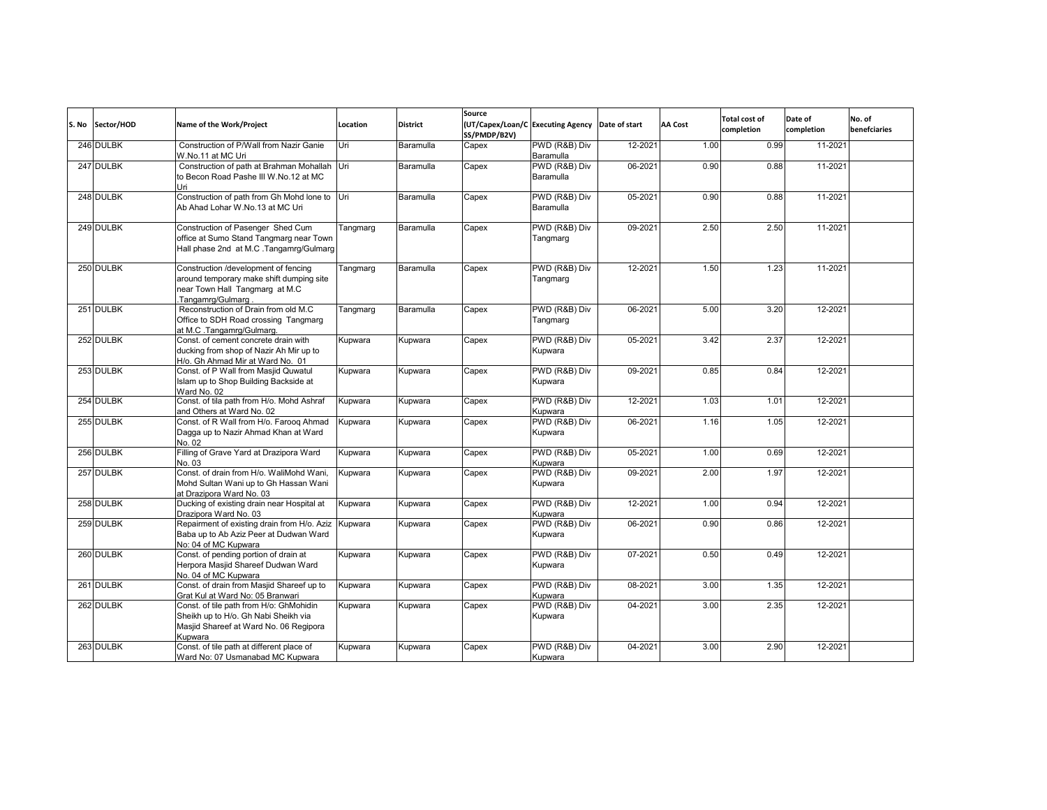| S. No | Sector/HOD | Name of the Work/Project | Location | District | Source (UT/Capex/Loan/CSS/PMDP/B2V) | Executing Agency | Date of start | AA Cost | Total cost of completion | Date of completion | No. of benefciaries |
|---|---|---|---|---|---|---|---|---|---|---|---|
| 246 | DULBK | Construction of P/Wall from Nazir Ganie W.No.11 at MC Uri | Uri | Baramulla | Capex | PWD (R&B) Div Baramulla | 12-2021 | 1.00 | 0.99 | 11-2021 | |
| 247 | DULBK | Construction of path at Brahman Mohallah to Becon Road Pashe III W.No.12 at MC Uri | Uri | Baramulla | Capex | PWD (R&B) Div Baramulla | 06-2021 | 0.90 | 0.88 | 11-2021 | |
| 248 | DULBK | Construction of path from Gh Mohd lone to Ab Ahad Lohar W.No.13 at MC Uri | Uri | Baramulla | Capex | PWD (R&B) Div Baramulla | 05-2021 | 0.90 | 0.88 | 11-2021 | |
| 249 | DULBK | Construction of Pasenger Shed Cum office at Sumo Stand Tangmarg near Town Hall phase 2nd at M.C .Tangamrg/Gulmarg | Tangmarg | Baramulla | Capex | PWD (R&B) Div Tangmarg | 09-2021 | 2.50 | 2.50 | 11-2021 | |
| 250 | DULBK | Construction /development of fencing around temporary make shift dumping site near Town Hall Tangmarg at M.C .Tangamrg/Gulmarg . | Tangmarg | Baramulla | Capex | PWD (R&B) Div Tangmarg | 12-2021 | 1.50 | 1.23 | 11-2021 | |
| 251 | DULBK | Reconstruction of Drain from old M.C Office to SDH Road crossing Tangmarg at M.C .Tangamrg/Gulmarg. | Tangmarg | Baramulla | Capex | PWD (R&B) Div Tangmarg | 06-2021 | 5.00 | 3.20 | 12-2021 | |
| 252 | DULBK | Const. of cement concrete drain with ducking from shop of Nazir Ah Mir up to H/o. Gh Ahmad Mir at Ward No. 01 | Kupwara | Kupwara | Capex | PWD (R&B) Div Kupwara | 05-2021 | 3.42 | 2.37 | 12-2021 | |
| 253 | DULBK | Const. of P Wall from Masjid Quwatul Islam up to Shop Building Backside at Ward No. 02 | Kupwara | Kupwara | Capex | PWD (R&B) Div Kupwara | 09-2021 | 0.85 | 0.84 | 12-2021 | |
| 254 | DULBK | Const. of tila path from H/o. Mohd Ashraf and Others at Ward No. 02 | Kupwara | Kupwara | Capex | PWD (R&B) Div Kupwara | 12-2021 | 1.03 | 1.01 | 12-2021 | |
| 255 | DULBK | Const. of R Wall from H/o. Farooq Ahmad Dagga up to Nazir Ahmad Khan at Ward No. 02 | Kupwara | Kupwara | Capex | PWD (R&B) Div Kupwara | 06-2021 | 1.16 | 1.05 | 12-2021 | |
| 256 | DULBK | Filling of Grave Yard at Drazipora Ward No. 03 | Kupwara | Kupwara | Capex | PWD (R&B) Div Kupwara | 05-2021 | 1.00 | 0.69 | 12-2021 | |
| 257 | DULBK | Const. of drain from H/o. WaliMohd Wani, Mohd Sultan Wani up to Gh Hassan Wani at Drazipora Ward No. 03 | Kupwara | Kupwara | Capex | PWD (R&B) Div Kupwara | 09-2021 | 2.00 | 1.97 | 12-2021 | |
| 258 | DULBK | Ducking of existing drain near Hospital at Drazipora Ward No. 03 | Kupwara | Kupwara | Capex | PWD (R&B) Div Kupwara | 12-2021 | 1.00 | 0.94 | 12-2021 | |
| 259 | DULBK | Repairment of existing drain from H/o. Aziz Baba up to Ab Aziz Peer at Dudwan Ward No: 04 of MC Kupwara | Kupwara | Kupwara | Capex | PWD (R&B) Div Kupwara | 06-2021 | 0.90 | 0.86 | 12-2021 | |
| 260 | DULBK | Const. of pending portion of drain at Herpora Masjid Shareef Dudwan Ward No. 04 of MC Kupwara | Kupwara | Kupwara | Capex | PWD (R&B) Div Kupwara | 07-2021 | 0.50 | 0.49 | 12-2021 | |
| 261 | DULBK | Const. of drain from Masjid Shareef up to Grat Kul at Ward No: 05 Branwari | Kupwara | Kupwara | Capex | PWD (R&B) Div Kupwara | 08-2021 | 3.00 | 1.35 | 12-2021 | |
| 262 | DULBK | Const. of tile path from H/o: GhMohidin Sheikh up to H/o. Gh Nabi Sheikh via Masjid Shareef at Ward No. 06 Regipora Kupwara | Kupwara | Kupwara | Capex | PWD (R&B) Div Kupwara | 04-2021 | 3.00 | 2.35 | 12-2021 | |
| 263 | DULBK | Const. of tile path at different place of Ward No: 07 Usmanabad MC Kupwara | Kupwara | Kupwara | Capex | PWD (R&B) Div Kupwara | 04-2021 | 3.00 | 2.90 | 12-2021 | |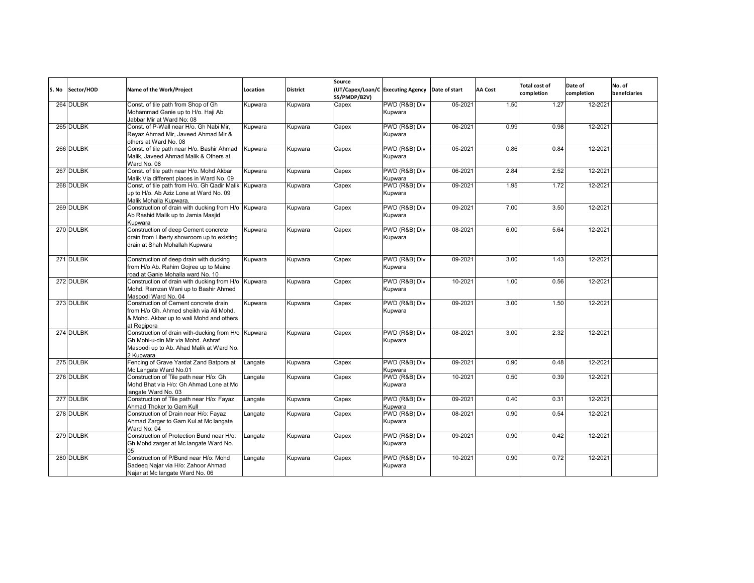| S. No | Sector/HOD | Name of the Work/Project | Location | District | Source (UT/Capex/Loan/CSS/PMDP/B2V) | Executing Agency | Date of start | AA Cost | Total cost of completion | Date of completion | No. of benefciaries |
|---|---|---|---|---|---|---|---|---|---|---|---|
| 264 | DULBK | Const. of tile path from Shop of Gh Mohammad Ganie up to H/o. Haji Ab Jabbar Mir at Ward No: 08 | Kupwara | Kupwara | Capex | PWD (R&B) Div Kupwara | 05-2021 | 1.50 | 1.27 | 12-2021 | |
| 265 | DULBK | Const. of P-Wall near H/o. Gh Nabi Mir, Reyaz Ahmad Mir, Javeed Ahmad Mir & others at Ward No. 08 | Kupwara | Kupwara | Capex | PWD (R&B) Div Kupwara | 06-2021 | 0.99 | 0.98 | 12-2021 | |
| 266 | DULBK | Const. of tile path near H/o. Bashir Ahmad Malik, Javeed Ahmad Malik & Others at Ward No. 08 | Kupwara | Kupwara | Capex | PWD (R&B) Div Kupwara | 05-2021 | 0.86 | 0.84 | 12-2021 | |
| 267 | DULBK | Const. of tile path near H/o. Mohd Akbar Malik Via different places in Ward No. 09 | Kupwara | Kupwara | Capex | PWD (R&B) Div Kupwara | 06-2021 | 2.84 | 2.52 | 12-2021 | |
| 268 | DULBK | Const. of tile path from H/o. Gh Qadir Malik up to H/o. Ab Aziz Lone at Ward No. 09 Malik Mohalla Kupwara. | Kupwara | Kupwara | Capex | PWD (R&B) Div Kupwara | 09-2021 | 1.95 | 1.72 | 12-2021 | |
| 269 | DULBK | Construction of drain with ducking from H/o Ab Rashid Malik up to Jamia Masjid Kupwara | Kupwara | Kupwara | Capex | PWD (R&B) Div Kupwara | 09-2021 | 7.00 | 3.50 | 12-2021 | |
| 270 | DULBK | Construction of deep Cement concrete drain from Liberty showroom up to existing drain at Shah Mohallah Kupwara | Kupwara | Kupwara | Capex | PWD (R&B) Div Kupwara | 08-2021 | 6.00 | 5.64 | 12-2021 | |
| 271 | DULBK | Construction of deep drain with ducking from H/o Ab. Rahim Gojree up to Maine road at Ganie Mohalla ward No. 10 | Kupwara | Kupwara | Capex | PWD (R&B) Div Kupwara | 09-2021 | 3.00 | 1.43 | 12-2021 | |
| 272 | DULBK | Construction of drain with ducking from H/o Mohd. Ramzan Wani up to Bashir Ahmed Masoodi Ward No. 04 | Kupwara | Kupwara | Capex | PWD (R&B) Div Kupwara | 10-2021 | 1.00 | 0.56 | 12-2021 | |
| 273 | DULBK | Construction of Cement concrete drain from H/o Gh. Ahmed sheikh via Ali Mohd. & Mohd. Akbar up to wali Mohd and others at Regipora | Kupwara | Kupwara | Capex | PWD (R&B) Div Kupwara | 09-2021 | 3.00 | 1.50 | 12-2021 | |
| 274 | DULBK | Construction of drain with-ducking from H/o Gh Mohi-u-din Mir via Mohd. Ashraf Masoodi up to Ab. Ahad Malik at Ward No. 2 Kupwara | Kupwara | Kupwara | Capex | PWD (R&B) Div Kupwara | 08-2021 | 3.00 | 2.32 | 12-2021 | |
| 275 | DULBK | Fencing of Grave Yardat Zand Batpora at Mc Langate Ward No.01 | Langate | Kupwara | Capex | PWD (R&B) Div Kupwara | 09-2021 | 0.90 | 0.48 | 12-2021 | |
| 276 | DULBK | Construction of Tile path near H/o: Gh Mohd Bhat via H/o: Gh Ahmad Lone at Mc langate Ward No. 03 | Langate | Kupwara | Capex | PWD (R&B) Div Kupwara | 10-2021 | 0.50 | 0.39 | 12-2021 | |
| 277 | DULBK | Construction of Tile path near H/o: Fayaz Ahmad Thoker to Gam Kull | Langate | Kupwara | Capex | PWD (R&B) Div Kupwara | 09-2021 | 0.40 | 0.31 | 12-2021 | |
| 278 | DULBK | Construction of Drain near H/o: Fayaz Ahmad Zarger to Gam Kul at Mc langate Ward No: 04 | Langate | Kupwara | Capex | PWD (R&B) Div Kupwara | 08-2021 | 0.90 | 0.54 | 12-2021 | |
| 279 | DULBK | Construction of Protection Bund near H/o: Gh Mohd zarger at Mc langate Ward No. 05 | Langate | Kupwara | Capex | PWD (R&B) Div Kupwara | 09-2021 | 0.90 | 0.42 | 12-2021 | |
| 280 | DULBK | Construction of P/Bund near H/o: Mohd Sadeeq Najar via H/o: Zahoor Ahmad Najar at Mc langate Ward No. 06 | Langate | Kupwara | Capex | PWD (R&B) Div Kupwara | 10-2021 | 0.90 | 0.72 | 12-2021 | |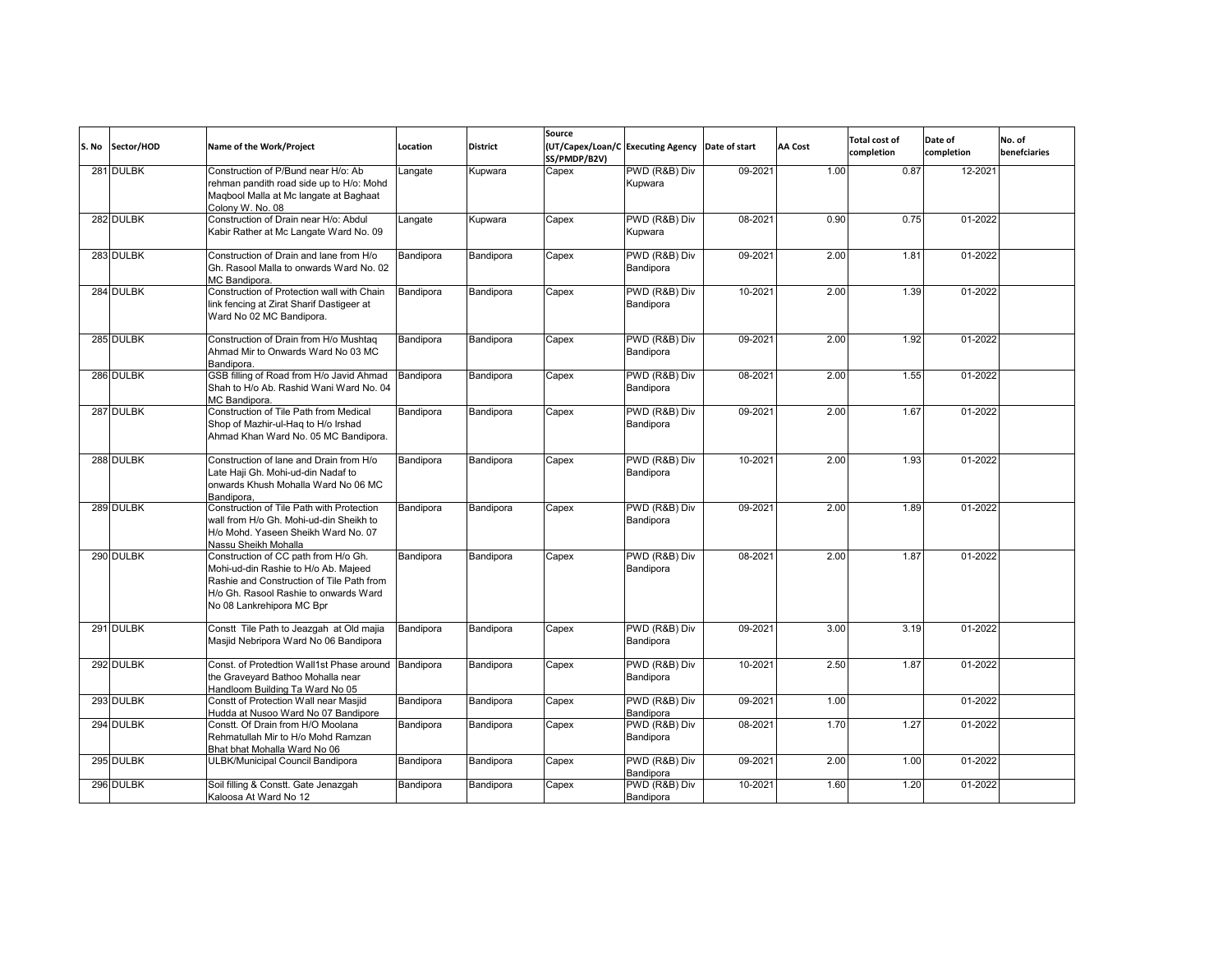| S. No | Sector/HOD | Name of the Work/Project | Location | District | Source (UT/Capex/Loan/CSS/PMDP/B2V) | Executing Agency | Date of start | AA Cost | Total cost of completion | Date of completion | No. of benefciaries |
|---|---|---|---|---|---|---|---|---|---|---|---|
| 281 | DULBK | Construction of P/Bund near H/o: Ab rehman pandith road side up to H/o: Mohd Maqbool Malla at Mc langate at Baghaat Colony W. No. 08 | Langate | Kupwara | Capex | PWD (R&B) Div Kupwara | 09-2021 | 1.00 | 0.87 | 12-2021 | |
| 282 | DULBK | Construction of Drain near H/o: Abdul Kabir Rather at Mc Langate Ward No. 09 | Langate | Kupwara | Capex | PWD (R&B) Div Kupwara | 08-2021 | 0.90 | 0.75 | 01-2022 | |
| 283 | DULBK | Construction of Drain and lane from H/o Gh. Rasool Malla to onwards Ward No. 02 MC Bandipora. | Bandipora | Bandipora | Capex | PWD (R&B) Div Bandipora | 09-2021 | 2.00 | 1.81 | 01-2022 | |
| 284 | DULBK | Construction of Protection wall with Chain link fencing at Zirat Sharif Dastigeer at Ward No 02 MC Bandipora. | Bandipora | Bandipora | Capex | PWD (R&B) Div Bandipora | 10-2021 | 2.00 | 1.39 | 01-2022 | |
| 285 | DULBK | Construction of Drain from H/o Mushtaq Ahmad Mir to Onwards Ward No 03 MC Bandipora. | Bandipora | Bandipora | Capex | PWD (R&B) Div Bandipora | 09-2021 | 2.00 | 1.92 | 01-2022 | |
| 286 | DULBK | GSB filling of Road from H/o Javid Ahmad Shah to H/o Ab. Rashid Wani Ward No. 04 MC Bandipora. | Bandipora | Bandipora | Capex | PWD (R&B) Div Bandipora | 08-2021 | 2.00 | 1.55 | 01-2022 | |
| 287 | DULBK | Construction of Tile Path from Medical Shop of Mazhir-ul-Haq to H/o Irshad Ahmad Khan Ward No. 05 MC Bandipora. | Bandipora | Bandipora | Capex | PWD (R&B) Div Bandipora | 09-2021 | 2.00 | 1.67 | 01-2022 | |
| 288 | DULBK | Construction of lane and Drain from H/o Late Haji Gh. Mohi-ud-din Nadaf to onwards Khush Mohalla Ward No 06 MC Bandipora, | Bandipora | Bandipora | Capex | PWD (R&B) Div Bandipora | 10-2021 | 2.00 | 1.93 | 01-2022 | |
| 289 | DULBK | Construction of Tile Path with Protection wall from H/o Gh. Mohi-ud-din Sheikh to H/o Mohd. Yaseen Sheikh Ward No. 07 Nassu Sheikh Mohalla | Bandipora | Bandipora | Capex | PWD (R&B) Div Bandipora | 09-2021 | 2.00 | 1.89 | 01-2022 | |
| 290 | DULBK | Construction of CC path from H/o Gh. Mohi-ud-din Rashie to H/o Ab. Majeed Rashie and Construction of Tile Path from H/o Gh. Rasool Rashie to onwards Ward No 08 Lankrehipora MC Bpr | Bandipora | Bandipora | Capex | PWD (R&B) Div Bandipora | 08-2021 | 2.00 | 1.87 | 01-2022 | |
| 291 | DULBK | Constt Tile Path to Jeazgah at Old majia Masjid Nebripora Ward No 06 Bandipora | Bandipora | Bandipora | Capex | PWD (R&B) Div Bandipora | 09-2021 | 3.00 | 3.19 | 01-2022 | |
| 292 | DULBK | Const. of Protedtion Wall1st Phase around the Graveyard Bathoo Mohalla near Handloom Building Ta Ward No 05 | Bandipora | Bandipora | Capex | PWD (R&B) Div Bandipora | 10-2021 | 2.50 | 1.87 | 01-2022 | |
| 293 | DULBK | Constt of Protection Wall near Masjid Hudda at Nusoo Ward No 07 Bandipore | Bandipora | Bandipora | Capex | PWD (R&B) Div Bandipora | 09-2021 | 1.00 | | 01-2022 | |
| 294 | DULBK | Constt. Of Drain from H/O Moolana Rehmatullah Mir to H/o Mohd Ramzan Bhat bhat Mohalla Ward No 06 | Bandipora | Bandipora | Capex | PWD (R&B) Div Bandipora | 08-2021 | 1.70 | 1.27 | 01-2022 | |
| 295 | DULBK | ULBK/Municipal Council Bandipora | Bandipora | Bandipora | Capex | PWD (R&B) Div Bandipora | 09-2021 | 2.00 | 1.00 | 01-2022 | |
| 296 | DULBK | Soil filling & Constt. Gate Jenazgah Kaloosa At Ward No 12 | Bandipora | Bandipora | Capex | PWD (R&B) Div Bandipora | 10-2021 | 1.60 | 1.20 | 01-2022 | |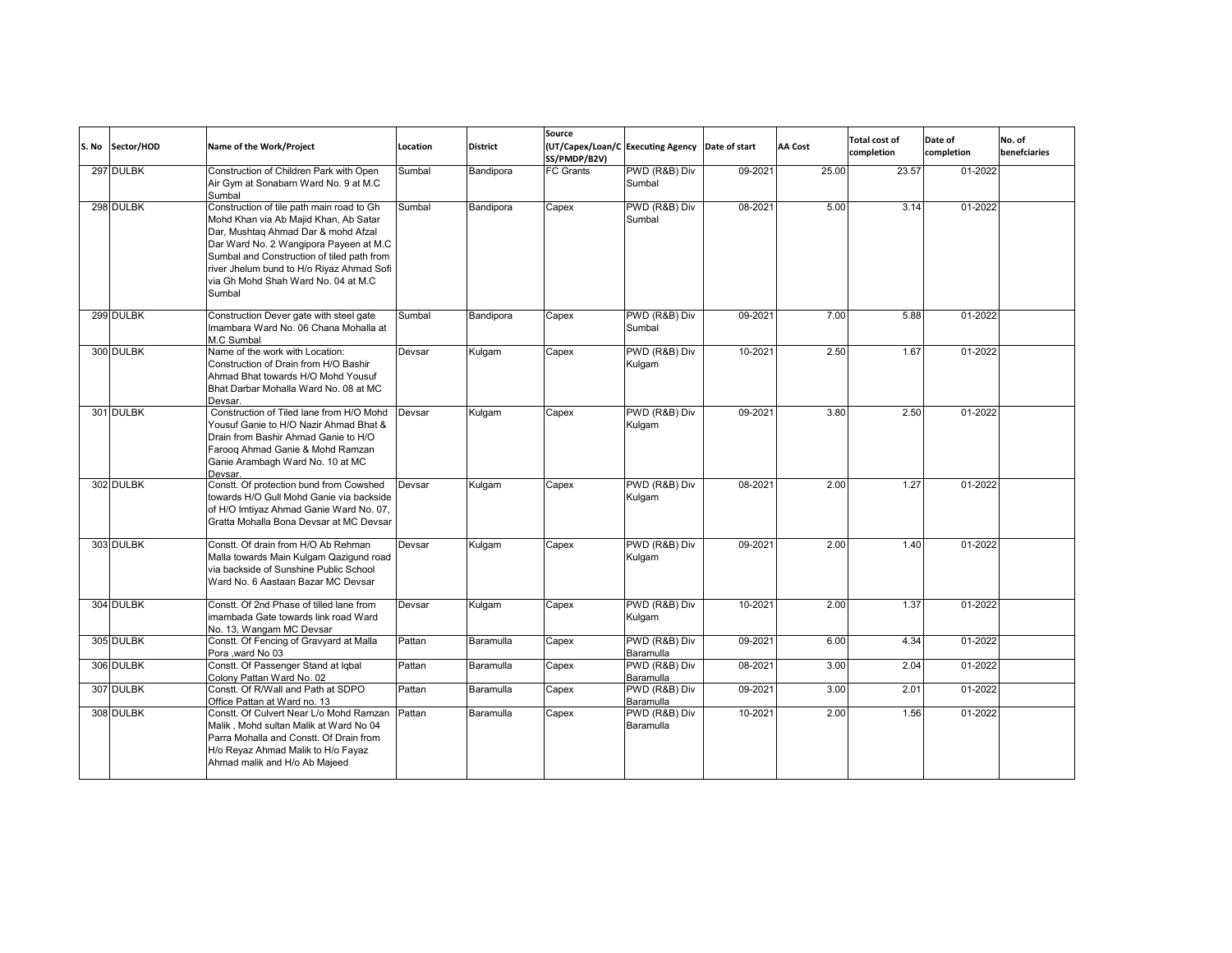| S. No | Sector/HOD | Name of the Work/Project | Location | District | Source (UT/Capex/Loan/CSS/PMDP/B2V) | Executing Agency | Date of start | AA Cost | Total cost of completion | Date of completion | No. of benefcíaries |
|---|---|---|---|---|---|---|---|---|---|---|---|
| 297 | DULBK | Construction of Children Park with Open Air Gym at Sonabarn Ward No. 9 at M.C Sumbal | Sumbal | Bandipora | FC Grants | PWD (R&B) Div Sumbal | 09-2021 | 25.00 | 23.57 | 01-2022 | |
| 298 | DULBK | Construction of tile path main road to Gh Mohd Khan via Ab Majid Khan, Ab Satar Dar, Mushtaq Ahmad Dar & mohd Afzal Dar Ward No. 2 Wangipora Payeen at M.C Sumbal and Construction of tiled path from river Jhelum bund to H/o Riyaz Ahmad Sofi via Gh Mohd Shah Ward No. 04 at M.C Sumbal | Sumbal | Bandipora | Capex | PWD (R&B) Div Sumbal | 08-2021 | 5.00 | 3.14 | 01-2022 | |
| 299 | DULBK | Construction Dever gate with steel gate Imambara Ward No. 06 Chana Mohalla at M.C Sumbal | Sumbal | Bandipora | Capex | PWD (R&B) Div Sumbal | 09-2021 | 7.00 | 5.88 | 01-2022 | |
| 300 | DULBK | Name of the work with Location: Construction of Drain from H/O Bashir Ahmad Bhat towards H/O Mohd Yousuf Bhat Darbar Mohalla Ward No. 08 at MC Devsar. | Devsar | Kulgam | Capex | PWD (R&B) Div Kulgam | 10-2021 | 2.50 | 1.67 | 01-2022 | |
| 301 | DULBK | Construction of Tiled lane from H/O Mohd Yousuf Ganie to H/O Nazir Ahmad Bhat & Drain from Bashir Ahmad Ganie to H/O Farooq Ahmad Ganie & Mohd Ramzan Ganie Arambagh Ward No. 10 at MC Devsar. | Devsar | Kulgam | Capex | PWD (R&B) Div Kulgam | 09-2021 | 3.80 | 2.50 | 01-2022 | |
| 302 | DULBK | Constt. Of protection bund from Cowshed towards H/O Gull Mohd Ganie via backside of H/O Imtiyaz Ahmad Ganie Ward No. 07, Gratta Mohalla Bona Devsar at MC Devsar | Devsar | Kulgam | Capex | PWD (R&B) Div Kulgam | 08-2021 | 2.00 | 1.27 | 01-2022 | |
| 303 | DULBK | Constt. Of drain from H/O Ab Rehman Malla towards Main Kulgam Qazigund road via backside of Sunshine Public School Ward No. 6 Aastaan Bazar MC Devsar | Devsar | Kulgam | Capex | PWD (R&B) Div Kulgam | 09-2021 | 2.00 | 1.40 | 01-2022 | |
| 304 | DULBK | Constt. Of 2nd Phase of tilled lane from imambada Gate towards link road Ward No. 13, Wangam MC Devsar | Devsar | Kulgam | Capex | PWD (R&B) Div Kulgam | 10-2021 | 2.00 | 1.37 | 01-2022 | |
| 305 | DULBK | Constt. Of Fencing of Gravyard at Malla Pora ,ward No 03 | Pattan | Baramulla | Capex | PWD (R&B) Div Baramulla | 09-2021 | 6.00 | 4.34 | 01-2022 | |
| 306 | DULBK | Constt. Of Passenger Stand at Iqbal Colony Pattan Ward No. 02 | Pattan | Baramulla | Capex | PWD (R&B) Div Baramulla | 08-2021 | 3.00 | 2.04 | 01-2022 | |
| 307 | DULBK | Constt. Of R/Wall and Path at SDPO Office Pattan at Ward no. 13 | Pattan | Baramulla | Capex | PWD (R&B) Div Baramulla | 09-2021 | 3.00 | 2.01 | 01-2022 | |
| 308 | DULBK | Constt. Of Culvert Near L/o Mohd Ramzan Malik , Mohd sultan Malik at Ward No 04 Parra Mohalla and Constt. Of Drain from H/o Reyaz Ahmad Malik to H/o Fayaz Ahmad malik and H/o Ab Majeed | Pattan | Baramulla | Capex | PWD (R&B) Div Baramulla | 10-2021 | 2.00 | 1.56 | 01-2022 | |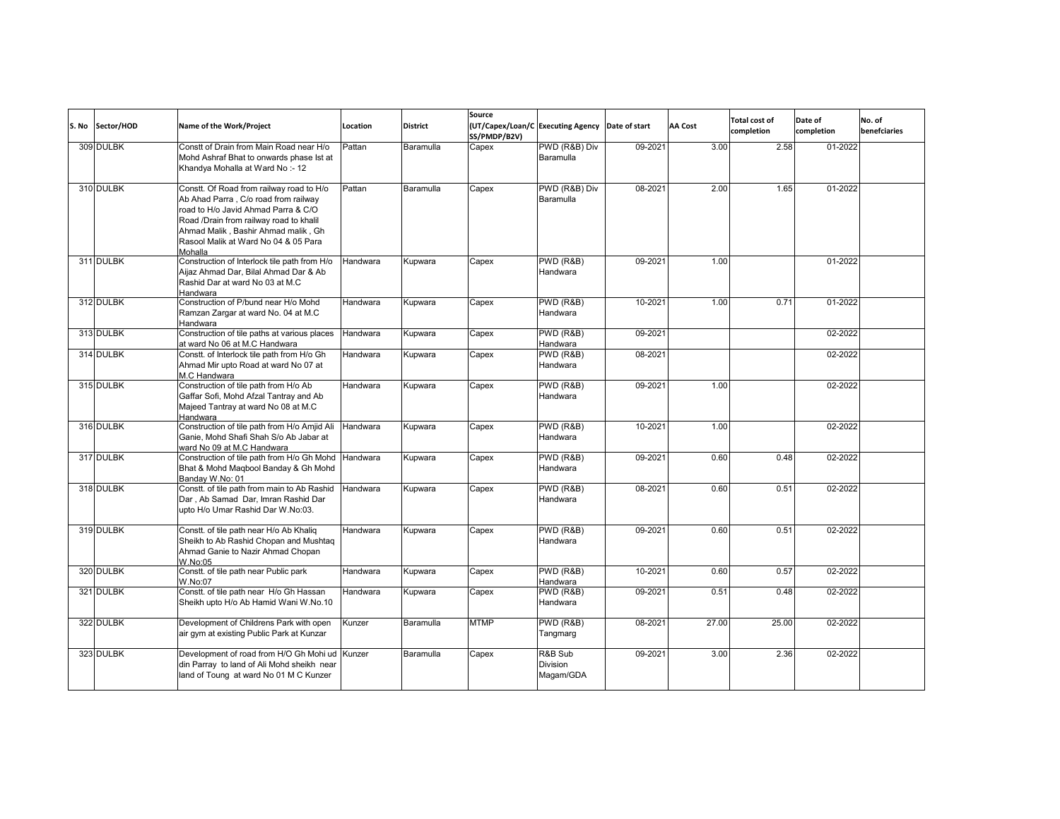| S. No | Sector/HOD | Name of the Work/Project | Location | District | Source (UT/Capex/Loan/CSS/PMDP/B2V) | Executing Agency | Date of start | AA Cost | Total cost of completion | Date of completion | No. of benefciaries |
|---|---|---|---|---|---|---|---|---|---|---|---|
| 309 | DULBK | Constt of Drain from Main Road near H/o Mohd Ashraf Bhat to onwards phase Ist at Khandya Mohalla at Ward No :- 12 | Pattan | Baramulla | Capex | PWD (R&B) Div Baramulla | 09-2021 | 3.00 | 2.58 | 01-2022 | |
| 310 | DULBK | Constt. Of Road from railway road to H/o Ab Ahad Parra , C/o road from railway road to H/o Javid Ahmad Parra & C/O Road /Drain from railway road to khalil Ahmad Malik , Bashir Ahmad malik , Gh Rasool Malik at Ward No 04 & 05 Para Mohalla | Pattan | Baramulla | Capex | PWD (R&B) Div Baramulla | 08-2021 | 2.00 | 1.65 | 01-2022 | |
| 311 | DULBK | Construction of Interlock tile path from H/o Aijaz Ahmad Dar, Bilal Ahmad Dar & Ab Rashid Dar at ward No 03 at M.C Handwara | Handwara | Kupwara | Capex | PWD (R&B) Handwara | 09-2021 | 1.00 | | 01-2022 | |
| 312 | DULBK | Construction of P/bund near H/o Mohd Ramzan Zargar at ward No. 04 at M.C Handwara | Handwara | Kupwara | Capex | PWD (R&B) Handwara | 10-2021 | 1.00 | 0.71 | 01-2022 | |
| 313 | DULBK | Construction of tile paths at various places at ward No 06 at M.C Handwara | Handwara | Kupwara | Capex | PWD (R&B) Handwara | 09-2021 | | | 02-2022 | |
| 314 | DULBK | Constt. of Interlock tile path from H/o Gh Ahmad Mir upto Road at ward No 07 at M.C Handwara | Handwara | Kupwara | Capex | PWD (R&B) Handwara | 08-2021 | | | 02-2022 | |
| 315 | DULBK | Construction of tile path from H/o Ab Gaffar Sofi, Mohd Afzal Tantray and Ab Majeed Tantray at ward No 08 at M.C Handwara | Handwara | Kupwara | Capex | PWD (R&B) Handwara | 09-2021 | 1.00 | | 02-2022 | |
| 316 | DULBK | Construction of tile path from H/o Amjid Ali Ganie, Mohd Shafi Shah S/o Ab Jabar at ward No 09 at M.C Handwara | Handwara | Kupwara | Capex | PWD (R&B) Handwara | 10-2021 | 1.00 | | 02-2022 | |
| 317 | DULBK | Construction of tile path from H/o Gh Mohd Bhat & Mohd Maqbool Banday & Gh Mohd Banday W.No: 01 | Handwara | Kupwara | Capex | PWD (R&B) Handwara | 09-2021 | 0.60 | 0.48 | 02-2022 | |
| 318 | DULBK | Constt. of tile path from main to Ab Rashid Dar , Ab Samad Dar, Imran Rashid Dar upto H/o Umar Rashid Dar W.No:03. | Handwara | Kupwara | Capex | PWD (R&B) Handwara | 08-2021 | 0.60 | 0.51 | 02-2022 | |
| 319 | DULBK | Constt. of tile path near H/o Ab Khaliq Sheikh to Ab Rashid Chopan and Mushtaq Ahmad Ganie to Nazir Ahmad Chopan W.No:05 | Handwara | Kupwara | Capex | PWD (R&B) Handwara | 09-2021 | 0.60 | 0.51 | 02-2022 | |
| 320 | DULBK | Constt. of tile path near Public park W.No:07 | Handwara | Kupwara | Capex | PWD (R&B) Handwara | 10-2021 | 0.60 | 0.57 | 02-2022 | |
| 321 | DULBK | Constt. of tile path near H/o Gh Hassan Sheikh upto H/o Ab Hamid Wani W.No.10 | Handwara | Kupwara | Capex | PWD (R&B) Handwara | 09-2021 | 0.51 | 0.48 | 02-2022 | |
| 322 | DULBK | Development of Childrens Park with open air gym at existing Public Park at Kunzar | Kunzer | Baramulla | MTMP | PWD (R&B) Tangmarg | 08-2021 | 27.00 | 25.00 | 02-2022 | |
| 323 | DULBK | Development of road from H/O Gh Mohi ud din Parray to land of Ali Mohd sheikh near land of Toung at ward No 01 M C Kunzer | Kunzer | Baramulla | Capex | R&B Sub Division Magam/GDA | 09-2021 | 3.00 | 2.36 | 02-2022 | |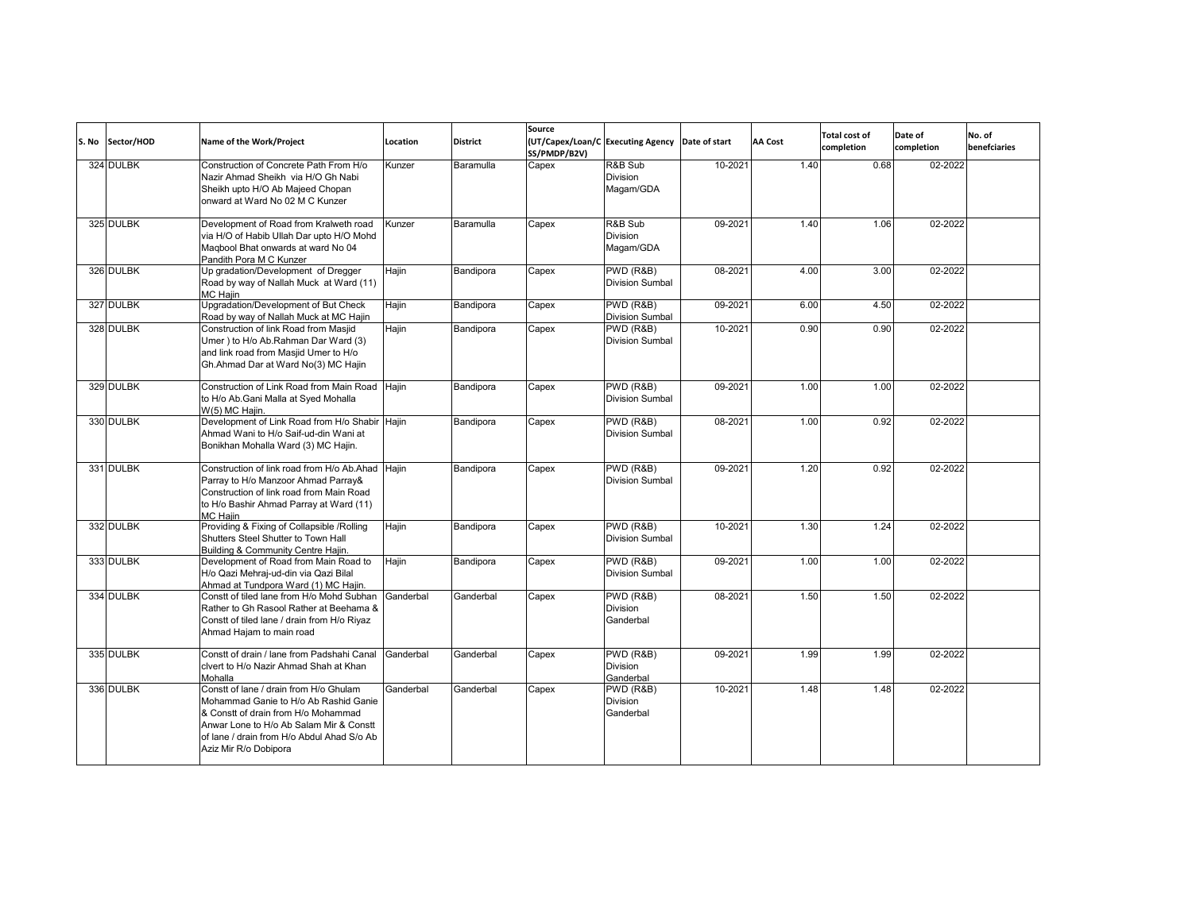| S. No | Sector/HOD | Name of the Work/Project | Location | District | Source (UT/Capex/Loan/CSS/PMDP/B2V) | Executing Agency | Date of start | AA Cost | Total cost of completion | Date of completion | No. of benefciaries |
|---|---|---|---|---|---|---|---|---|---|---|---|
| 324 | DULBK | Construction of Concrete Path From H/o Nazir Ahmad Sheikh via H/O Gh Nabi Sheikh upto H/O Ab Majeed Chopan onward at Ward No 02 M C Kunzer | Kunzer | Baramulla | Capex | R&B Sub Division Magam/GDA | 10-2021 | 1.40 | 0.68 | 02-2022 | |
| 325 | DULBK | Development of Road from Kralweth road via H/O of Habib Ullah Dar upto H/O Mohd Maqbool Bhat onwards at ward No 04 Pandith Pora M C Kunzer | Kunzer | Baramulla | Capex | R&B Sub Division Magam/GDA | 09-2021 | 1.40 | 1.06 | 02-2022 | |
| 326 | DULBK | Up gradation/Development of Dregger Road by way of Nallah Muck at Ward (11) MC Hajin | Hajin | Bandipora | Capex | PWD (R&B) Division Sumbal | 08-2021 | 4.00 | 3.00 | 02-2022 | |
| 327 | DULBK | Upgradation/Development of But Check Road by way of Nallah Muck at MC Hajin | Hajin | Bandipora | Capex | PWD (R&B) Division Sumbal | 09-2021 | 6.00 | 4.50 | 02-2022 | |
| 328 | DULBK | Construction of link Road from Masjid Umer ) to H/o Ab.Rahman Dar Ward (3) and link road from Masjid Umer to H/o Gh.Ahmad Dar at Ward No(3) MC Hajin | Hajin | Bandipora | Capex | PWD (R&B) Division Sumbal | 10-2021 | 0.90 | 0.90 | 02-2022 | |
| 329 | DULBK | Construction of Link Road from Main Road to H/o Ab.Gani Malla at Syed Mohalla W(5) MC Hajin. | Hajin | Bandipora | Capex | PWD (R&B) Division Sumbal | 09-2021 | 1.00 | 1.00 | 02-2022 | |
| 330 | DULBK | Development of Link Road from H/o Shabir Ahmad Wani to H/o Saif-ud-din Wani at Bonikhan Mohalla Ward (3) MC Hajin. | Hajin | Bandipora | Capex | PWD (R&B) Division Sumbal | 08-2021 | 1.00 | 0.92 | 02-2022 | |
| 331 | DULBK | Construction of link road from H/o Ab.Ahad Parray to H/o Manzoor Ahmad Parray& Construction of link road from Main Road to H/o Bashir Ahmad Parray at Ward (11) MC Hajin | Hajin | Bandipora | Capex | PWD (R&B) Division Sumbal | 09-2021 | 1.20 | 0.92 | 02-2022 | |
| 332 | DULBK | Providing & Fixing of Collapsible /Rolling Shutters Steel Shutter to Town Hall Building & Community Centre Hajin. | Hajin | Bandipora | Capex | PWD (R&B) Division Sumbal | 10-2021 | 1.30 | 1.24 | 02-2022 | |
| 333 | DULBK | Development of Road from Main Road to H/o Qazi Mehraj-ud-din via Qazi Bilal Ahmad at Tundpora Ward (1) MC Hajin. | Hajin | Bandipora | Capex | PWD (R&B) Division Sumbal | 09-2021 | 1.00 | 1.00 | 02-2022 | |
| 334 | DULBK | Constt of tiled lane from H/o Mohd Subhan Rather to Gh Rasool Rather at Beehama & Constt of tiled lane / drain from H/o Riyaz Ahmad Hajam to main road | Ganderbal | Ganderbal | Capex | PWD (R&B) Division Ganderbal | 08-2021 | 1.50 | 1.50 | 02-2022 | |
| 335 | DULBK | Constt of drain / lane from Padshahi Canal clvert to H/o Nazir Ahmad Shah at Khan Mohalla | Ganderbal | Ganderbal | Capex | PWD (R&B) Division Ganderbal | 09-2021 | 1.99 | 1.99 | 02-2022 | |
| 336 | DULBK | Constt of lane / drain from H/o Ghulam Mohammad Ganie to H/o Ab Rashid Ganie & Constt of drain from H/o Mohammad Anwar Lone to H/o Ab Salam Mir & Constt of lane / drain from H/o Abdul Ahad S/o Ab Aziz Mir R/o Dobipora | Ganderbal | Ganderbal | Capex | PWD (R&B) Division Ganderbal | 10-2021 | 1.48 | 1.48 | 02-2022 | |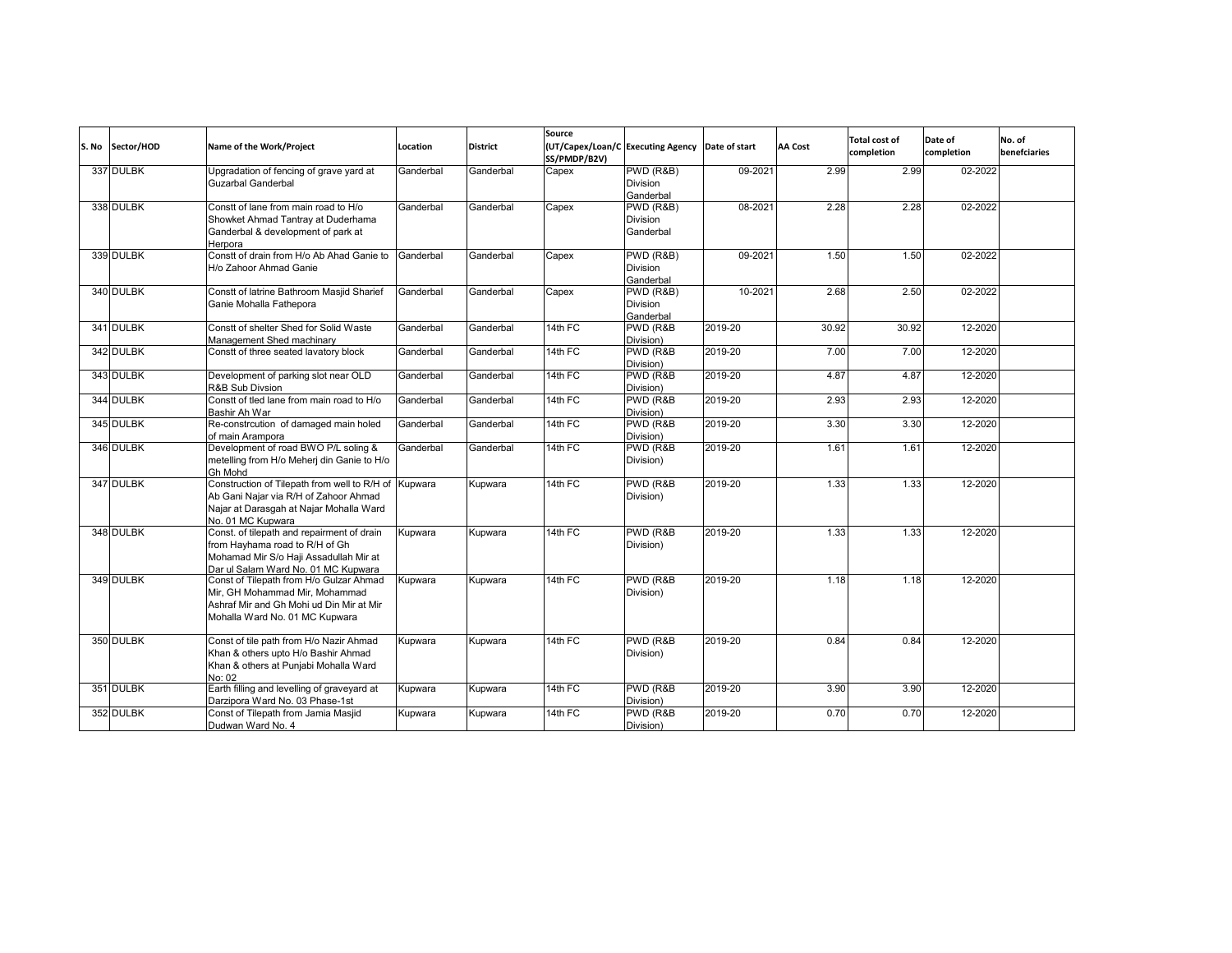| S. No | Sector/HOD | Name of the Work/Project | Location | District | Source (UT/Capex/Loan/CSS/PMDP/B2V) | Executing Agency | Date of start | AA Cost | Total cost of completion | Date of completion | No. of benefciaries |
|---|---|---|---|---|---|---|---|---|---|---|---|
| 337 | DULBK | Upgradation of fencing of grave yard at Guzarbal Ganderbal | Ganderbal | Ganderbal | Capex | PWD (R&B) Division Ganderbal | 09-2021 | 2.99 | 2.99 | 02-2022 | |
| 338 | DULBK | Constt of lane from main road to H/o Showket Ahmad Tantray at Duderhama Ganderbal & development of park at Herpora | Ganderbal | Ganderbal | Capex | PWD (R&B) Division Ganderbal | 08-2021 | 2.28 | 2.28 | 02-2022 | |
| 339 | DULBK | Constt of drain from H/o Ab Ahad Ganie to H/o Zahoor Ahmad Ganie | Ganderbal | Ganderbal | Capex | PWD (R&B) Division Ganderbal | 09-2021 | 1.50 | 1.50 | 02-2022 | |
| 340 | DULBK | Constt of latrine Bathroom Masjid Sharief Ganie Mohalla Fathepora | Ganderbal | Ganderbal | Capex | PWD (R&B) Division Ganderbal | 10-2021 | 2.68 | 2.50 | 02-2022 | |
| 341 | DULBK | Constt of shelter Shed for Solid Waste Management Shed machinary | Ganderbal | Ganderbal | 14th FC | PWD (R&B Division) | 2019-20 | 30.92 | 30.92 | 12-2020 | |
| 342 | DULBK | Constt of three seated lavatory block | Ganderbal | Ganderbal | 14th FC | PWD (R&B Division) | 2019-20 | 7.00 | 7.00 | 12-2020 | |
| 343 | DULBK | Development of parking slot near OLD R&B Sub Divsion | Ganderbal | Ganderbal | 14th FC | PWD (R&B Division) | 2019-20 | 4.87 | 4.87 | 12-2020 | |
| 344 | DULBK | Constt of tled lane from main road to H/o Bashir Ah War | Ganderbal | Ganderbal | 14th FC | PWD (R&B Division) | 2019-20 | 2.93 | 2.93 | 12-2020 | |
| 345 | DULBK | Re-constrcution of damaged main holed of main Arampora | Ganderbal | Ganderbal | 14th FC | PWD (R&B Division) | 2019-20 | 3.30 | 3.30 | 12-2020 | |
| 346 | DULBK | Development of road BWO P/L soling & metelling from H/o Meherj din Ganie to H/o Gh Mohd | Ganderbal | Ganderbal | 14th FC | PWD (R&B Division) | 2019-20 | 1.61 | 1.61 | 12-2020 | |
| 347 | DULBK | Construction of Tilepath from well to R/H of Ab Gani Najar via R/H of Zahoor Ahmad Najar at Darasgah at Najar Mohalla Ward No. 01 MC Kupwara | Kupwara | Kupwara | 14th FC | PWD (R&B Division) | 2019-20 | 1.33 | 1.33 | 12-2020 | |
| 348 | DULBK | Const. of tilepath and repairment of drain from Hayhama road to R/H of Gh Mohamad Mir S/o Haji Assadullah Mir at Dar ul Salam Ward No. 01 MC Kupwara | Kupwara | Kupwara | 14th FC | PWD (R&B Division) | 2019-20 | 1.33 | 1.33 | 12-2020 | |
| 349 | DULBK | Const of Tilepath from H/o Gulzar Ahmad Mir, GH Mohammad Mir, Mohammad Ashraf Mir and Gh Mohi ud Din Mir at Mir Mohalla Ward No. 01 MC Kupwara | Kupwara | Kupwara | 14th FC | PWD (R&B Division) | 2019-20 | 1.18 | 1.18 | 12-2020 | |
| 350 | DULBK | Const of tile path from H/o Nazir Ahmad Khan & others upto H/o Bashir Ahmad Khan & others at Punjabi Mohalla Ward No: 02 | Kupwara | Kupwara | 14th FC | PWD (R&B Division) | 2019-20 | 0.84 | 0.84 | 12-2020 | |
| 351 | DULBK | Earth filling and levelling of graveyard at Darzipora Ward No. 03 Phase-1st | Kupwara | Kupwara | 14th FC | PWD (R&B Division) | 2019-20 | 3.90 | 3.90 | 12-2020 | |
| 352 | DULBK | Const of Tilepath from Jamia Masjid Dudwan Ward No. 4 | Kupwara | Kupwara | 14th FC | PWD (R&B Division) | 2019-20 | 0.70 | 0.70 | 12-2020 | |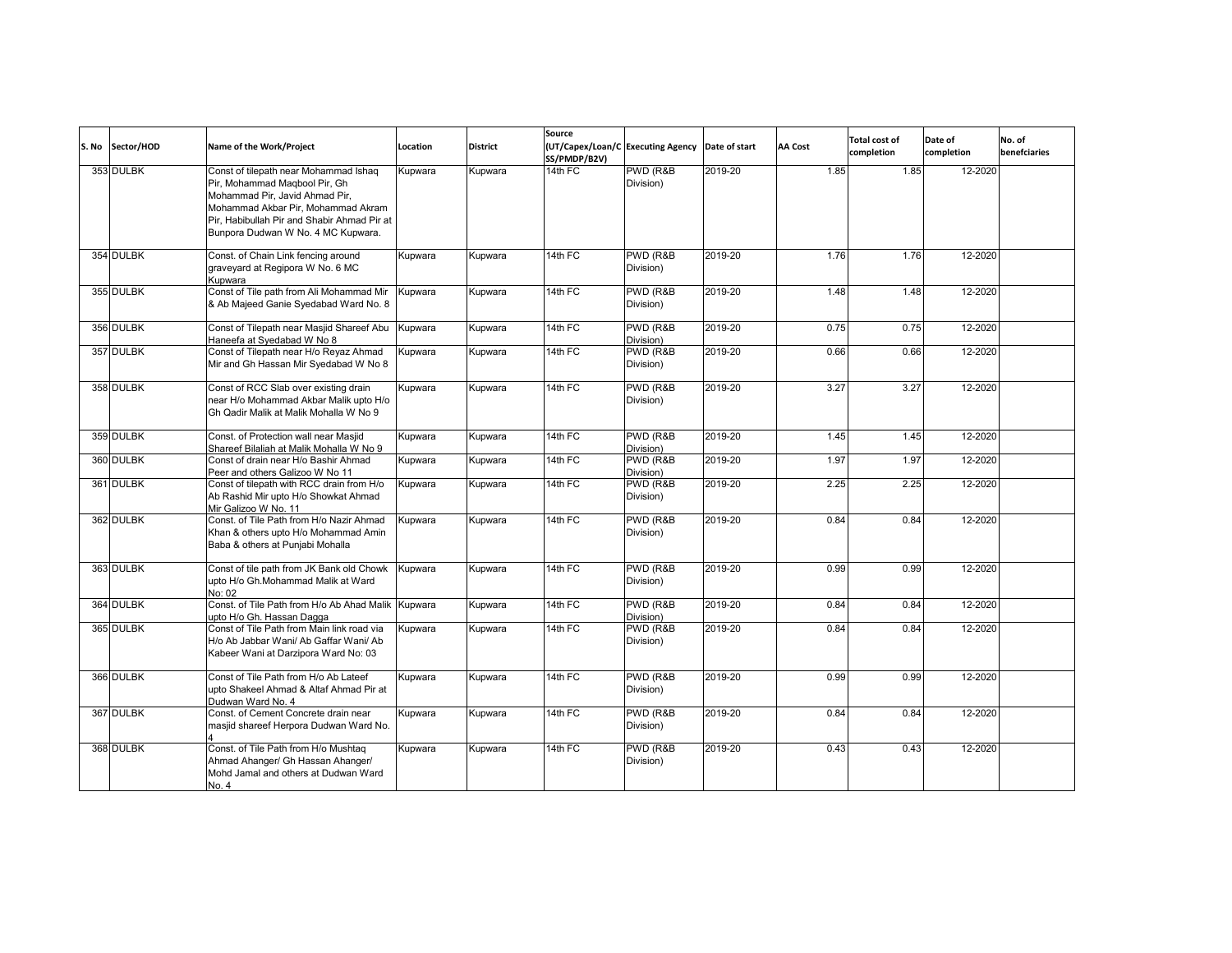| S. No | Sector/HOD | Name of the Work/Project | Location | District | Source (UT/Capex/Loan/CSS/PMDP/B2V) | Executing Agency | Date of start | AA Cost | Total cost of completion | Date of completion | No. of benefciaries |
|---|---|---|---|---|---|---|---|---|---|---|---|
| 353 | DULBK | Const of tilepath near Mohammad Ishaq Pir, Mohammad Maqbool Pir, Gh Mohammad Pir, Javid Ahmad Pir, Mohammad Akbar Pir, Mohammad Akram Pir, Habibullah Pir and Shabir Ahmad Pir at Bunpora Dudwan W No. 4 MC Kupwara. | Kupwara | Kupwara | 14th FC | PWD (R&B Division) | 2019-20 | 1.85 | 1.85 | 12-2020 | |
| 354 | DULBK | Const. of Chain Link fencing around graveyard at Regipora W No. 6 MC Kupwara | Kupwara | Kupwara | 14th FC | PWD (R&B Division) | 2019-20 | 1.76 | 1.76 | 12-2020 | |
| 355 | DULBK | Const of Tile path from Ali Mohammad Mir & Ab Majeed Ganie Syedabad Ward No. 8 | Kupwara | Kupwara | 14th FC | PWD (R&B Division) | 2019-20 | 1.48 | 1.48 | 12-2020 | |
| 356 | DULBK | Const of Tilepath near Masjid Shareef Abu Haneefa at Syedabad W No 8 | Kupwara | Kupwara | 14th FC | PWD (R&B Division) | 2019-20 | 0.75 | 0.75 | 12-2020 | |
| 357 | DULBK | Const of Tilepath near H/o Reyaz Ahmad Mir and Gh Hassan Mir Syedabad W No 8 | Kupwara | Kupwara | 14th FC | PWD (R&B Division) | 2019-20 | 0.66 | 0.66 | 12-2020 | |
| 358 | DULBK | Const of RCC Slab over existing drain near H/o Mohammad Akbar Malik upto H/o Gh Qadir Malik at Malik Mohalla W No 9 | Kupwara | Kupwara | 14th FC | PWD (R&B Division) | 2019-20 | 3.27 | 3.27 | 12-2020 | |
| 359 | DULBK | Const. of Protection wall near Masjid Shareef Bilaliah at Malik Mohalla W No 9 | Kupwara | Kupwara | 14th FC | PWD (R&B Division) | 2019-20 | 1.45 | 1.45 | 12-2020 | |
| 360 | DULBK | Const of drain near H/o Bashir Ahmad Peer and others Galizoo W No 11 | Kupwara | Kupwara | 14th FC | PWD (R&B Division) | 2019-20 | 1.97 | 1.97 | 12-2020 | |
| 361 | DULBK | Const of tilepath with RCC drain from H/o Ab Rashid Mir upto H/o Showkat Ahmad Mir Galizoo W No. 11 | Kupwara | Kupwara | 14th FC | PWD (R&B Division) | 2019-20 | 2.25 | 2.25 | 12-2020 | |
| 362 | DULBK | Const. of Tile Path from H/o Nazir Ahmad Khan & others upto H/o Mohammad Amin Baba & others at Punjabi Mohalla | Kupwara | Kupwara | 14th FC | PWD (R&B Division) | 2019-20 | 0.84 | 0.84 | 12-2020 | |
| 363 | DULBK | Const of tile path from JK Bank old Chowk upto H/o Gh.Mohammad Malik at Ward No: 02 | Kupwara | Kupwara | 14th FC | PWD (R&B Division) | 2019-20 | 0.99 | 0.99 | 12-2020 | |
| 364 | DULBK | Const. of Tile Path from H/o Ab Ahad Malik upto H/o Gh. Hassan Dagga | Kupwara | Kupwara | 14th FC | PWD (R&B Division) | 2019-20 | 0.84 | 0.84 | 12-2020 | |
| 365 | DULBK | Const of Tile Path from Main link road via H/o Ab Jabbar Wani/ Ab Gaffar Wani/ Ab Kabeer Wani at Darzipora Ward No: 03 | Kupwara | Kupwara | 14th FC | PWD (R&B Division) | 2019-20 | 0.84 | 0.84 | 12-2020 | |
| 366 | DULBK | Const of Tile Path from H/o Ab Lateef upto Shakeel Ahmad & Altaf Ahmad Pir at Dudwan Ward No. 4 | Kupwara | Kupwara | 14th FC | PWD (R&B Division) | 2019-20 | 0.99 | 0.99 | 12-2020 | |
| 367 | DULBK | Const. of Cement Concrete drain near masjid shareef Herpora Dudwan Ward No. 4 | Kupwara | Kupwara | 14th FC | PWD (R&B Division) | 2019-20 | 0.84 | 0.84 | 12-2020 | |
| 368 | DULBK | Const. of Tile Path from H/o Mushtaq Ahmad Ahanger/ Gh Hassan Ahanger/ Mohd Jamal and others at Dudwan Ward No. 4 | Kupwara | Kupwara | 14th FC | PWD (R&B Division) | 2019-20 | 0.43 | 0.43 | 12-2020 | |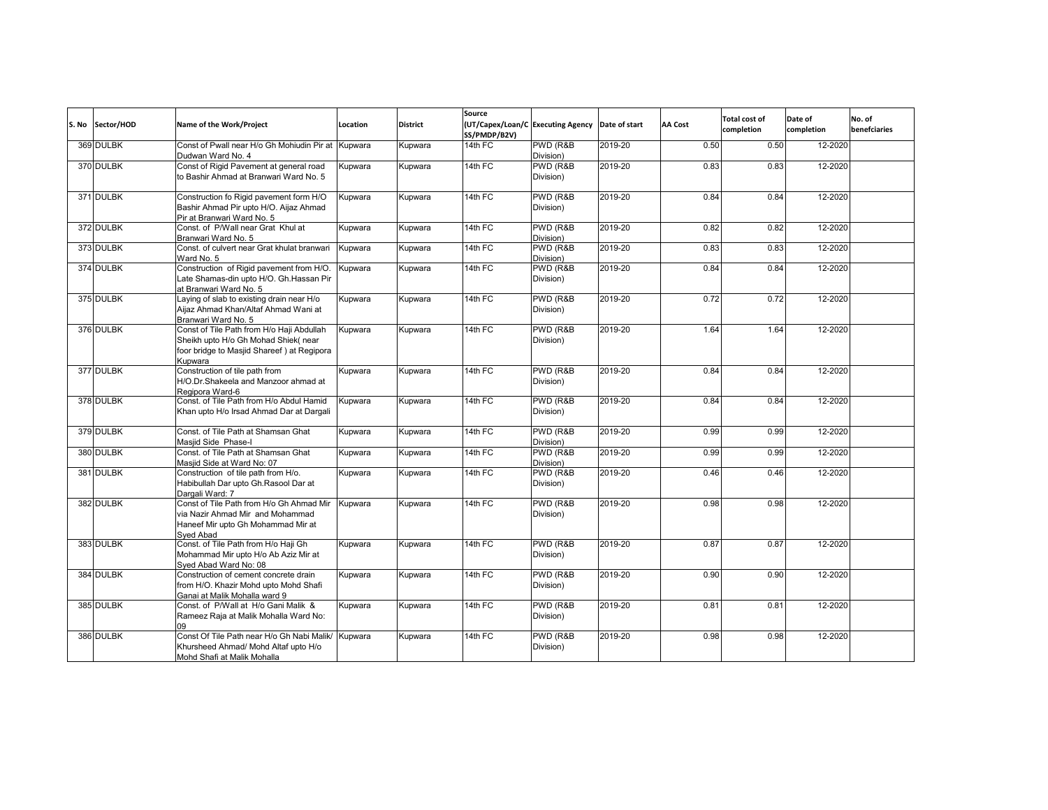| S. No | Sector/HOD | Name of the Work/Project | Location | District | Source (UT/Capex/Loan/CSS/PMDP/B2V) | Executing Agency | Date of start | AA Cost | Total cost of completion | Date of completion | No. of benefciaries |
|---|---|---|---|---|---|---|---|---|---|---|---|
| 369 | DULBK | Const of Pwall near H/o Gh Mohiudin Pir at Dudwan Ward No. 4 | Kupwara | Kupwara | 14th FC | PWD (R&B Division) | 2019-20 | 0.50 | 0.50 | 12-2020 | |
| 370 | DULBK | Const of Rigid Pavement at general road to Bashir Ahmad at Branwari Ward No. 5 | Kupwara | Kupwara | 14th FC | PWD (R&B Division) | 2019-20 | 0.83 | 0.83 | 12-2020 | |
| 371 | DULBK | Construction fo Rigid pavement form H/O Bashir Ahmad Pir upto H/O. Aijaz Ahmad Pir at Branwari Ward No. 5 | Kupwara | Kupwara | 14th FC | PWD (R&B Division) | 2019-20 | 0.84 | 0.84 | 12-2020 | |
| 372 | DULBK | Const. of P/Wall near Grat Khul at Branwari Ward No. 5 | Kupwara | Kupwara | 14th FC | PWD (R&B Division) | 2019-20 | 0.82 | 0.82 | 12-2020 | |
| 373 | DULBK | Const. of culvert near Grat khulat branwari Ward No. 5 | Kupwara | Kupwara | 14th FC | PWD (R&B Division) | 2019-20 | 0.83 | 0.83 | 12-2020 | |
| 374 | DULBK | Construction of Rigid pavement from H/O. Late Shamas-din upto H/O. Gh.Hassan Pir at Branwari Ward No. 5 | Kupwara | Kupwara | 14th FC | PWD (R&B Division) | 2019-20 | 0.84 | 0.84 | 12-2020 | |
| 375 | DULBK | Laying of slab to existing drain near H/o Aijaz Ahmad Khan/Altaf Ahmad Wani at Branwari Ward No. 5 | Kupwara | Kupwara | 14th FC | PWD (R&B Division) | 2019-20 | 0.72 | 0.72 | 12-2020 | |
| 376 | DULBK | Const of Tile Path from H/o Haji Abdullah Sheikh upto H/o Gh Mohad Shiek( near foor bridge to Masjid Shareef ) at Regipora Kupwara | Kupwara | Kupwara | 14th FC | PWD (R&B Division) | 2019-20 | 1.64 | 1.64 | 12-2020 | |
| 377 | DULBK | Construction of tile path from H/O.Dr.Shakeela and Manzoor ahmad at Regipora Ward-6 | Kupwara | Kupwara | 14th FC | PWD (R&B Division) | 2019-20 | 0.84 | 0.84 | 12-2020 | |
| 378 | DULBK | Const. of Tile Path from H/o Abdul Hamid Khan upto H/o Irsad Ahmad Dar at Dargali | Kupwara | Kupwara | 14th FC | PWD (R&B Division) | 2019-20 | 0.84 | 0.84 | 12-2020 | |
| 379 | DULBK | Const. of Tile Path at Shamsan Ghat Masjid Side Phase-I | Kupwara | Kupwara | 14th FC | PWD (R&B Division) | 2019-20 | 0.99 | 0.99 | 12-2020 | |
| 380 | DULBK | Const. of Tile Path at Shamsan Ghat Masjid Side at Ward No: 07 | Kupwara | Kupwara | 14th FC | PWD (R&B Division) | 2019-20 | 0.99 | 0.99 | 12-2020 | |
| 381 | DULBK | Construction of tile path from H/o. Habibullah Dar upto Gh.Rasool Dar at Dargali Ward: 7 | Kupwara | Kupwara | 14th FC | PWD (R&B Division) | 2019-20 | 0.46 | 0.46 | 12-2020 | |
| 382 | DULBK | Const of Tile Path from H/o Gh Ahmad Mir via Nazir Ahmad Mir and Mohammad Haneef Mir upto Gh Mohammad Mir at Syed Abad | Kupwara | Kupwara | 14th FC | PWD (R&B Division) | 2019-20 | 0.98 | 0.98 | 12-2020 | |
| 383 | DULBK | Const. of Tile Path from H/o Haji Gh Mohammad Mir upto H/o Ab Aziz Mir at Syed Abad Ward No: 08 | Kupwara | Kupwara | 14th FC | PWD (R&B Division) | 2019-20 | 0.87 | 0.87 | 12-2020 | |
| 384 | DULBK | Construction of cement concrete drain from H/O. Khazir Mohd upto Mohd Shafi Ganai at Malik Mohalla ward 9 | Kupwara | Kupwara | 14th FC | PWD (R&B Division) | 2019-20 | 0.90 | 0.90 | 12-2020 | |
| 385 | DULBK | Const. of P/Wall at H/o Gani Malik & Rameez Raja at Malik Mohalla Ward No: 09 | Kupwara | Kupwara | 14th FC | PWD (R&B Division) | 2019-20 | 0.81 | 0.81 | 12-2020 | |
| 386 | DULBK | Const Of Tile Path near H/o Gh Nabi Malik/ Khursheed Ahmad/ Mohd Altaf upto H/o Mohd Shafi at Malik Mohalla | Kupwara | Kupwara | 14th FC | PWD (R&B Division) | 2019-20 | 0.98 | 0.98 | 12-2020 | |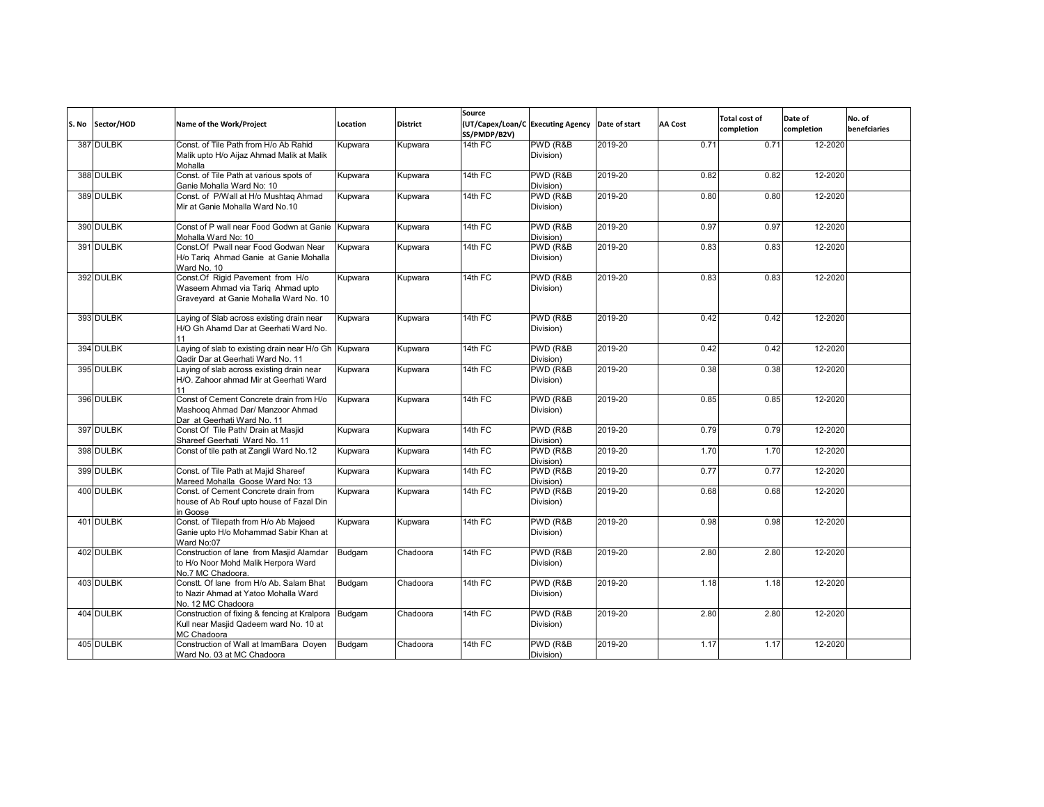| S. No | Sector/HOD | Name of the Work/Project | Location | District | Source (UT/Capex/Loan/CSS/PMDP/B2V) | Executing Agency | Date of start | AA Cost | Total cost of completion | Date of completion | No. of benefciaries |
|---|---|---|---|---|---|---|---|---|---|---|---|
| 387 | DULBK | Const. of Tile Path from H/o Ab Rahid Malik upto H/o Aijaz Ahmad Malik at Malik Mohalla | Kupwara | Kupwara | 14th FC | PWD (R&B Division) | 2019-20 | 0.71 | 0.71 | 12-2020 | |
| 388 | DULBK | Const. of Tile Path at various spots of Ganie Mohalla Ward No: 10 | Kupwara | Kupwara | 14th FC | PWD (R&B Division) | 2019-20 | 0.82 | 0.82 | 12-2020 | |
| 389 | DULBK | Const. of P/Wall at H/o Mushtaq Ahmad Mir at Ganie Mohalla Ward No.10 | Kupwara | Kupwara | 14th FC | PWD (R&B Division) | 2019-20 | 0.80 | 0.80 | 12-2020 | |
| 390 | DULBK | Const of P wall near Food Godwn at Ganie Mohalla Ward No: 10 | Kupwara | Kupwara | 14th FC | PWD (R&B Division) | 2019-20 | 0.97 | 0.97 | 12-2020 | |
| 391 | DULBK | Const.Of Pwall near Food Godwan Near H/o Tariq Ahmad Ganie at Ganie Mohalla Ward No. 10 | Kupwara | Kupwara | 14th FC | PWD (R&B Division) | 2019-20 | 0.83 | 0.83 | 12-2020 | |
| 392 | DULBK | Const.Of Rigid Pavement from H/o Waseem Ahmad via Tariq Ahmad upto Graveyard at Ganie Mohalla Ward No. 10 | Kupwara | Kupwara | 14th FC | PWD (R&B Division) | 2019-20 | 0.83 | 0.83 | 12-2020 | |
| 393 | DULBK | Laying of Slab across existing drain near H/O Gh Ahamd Dar at Geerhati Ward No. 11 | Kupwara | Kupwara | 14th FC | PWD (R&B Division) | 2019-20 | 0.42 | 0.42 | 12-2020 | |
| 394 | DULBK | Laying of slab to existing drain near H/o Gh Qadir Dar at Geerhati Ward No. 11 | Kupwara | Kupwara | 14th FC | PWD (R&B Division) | 2019-20 | 0.42 | 0.42 | 12-2020 | |
| 395 | DULBK | Laying of slab across existing drain near H/O. Zahoor ahmad Mir at Geerhati Ward 11 | Kupwara | Kupwara | 14th FC | PWD (R&B Division) | 2019-20 | 0.38 | 0.38 | 12-2020 | |
| 396 | DULBK | Const of Cement Concrete drain from H/o Mashooq Ahmad Dar/ Manzoor Ahmad Dar at Geerhati Ward No. 11 | Kupwara | Kupwara | 14th FC | PWD (R&B Division) | 2019-20 | 0.85 | 0.85 | 12-2020 | |
| 397 | DULBK | Const Of Tile Path/ Drain at Masjid Shareef Geerhati Ward No. 11 | Kupwara | Kupwara | 14th FC | PWD (R&B Division) | 2019-20 | 0.79 | 0.79 | 12-2020 | |
| 398 | DULBK | Const of tile path at Zangli Ward No.12 | Kupwara | Kupwara | 14th FC | PWD (R&B Division) | 2019-20 | 1.70 | 1.70 | 12-2020 | |
| 399 | DULBK | Const. of Tile Path at Majid Shareef Mareed Mohalla Goose Ward No: 13 | Kupwara | Kupwara | 14th FC | PWD (R&B Division) | 2019-20 | 0.77 | 0.77 | 12-2020 | |
| 400 | DULBK | Const. of Cement Concrete drain from house of Ab Rouf upto house of Fazal Din in Goose | Kupwara | Kupwara | 14th FC | PWD (R&B Division) | 2019-20 | 0.68 | 0.68 | 12-2020 | |
| 401 | DULBK | Const. of Tilepath from H/o Ab Majeed Ganie upto H/o Mohammad Sabir Khan at Ward No:07 | Kupwara | Kupwara | 14th FC | PWD (R&B Division) | 2019-20 | 0.98 | 0.98 | 12-2020 | |
| 402 | DULBK | Construction of lane from Masjid Alamdar to H/o Noor Mohd Malik Herpora Ward No.7 MC Chadoora. | Budgam | Chadoora | 14th FC | PWD (R&B Division) | 2019-20 | 2.80 | 2.80 | 12-2020 | |
| 403 | DULBK | Constt. Of lane from H/o Ab. Salam Bhat to Nazir Ahmad at Yatoo Mohalla Ward No. 12 MC Chadoora | Budgam | Chadoora | 14th FC | PWD (R&B Division) | 2019-20 | 1.18 | 1.18 | 12-2020 | |
| 404 | DULBK | Construction of fixing & fencing at Kralpora Kull near Masjid Qadeem ward No. 10 at MC Chadoora | Budgam | Chadoora | 14th FC | PWD (R&B Division) | 2019-20 | 2.80 | 2.80 | 12-2020 | |
| 405 | DULBK | Construction of Wall at ImamBara Doyen Ward No. 03 at MC Chadoora | Budgam | Chadoora | 14th FC | PWD (R&B Division) | 2019-20 | 1.17 | 1.17 | 12-2020 | |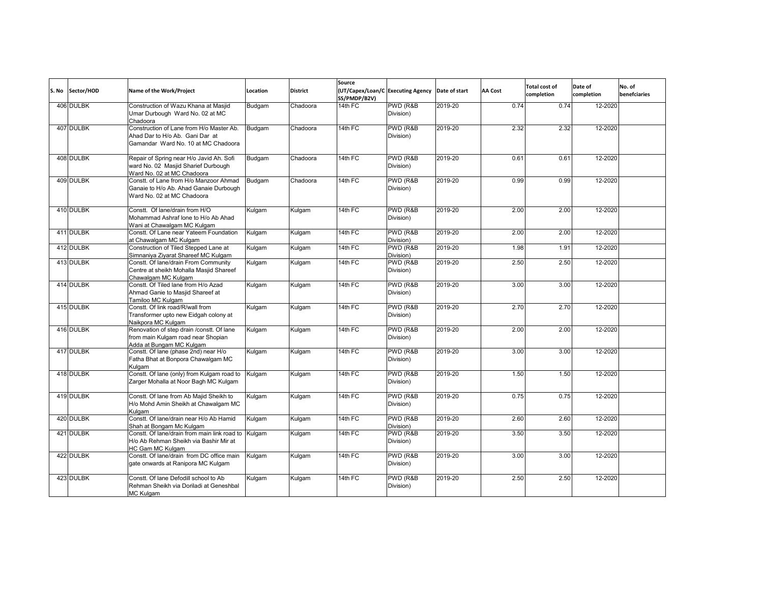| S. No | Sector/HOD | Name of the Work/Project | Location | District | Source (UT/Capex/Loan/CSS/PMDP/B2V) | Executing Agency | Date of start | AA Cost | Total cost of completion | Date of completion | No. of benefciaries |
|---|---|---|---|---|---|---|---|---|---|---|---|
| 406 | DULBK | Construction of Wazu Khana at Masjid Umar Durbough Ward No. 02 at MC Chadoora | Budgam | Chadoora | 14th FC | PWD (R&B Division) | 2019-20 | 0.74 | 0.74 | 12-2020 | |
| 407 | DULBK | Construction of Lane from H/o Master Ab. Ahad Dar to H/o Ab. Gani Dar at Gamandar Ward No. 10 at MC Chadoora | Budgam | Chadoora | 14th FC | PWD (R&B Division) | 2019-20 | 2.32 | 2.32 | 12-2020 | |
| 408 | DULBK | Repair of Spring near H/o Javid Ah. Sofi ward No. 02 Masjid Sharief Durbough Ward No. 02 at MC Chadoora | Budgam | Chadoora | 14th FC | PWD (R&B Division) | 2019-20 | 0.61 | 0.61 | 12-2020 | |
| 409 | DULBK | Constt. of Lane from H/o Manzoor Ahmad Ganaie to H/o Ab. Ahad Ganaie Durbough Ward No. 02 at MC Chadoora | Budgam | Chadoora | 14th FC | PWD (R&B Division) | 2019-20 | 0.99 | 0.99 | 12-2020 | |
| 410 | DULBK | Constt. Of lane/drain from H/O Mohammad Ashraf lone to H/o Ab Ahad Wani at Chawalgam MC Kulgam | Kulgam | Kulgam | 14th FC | PWD (R&B Division) | 2019-20 | 2.00 | 2.00 | 12-2020 | |
| 411 | DULBK | Constt. Of Lane near Yateem Foundation at Chawalgam MC Kulgam | Kulgam | Kulgam | 14th FC | PWD (R&B Division) | 2019-20 | 2.00 | 2.00 | 12-2020 | |
| 412 | DULBK | Construction of Tiled Stepped Lane at Simnaniya Ziyarat Shareef MC Kulgam | Kulgam | Kulgam | 14th FC | PWD (R&B Division) | 2019-20 | 1.98 | 1.91 | 12-2020 | |
| 413 | DULBK | Constt. Of lane/drain From Community Centre at sheikh Mohalla Masjid Shareef Chawalgam MC Kulgam | Kulgam | Kulgam | 14th FC | PWD (R&B Division) | 2019-20 | 2.50 | 2.50 | 12-2020 | |
| 414 | DULBK | Constt. Of Tiled lane from H/o Azad Ahmad Ganie to Masjid Shareef at Tamiloo MC Kulgam | Kulgam | Kulgam | 14th FC | PWD (R&B Division) | 2019-20 | 3.00 | 3.00 | 12-2020 | |
| 415 | DULBK | Constt. Of link road/R/wall from Transformer upto new Eidgah colony at Naikpora MC Kulgam | Kulgam | Kulgam | 14th FC | PWD (R&B Division) | 2019-20 | 2.70 | 2.70 | 12-2020 | |
| 416 | DULBK | Renovation of step drain /constt. Of lane from main Kulgam road near Shopian Adda at Bungam MC Kulgam | Kulgam | Kulgam | 14th FC | PWD (R&B Division) | 2019-20 | 2.00 | 2.00 | 12-2020 | |
| 417 | DULBK | Constt. Of lane (phase 2nd) near H/o Fatha Bhat at Bonpora Chawalgam MC Kulgam | Kulgam | Kulgam | 14th FC | PWD (R&B Division) | 2019-20 | 3.00 | 3.00 | 12-2020 | |
| 418 | DULBK | Constt. Of lane (only) from Kulgam road to Zarger Mohalla at Noor Bagh MC Kulgam | Kulgam | Kulgam | 14th FC | PWD (R&B Division) | 2019-20 | 1.50 | 1.50 | 12-2020 | |
| 419 | DULBK | Constt. Of lane from Ab Majid Sheikh to H/o Mohd Amin Sheikh at Chawalgam MC Kulgam | Kulgam | Kulgam | 14th FC | PWD (R&B Division) | 2019-20 | 0.75 | 0.75 | 12-2020 | |
| 420 | DULBK | Constt. Of lane/drain near H/o Ab Hamid Shah at Bongam Mc Kulgam | Kulgam | Kulgam | 14th FC | PWD (R&B Division) | 2019-20 | 2.60 | 2.60 | 12-2020 | |
| 421 | DULBK | Constt. Of lane/drain from main link road to H/o Ab Rehman Sheikh via Bashir Mir at HC Gam MC Kulgam | Kulgam | Kulgam | 14th FC | PWD (R&B Division) | 2019-20 | 3.50 | 3.50 | 12-2020 | |
| 422 | DULBK | Constt. Of lane/drain from DC office main gate onwards at Ranipora MC Kulgam | Kulgam | Kulgam | 14th FC | PWD (R&B Division) | 2019-20 | 3.00 | 3.00 | 12-2020 | |
| 423 | DULBK | Constt. Of lane Defodill school to Ab Rehman Sheikh via Doriladi at Geneshbal MC Kulgam | Kulgam | Kulgam | 14th FC | PWD (R&B Division) | 2019-20 | 2.50 | 2.50 | 12-2020 | |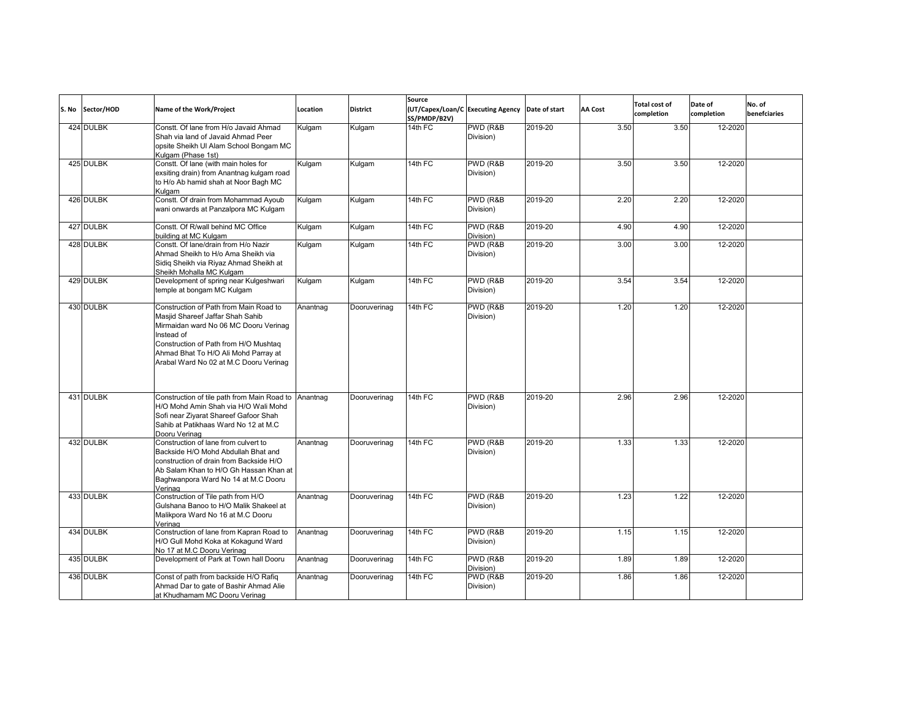| S. No | Sector/HOD | Name of the Work/Project | Location | District | Source (UT/Capex/Loan/CSS/PMDP/B2V) | Executing Agency | Date of start | AA Cost | Total cost of completion | Date of completion | No. of benefcǐaries |
|---|---|---|---|---|---|---|---|---|---|---|---|
| 424 | DULBK | Constt. Of lane from H/o Javaid Ahmad Shah via land of Javaid Ahmad Peer opsite Sheikh Ul Alam School Bongam MC Kulgam (Phase 1st) | Kulgam | Kulgam | 14th FC | PWD (R&B Division) | 2019-20 | 3.50 | 3.50 | 12-2020 | |
| 425 | DULBK | Constt. Of lane (with main holes for exsiting drain) from Anantnag kulgam road to H/o Ab hamid shah at Noor Bagh MC Kulgam | Kulgam | Kulgam | 14th FC | PWD (R&B Division) | 2019-20 | 3.50 | 3.50 | 12-2020 | |
| 426 | DULBK | Constt. Of drain from Mohammad Ayoub wani onwards at Panzalpora MC Kulgam | Kulgam | Kulgam | 14th FC | PWD (R&B Division) | 2019-20 | 2.20 | 2.20 | 12-2020 | |
| 427 | DULBK | Constt. Of R/wall behind MC Office building at MC Kulgam | Kulgam | Kulgam | 14th FC | PWD (R&B Division) | 2019-20 | 4.90 | 4.90 | 12-2020 | |
| 428 | DULBK | Constt. Of lane/drain from H/o Nazir Ahmad Sheikh to H/o Ama Sheikh via Sidiq Sheikh via Riyaz Ahmad Sheikh at Sheikh Mohalla MC Kulgam | Kulgam | Kulgam | 14th FC | PWD (R&B Division) | 2019-20 | 3.00 | 3.00 | 12-2020 | |
| 429 | DULBK | Development of spring near Kulgeshwari temple at bongam MC Kulgam | Kulgam | Kulgam | 14th FC | PWD (R&B Division) | 2019-20 | 3.54 | 3.54 | 12-2020 | |
| 430 | DULBK | Construction of Path from Main Road to Masjid Shareef Jaffar Shah Sahib Mirmaidan ward No 06 MC Dooru Verinag Instead of Construction of Path from H/O Mushtaq Ahmad Bhat To H/O Ali Mohd Parray at Arabal Ward No 02 at M.C Dooru Verinag | Anantnag | Dooruverinag | 14th FC | PWD (R&B Division) | 2019-20 | 1.20 | 1.20 | 12-2020 | |
| 431 | DULBK | Construction of tile path from Main Road to H/O Mohd Amin Shah via H/O Wali Mohd Sofi near Ziyarat Shareef Gafoor Shah Sahib at Patikhaas Ward No 12 at M.C Dooru Verinag | Anantnag | Dooruverinag | 14th FC | PWD (R&B Division) | 2019-20 | 2.96 | 2.96 | 12-2020 | |
| 432 | DULBK | Construction of lane from culvert to Backside H/O Mohd Abdullah Bhat and construction of drain from Backside H/O Ab Salam Khan to H/O Gh Hassan Khan at Baghwanpora Ward No 14 at M.C Dooru Verinag | Anantnag | Dooruverinag | 14th FC | PWD (R&B Division) | 2019-20 | 1.33 | 1.33 | 12-2020 | |
| 433 | DULBK | Construction of Tile path from H/O Gulshana Banoo to H/O Malik Shakeel at Malikpora Ward No 16 at M.C Dooru Verinag | Anantnag | Dooruverinag | 14th FC | PWD (R&B Division) | 2019-20 | 1.23 | 1.22 | 12-2020 | |
| 434 | DULBK | Construction of lane from Kapran Road to H/O Gull Mohd Koka at Kokagund Ward No 17 at M.C Dooru Verinag | Anantnag | Dooruverinag | 14th FC | PWD (R&B Division) | 2019-20 | 1.15 | 1.15 | 12-2020 | |
| 435 | DULBK | Development of Park at Town hall Dooru | Anantnag | Dooruverinag | 14th FC | PWD (R&B Division) | 2019-20 | 1.89 | 1.89 | 12-2020 | |
| 436 | DULBK | Const of path from backside H/O Rafiq Ahmad Dar to gate of Bashir Ahmad Alie at Khudhamam MC Dooru Verinag | Anantnag | Dooruverinag | 14th FC | PWD (R&B Division) | 2019-20 | 1.86 | 1.86 | 12-2020 | |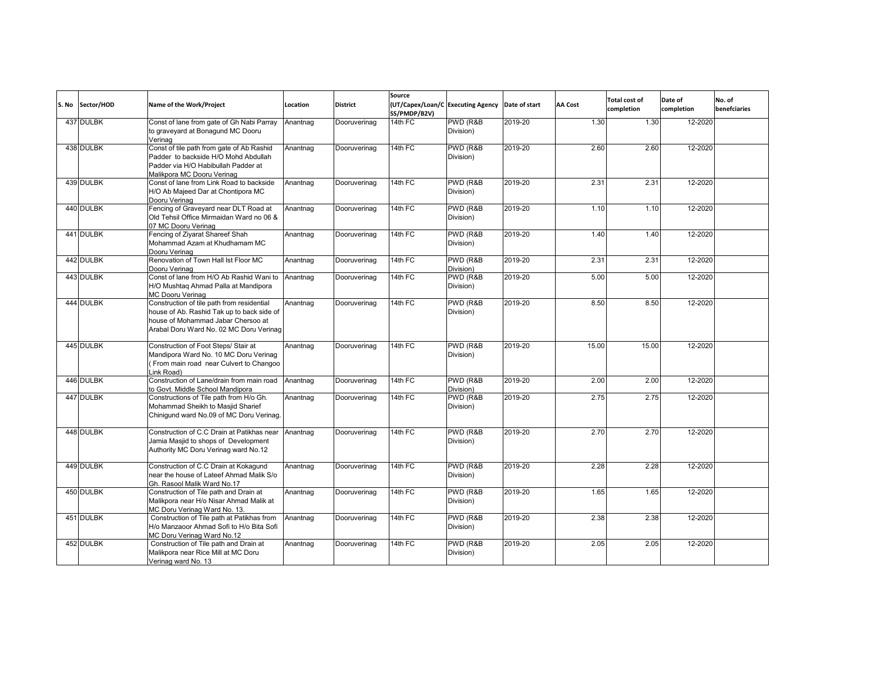| S. No | Sector/HOD | Name of the Work/Project | Location | District | Source (UT/Capex/Loan/CSS/PMDP/B2V) | Executing Agency | Date of start | AA Cost | Total cost of completion | Date of completion | No. of benefciaries |
|---|---|---|---|---|---|---|---|---|---|---|---|
| 437 | DULBK | Const of lane from gate of Gh Nabi Parray to graveyard at Bonagund MC Dooru Verinag | Anantnag | Dooruverinag | 14th FC | PWD (R&B Division) | 2019-20 | 1.30 | 1.30 | 12-2020 | |
| 438 | DULBK | Const of tile path from gate of Ab Rashid Padder to backside H/O Mohd Abdullah Padder via H/O Habibullah Padder at Malikpora MC Dooru Verinag | Anantnag | Dooruverinag | 14th FC | PWD (R&B Division) | 2019-20 | 2.60 | 2.60 | 12-2020 | |
| 439 | DULBK | Const of lane from Link Road to backside H/O Ab Majeed Dar at Chontipora MC Dooru Verinag | Anantnag | Dooruverinag | 14th FC | PWD (R&B Division) | 2019-20 | 2.31 | 2.31 | 12-2020 | |
| 440 | DULBK | Fencing of Graveyard near DLT Road at Old Tehsil Office Mirmaidan Ward no 06 & 07 MC Dooru Verinag | Anantnag | Dooruverinag | 14th FC | PWD (R&B Division) | 2019-20 | 1.10 | 1.10 | 12-2020 | |
| 441 | DULBK | Fencing of Ziyarat Shareef Shah Mohammad Azam at Khudhamam MC Dooru Verinag | Anantnag | Dooruverinag | 14th FC | PWD (R&B Division) | 2019-20 | 1.40 | 1.40 | 12-2020 | |
| 442 | DULBK | Renovation of Town Hall Ist Floor MC Dooru Verinag | Anantnag | Dooruverinag | 14th FC | PWD (R&B Division) | 2019-20 | 2.31 | 2.31 | 12-2020 | |
| 443 | DULBK | Const of lane from H/O Ab Rashid Wani to H/O Mushtaq Ahmad Palla at Mandipora MC Dooru Verinag | Anantnag | Dooruverinag | 14th FC | PWD (R&B Division) | 2019-20 | 5.00 | 5.00 | 12-2020 | |
| 444 | DULBK | Construction of tile path from residential house of Ab. Rashid Tak up to back side of house of Mohammad Jabar Chersoo at Arabal Doru Ward No. 02 MC Doru Verinag | Anantnag | Dooruverinag | 14th FC | PWD (R&B Division) | 2019-20 | 8.50 | 8.50 | 12-2020 | |
| 445 | DULBK | Construction of Foot Steps/ Stair at Mandipora Ward No. 10 MC Doru Verinag ( From main road near Culvert to Changoo Link Road) | Anantnag | Dooruverinag | 14th FC | PWD (R&B Division) | 2019-20 | 15.00 | 15.00 | 12-2020 | |
| 446 | DULBK | Construction of Lane/drain from main road to Govt. Middle School Mandipora | Anantnag | Dooruverinag | 14th FC | PWD (R&B Division) | 2019-20 | 2.00 | 2.00 | 12-2020 | |
| 447 | DULBK | Constructions of Tile path from H/o Gh. Mohammad Sheikh to Masjid Sharief Chinigund ward No.09 of MC Doru Verinag. | Anantnag | Dooruverinag | 14th FC | PWD (R&B Division) | 2019-20 | 2.75 | 2.75 | 12-2020 | |
| 448 | DULBK | Construction of C.C Drain at Patikhas near Jamia Masjid to shops of Development Authority MC Doru Verinag ward No.12 | Anantnag | Dooruverinag | 14th FC | PWD (R&B Division) | 2019-20 | 2.70 | 2.70 | 12-2020 | |
| 449 | DULBK | Construction of C.C Drain at Kokagund near the house of Lateef Ahmad Malik S/o Gh. Rasool Malik Ward No.17 | Anantnag | Dooruverinag | 14th FC | PWD (R&B Division) | 2019-20 | 2.28 | 2.28 | 12-2020 | |
| 450 | DULBK | Construction of Tile path and Drain at Malikpora near H/o Nisar Ahmad Malik at MC Doru Verinag Ward No. 13. | Anantnag | Dooruverinag | 14th FC | PWD (R&B Division) | 2019-20 | 1.65 | 1.65 | 12-2020 | |
| 451 | DULBK | Construction of Tile path at Patikhas from H/o Manzaoor Ahmad Sofi to H/o Bita Sofi MC Doru Verinag Ward No.12 | Anantnag | Dooruverinag | 14th FC | PWD (R&B Division) | 2019-20 | 2.38 | 2.38 | 12-2020 | |
| 452 | DULBK | Construction of Tile path and Drain at Malikpora near Rice Mill at MC Doru Verinag ward No. 13 | Anantnag | Dooruverinag | 14th FC | PWD (R&B Division) | 2019-20 | 2.05 | 2.05 | 12-2020 | |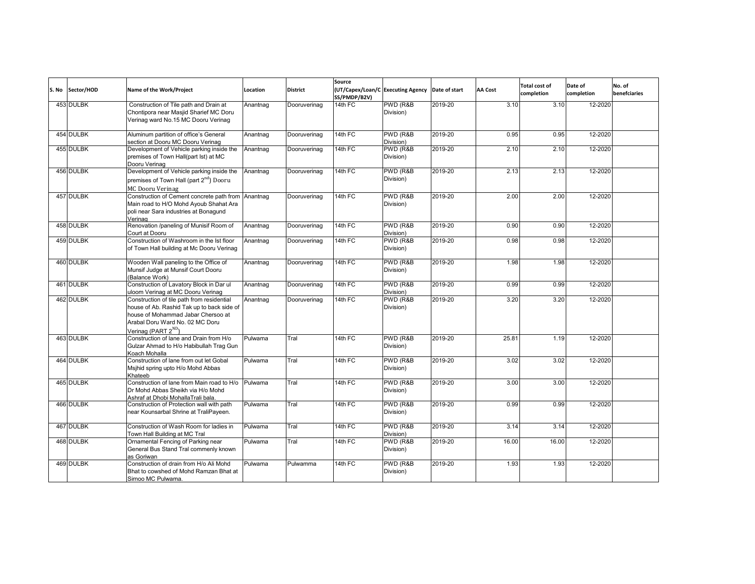| S. No | Sector/HOD | Name of the Work/Project | Location | District | Source (UT/Capex/Loan/CSS/PMDP/B2V) | Executing Agency | Date of start | AA Cost | Total cost of completion | Date of completion | No. of benefciaries |
|---|---|---|---|---|---|---|---|---|---|---|---|
| 453 | DULBK | Construction of Tile path and Drain at Chontipora near Masjid Sharief MC Doru Verinag ward No.15 MC Dooru Verinag | Anantnag | Dooruverinag | 14th FC | PWD (R&B Division) | 2019-20 | 3.10 | 3.10 | 12-2020 | |
| 454 | DULBK | Aluminum partition of office's General section at Dooru MC Dooru Verinag | Anantnag | Dooruverinag | 14th FC | PWD (R&B Division) | 2019-20 | 0.95 | 0.95 | 12-2020 | |
| 455 | DULBK | Development of Vehicle parking inside the premises of Town Hall(part Ist) at MC Dooru Verinag | Anantnag | Dooruverinag | 14th FC | PWD (R&B Division) | 2019-20 | 2.10 | 2.10 | 12-2020 | |
| 456 | DULBK | Development of Vehicle parking inside the premises of Town Hall (part 2nd) Dooru MC Dooru Verinag | Anantnag | Dooruverinag | 14th FC | PWD (R&B Division) | 2019-20 | 2.13 | 2.13 | 12-2020 | |
| 457 | DULBK | Construction of Cement concrete path from Main road to H/O Mohd Ayoub Shahat Ara poli near Sara industries at Bonagund Verinag | Anantnag | Dooruverinag | 14th FC | PWD (R&B Division) | 2019-20 | 2.00 | 2.00 | 12-2020 | |
| 458 | DULBK | Renovation /paneling of Munisif Room of Court at Dooru | Anantnag | Dooruverinag | 14th FC | PWD (R&B Division) | 2019-20 | 0.90 | 0.90 | 12-2020 | |
| 459 | DULBK | Construction of Washroom in the Ist floor of Town Hall building at Mc Dooru Verinag | Anantnag | Dooruverinag | 14th FC | PWD (R&B Division) | 2019-20 | 0.98 | 0.98 | 12-2020 | |
| 460 | DULBK | Wooden Wall paneling to the Office of Munsif Judge at Munsif Court Dooru (Balance Work) | Anantnag | Dooruverinag | 14th FC | PWD (R&B Division) | 2019-20 | 1.98 | 1.98 | 12-2020 | |
| 461 | DULBK | Construction of Lavatory Block in Dar ul uloom Verinag at MC Dooru Verinag | Anantnag | Dooruverinag | 14th FC | PWD (R&B Division) | 2019-20 | 0.99 | 0.99 | 12-2020 | |
| 462 | DULBK | Construction of tile path from residential house of Ab. Rashid Tak up to back side of house of Mohammad Jabar Chersoo at Arabal Doru Ward No. 02 MC Doru Verinag (PART 2ND) | Anantnag | Dooruverinag | 14th FC | PWD (R&B Division) | 2019-20 | 3.20 | 3.20 | 12-2020 | |
| 463 | DULBK | Construction of lane and Drain from H/o Gulzar Ahmad to H/o Habibullah Trag Gun Koach Mohalla | Pulwama | Tral | 14th FC | PWD (R&B Division) | 2019-20 | 25.81 | 1.19 | 12-2020 | |
| 464 | DULBK | Construction of lane from out let Gobal Msjhid spring upto H/o Mohd Abbas Khateeb | Pulwama | Tral | 14th FC | PWD (R&B Division) | 2019-20 | 3.02 | 3.02 | 12-2020 | |
| 465 | DULBK | Construction of lane from Main road to H/o Dr Mohd Abbas Sheikh via H/o Mohd Ashraf at Dhobi MohallaTrali bala. | Pulwama | Tral | 14th FC | PWD (R&B Division) | 2019-20 | 3.00 | 3.00 | 12-2020 | |
| 466 | DULBK | Construction of Protection wall with path near Kounsarbal Shrine at TraliPayeen. | Pulwama | Tral | 14th FC | PWD (R&B Division) | 2019-20 | 0.99 | 0.99 | 12-2020 | |
| 467 | DULBK | Construction of Wash Room for ladies in Town Hall Building at MC Tral | Pulwama | Tral | 14th FC | PWD (R&B Division) | 2019-20 | 3.14 | 3.14 | 12-2020 | |
| 468 | DULBK | Ornamental Fencing of Parking near General Bus Stand Tral commenly known as Goriwan | Pulwama | Tral | 14th FC | PWD (R&B Division) | 2019-20 | 16.00 | 16.00 | 12-2020 | |
| 469 | DULBK | Construction of drain from H/o Ali Mohd Bhat to cowshed of Mohd Ramzan Bhat at Sirnoo MC Pulwama. | Pulwama | Pulwamma | 14th FC | PWD (R&B Division) | 2019-20 | 1.93 | 1.93 | 12-2020 | |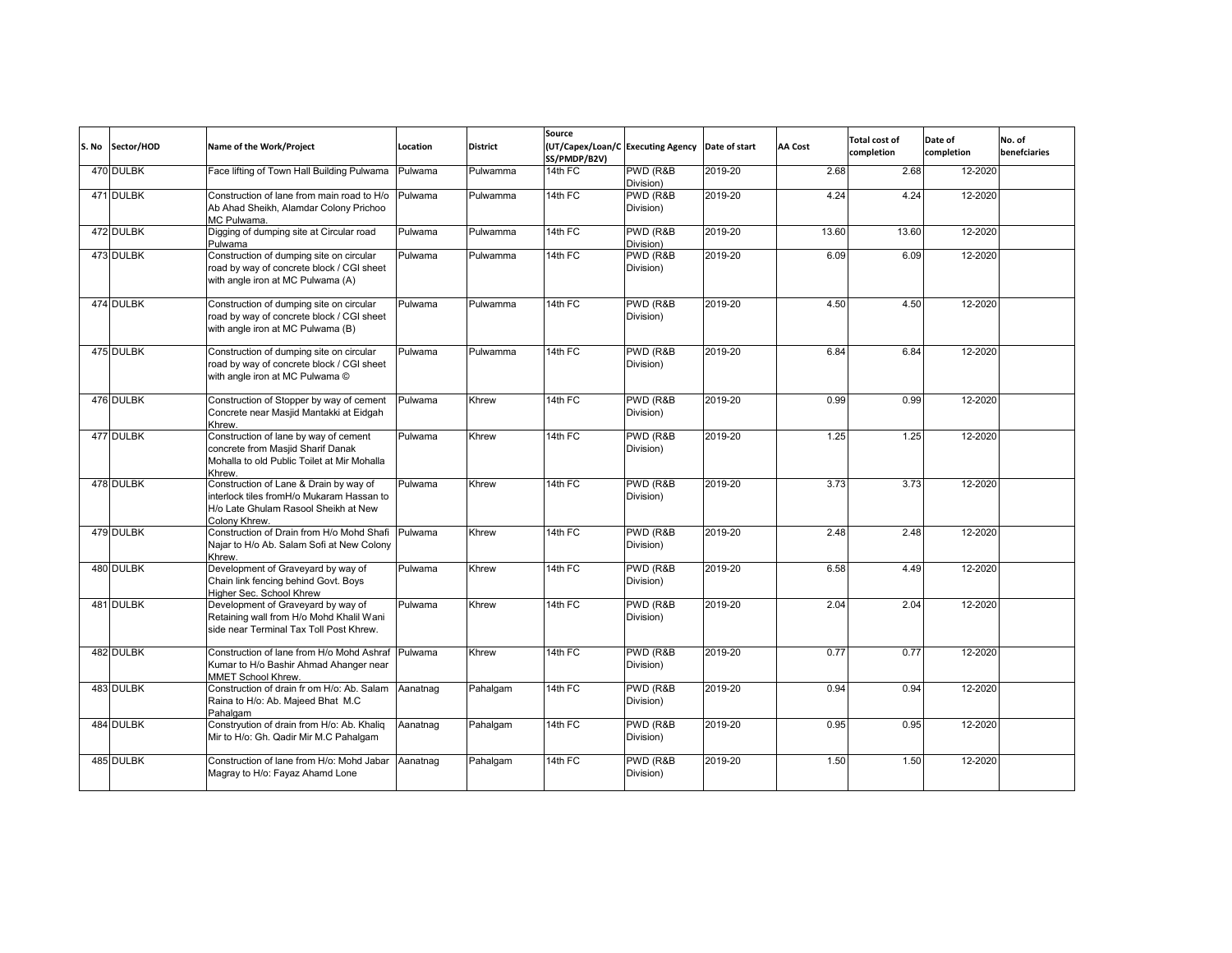| S. No | Sector/HOD | Name of the Work/Project | Location | District | Source (UT/Capex/Loan/CSS/PMDP/B2V) | Executing Agency | Date of start | AA Cost | Total cost of completion | Date of completion | No. of benefciaries |
|---|---|---|---|---|---|---|---|---|---|---|---|
| 470 | DULBK | Face lifting of Town Hall Building Pulwama | Pulwama | Pulwamma | 14th FC | PWD (R&B Division) | 2019-20 | 2.68 | 2.68 | 12-2020 | |
| 471 | DULBK | Construction of lane from main road to H/o Ab Ahad Sheikh, Alamdar Colony Prichoo MC Pulwama. | Pulwama | Pulwamma | 14th FC | PWD (R&B Division) | 2019-20 | 4.24 | 4.24 | 12-2020 | |
| 472 | DULBK | Digging of dumping site at Circular road Pulwama | Pulwama | Pulwamma | 14th FC | PWD (R&B Division) | 2019-20 | 13.60 | 13.60 | 12-2020 | |
| 473 | DULBK | Construction of dumping site on circular road by way of concrete block / CGI sheet with angle iron at MC Pulwama (A) | Pulwama | Pulwamma | 14th FC | PWD (R&B Division) | 2019-20 | 6.09 | 6.09 | 12-2020 | |
| 474 | DULBK | Construction of dumping site on circular road by way of concrete block / CGI sheet with angle iron at MC Pulwama (B) | Pulwama | Pulwamma | 14th FC | PWD (R&B Division) | 2019-20 | 4.50 | 4.50 | 12-2020 | |
| 475 | DULBK | Construction of dumping site on circular road by way of concrete block / CGI sheet with angle iron at MC Pulwama © | Pulwama | Pulwamma | 14th FC | PWD (R&B Division) | 2019-20 | 6.84 | 6.84 | 12-2020 | |
| 476 | DULBK | Construction of Stopper by way of cement Concrete near Masjid Mantakki at Eidgah Khrew. | Pulwama | Khrew | 14th FC | PWD (R&B Division) | 2019-20 | 0.99 | 0.99 | 12-2020 | |
| 477 | DULBK | Construction of lane by way of cement concrete from Masjid Sharif Danak Mohalla to old Public Toilet at Mir Mohalla Khrew. | Pulwama | Khrew | 14th FC | PWD (R&B Division) | 2019-20 | 1.25 | 1.25 | 12-2020 | |
| 478 | DULBK | Construction of Lane & Drain by way of interlock tiles fromH/o Mukaram Hassan to H/o Late Ghulam Rasool Sheikh at New Colony Khrew. | Pulwama | Khrew | 14th FC | PWD (R&B Division) | 2019-20 | 3.73 | 3.73 | 12-2020 | |
| 479 | DULBK | Construction of Drain from H/o Mohd Shafi Najar to H/o Ab. Salam Sofi at New Colony Khrew. | Pulwama | Khrew | 14th FC | PWD (R&B Division) | 2019-20 | 2.48 | 2.48 | 12-2020 | |
| 480 | DULBK | Development of Graveyard by way of Chain link fencing behind Govt. Boys Higher Sec. School Khrew | Pulwama | Khrew | 14th FC | PWD (R&B Division) | 2019-20 | 6.58 | 4.49 | 12-2020 | |
| 481 | DULBK | Development of Graveyard by way of Retaining wall from H/o Mohd Khalil Wani side near Terminal Tax Toll Post Khrew. | Pulwama | Khrew | 14th FC | PWD (R&B Division) | 2019-20 | 2.04 | 2.04 | 12-2020 | |
| 482 | DULBK | Construction of lane from H/o Mohd Ashraf Kumar to H/o Bashir Ahmad Ahanger near MMET School Khrew. | Pulwama | Khrew | 14th FC | PWD (R&B Division) | 2019-20 | 0.77 | 0.77 | 12-2020 | |
| 483 | DULBK | Construction of drain fr om H/o: Ab. Salam Raina to H/o: Ab. Majeed Bhat M.C Pahalgam | Aanatnag | Pahalgam | 14th FC | PWD (R&B Division) | 2019-20 | 0.94 | 0.94 | 12-2020 | |
| 484 | DULBK | Constryution of drain from H/o: Ab. Khaliq Mir to H/o: Gh. Qadir Mir M.C Pahalgam | Aanatnag | Pahalgam | 14th FC | PWD (R&B Division) | 2019-20 | 0.95 | 0.95 | 12-2020 | |
| 485 | DULBK | Construction of lane from H/o: Mohd Jabar Magray to H/o: Fayaz Ahamd Lone | Aanatnag | Pahalgam | 14th FC | PWD (R&B Division) | 2019-20 | 1.50 | 1.50 | 12-2020 | |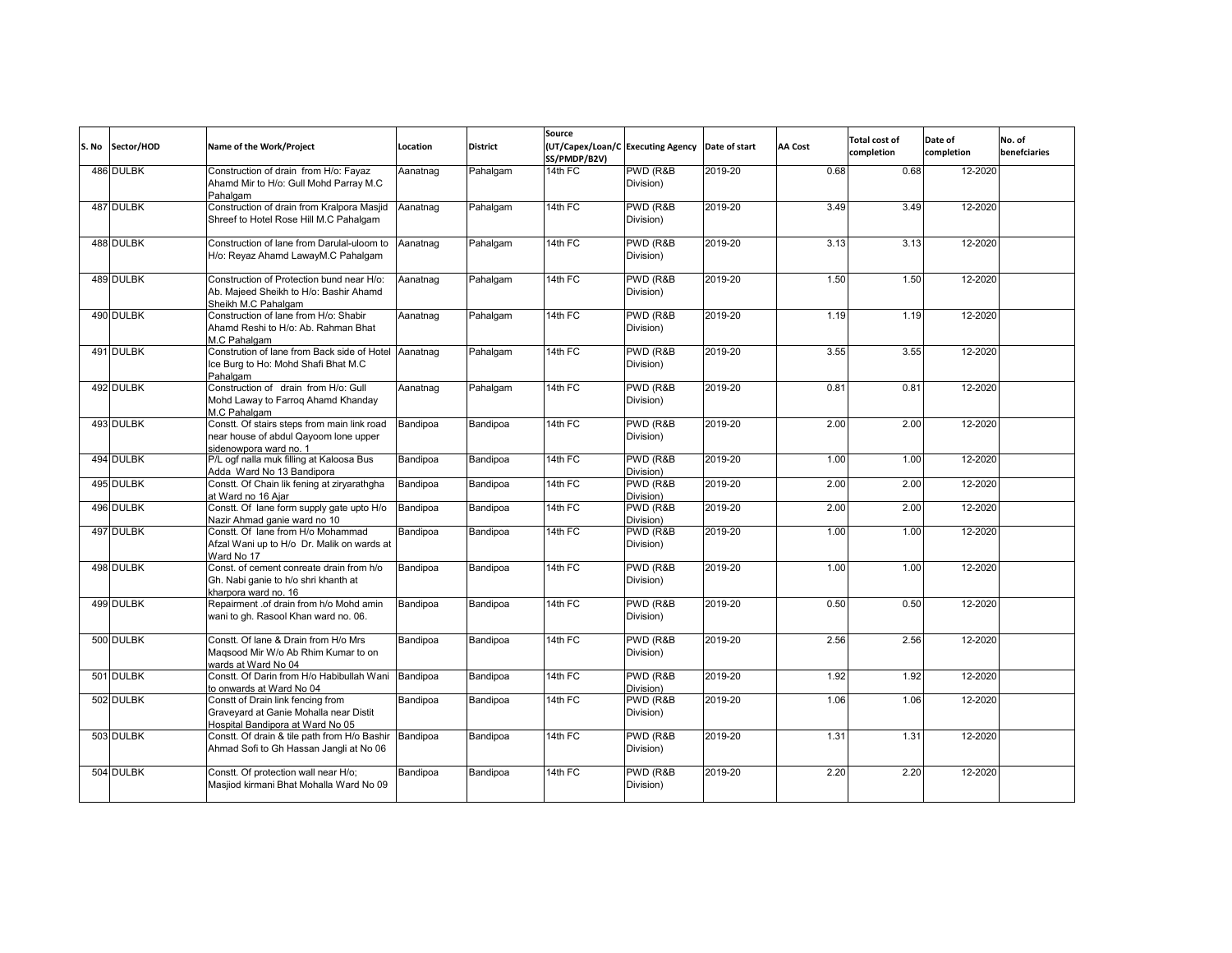| S. No | Sector/HOD | Name of the Work/Project | Location | District | Source (UT/Capex/Loan/CSS/PMDP/B2V) | Executing Agency | Date of start | AA Cost | Total cost of completion | Date of completion | No. of benefciaries |
|---|---|---|---|---|---|---|---|---|---|---|---|
| 486 | DULBK | Construction of drain from H/o: Fayaz Ahamd Mir to H/o: Gull Mohd Parray M.C Pahalgam | Aanatnag | Pahalgam | 14th FC | PWD (R&B Division) | 2019-20 | 0.68 | 0.68 | 12-2020 | |
| 487 | DULBK | Construction of drain from Kralpora Masjid Shreef to Hotel Rose Hill M.C Pahalgam | Aanatnag | Pahalgam | 14th FC | PWD (R&B Division) | 2019-20 | 3.49 | 3.49 | 12-2020 | |
| 488 | DULBK | Construction of lane from Darulal-uloom to H/o: Reyaz Ahamd LawayM.C Pahalgam | Aanatnag | Pahalgam | 14th FC | PWD (R&B Division) | 2019-20 | 3.13 | 3.13 | 12-2020 | |
| 489 | DULBK | Construction of Protection bund near H/o: Ab. Majeed Sheikh to H/o: Bashir Ahamd Sheikh M.C Pahalgam | Aanatnag | Pahalgam | 14th FC | PWD (R&B Division) | 2019-20 | 1.50 | 1.50 | 12-2020 | |
| 490 | DULBK | Construction of lane from H/o: Shabir Ahamd Reshi to H/o: Ab. Rahman Bhat M.C Pahalgam | Aanatnag | Pahalgam | 14th FC | PWD (R&B Division) | 2019-20 | 1.19 | 1.19 | 12-2020 | |
| 491 | DULBK | Constrution of lane from Back side of Hotel Ice Burg to Ho: Mohd Shafi Bhat M.C Pahalgam | Aanatnag | Pahalgam | 14th FC | PWD (R&B Division) | 2019-20 | 3.55 | 3.55 | 12-2020 | |
| 492 | DULBK | Construction of drain from H/o: Gull Mohd Laway to Farroq Ahamd Khanday M.C Pahalgam | Aanatnag | Pahalgam | 14th FC | PWD (R&B Division) | 2019-20 | 0.81 | 0.81 | 12-2020 | |
| 493 | DULBK | Constt. Of stairs steps from main link road near house of abdul Qayoom lone upper sidenowpora ward no. 1 | Bandipoa | Bandipoa | 14th FC | PWD (R&B Division) | 2019-20 | 2.00 | 2.00 | 12-2020 | |
| 494 | DULBK | P/L ogf nalla muk filling at Kaloosa Bus Adda Ward No 13 Bandipora | Bandipoa | Bandipoa | 14th FC | PWD (R&B Division) | 2019-20 | 1.00 | 1.00 | 12-2020 | |
| 495 | DULBK | Constt. Of Chain lik fening at ziryarathgha at Ward no 16 Ajar | Bandipoa | Bandipoa | 14th FC | PWD (R&B Division) | 2019-20 | 2.00 | 2.00 | 12-2020 | |
| 496 | DULBK | Constt. Of lane form supply gate upto H/o Nazir Ahmad ganie ward no 10 | Bandipoa | Bandipoa | 14th FC | PWD (R&B Division) | 2019-20 | 2.00 | 2.00 | 12-2020 | |
| 497 | DULBK | Constt. Of lane from H/o Mohammad Afzal Wani up to H/o Dr. Malik on wards at Ward No 17 | Bandipoa | Bandipoa | 14th FC | PWD (R&B Division) | 2019-20 | 1.00 | 1.00 | 12-2020 | |
| 498 | DULBK | Const. of cement conreate drain from h/o Gh. Nabi ganie to h/o shri khanth at kharpora ward no. 16 | Bandipoa | Bandipoa | 14th FC | PWD (R&B Division) | 2019-20 | 1.00 | 1.00 | 12-2020 | |
| 499 | DULBK | Repairment .of drain from h/o Mohd amin wani to gh. Rasool Khan ward no. 06. | Bandipoa | Bandipoa | 14th FC | PWD (R&B Division) | 2019-20 | 0.50 | 0.50 | 12-2020 | |
| 500 | DULBK | Constt. Of lane & Drain from H/o Mrs Maqsood Mir W/o Ab Rhim Kumar to on wards at Ward No 04 | Bandipoa | Bandipoa | 14th FC | PWD (R&B Division) | 2019-20 | 2.56 | 2.56 | 12-2020 | |
| 501 | DULBK | Constt. Of Darin from H/o Habibullah Wani to onwards at Ward No 04 | Bandipoa | Bandipoa | 14th FC | PWD (R&B Division) | 2019-20 | 1.92 | 1.92 | 12-2020 | |
| 502 | DULBK | Constt of Drain link fencing from Graveyard at Ganie Mohalla near Distit Hospital Bandipora at Ward No 05 | Bandipoa | Bandipoa | 14th FC | PWD (R&B Division) | 2019-20 | 1.06 | 1.06 | 12-2020 | |
| 503 | DULBK | Constt. Of drain & tile path from H/o Bashir Ahmad Sofi to Gh Hassan Jangli at No 06 | Bandipoa | Bandipoa | 14th FC | PWD (R&B Division) | 2019-20 | 1.31 | 1.31 | 12-2020 | |
| 504 | DULBK | Constt. Of protection wall near H/o; Masjiod kirmani Bhat Mohalla Ward No 09 | Bandipoa | Bandipoa | 14th FC | PWD (R&B Division) | 2019-20 | 2.20 | 2.20 | 12-2020 | |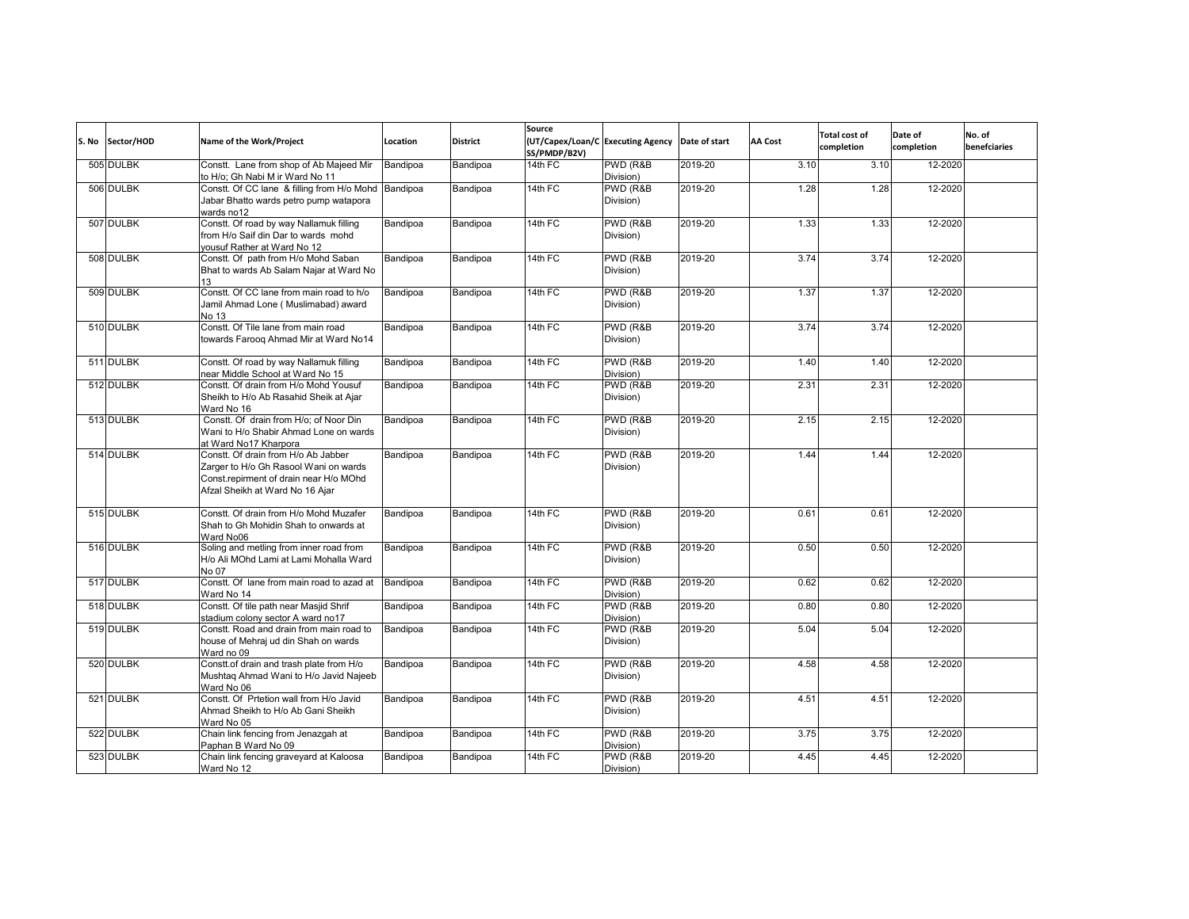| S. No | Sector/HOD | Name of the Work/Project | Location | District | Source (UT/Capex/Loan/CSS/PMDP/B2V) | Executing Agency | Date of start | AA Cost | Total cost of completion | Date of completion | No. of benefcíaries |
|---|---|---|---|---|---|---|---|---|---|---|---|
| 505 | DULBK | Constt. Lane from shop of Ab Majeed Mir to H/o; Gh Nabi M ir Ward No 11 | Bandipoa | Bandipoa | 14th FC | PWD (R&B Division) | 2019-20 | 3.10 | 3.10 | 12-2020 | |
| 506 | DULBK | Constt. Of CC lane & filling from H/o Mohd Jabar Bhatto wards petro pump watapora wards no12 | Bandipoa | Bandipoa | 14th FC | PWD (R&B Division) | 2019-20 | 1.28 | 1.28 | 12-2020 | |
| 507 | DULBK | Constt. Of road by way Nallamuk filling from H/o Saif din Dar to wards mohd yousuf Rather at Ward No 12 | Bandipoa | Bandipoa | 14th FC | PWD (R&B Division) | 2019-20 | 1.33 | 1.33 | 12-2020 | |
| 508 | DULBK | Constt. Of path from H/o Mohd Saban Bhat to wards Ab Salam Najar at Ward No 13 | Bandipoa | Bandipoa | 14th FC | PWD (R&B Division) | 2019-20 | 3.74 | 3.74 | 12-2020 | |
| 509 | DULBK | Constt. Of CC lane from main road to h/o Jamil Ahmad Lone ( Muslimabad) award No 13 | Bandipoa | Bandipoa | 14th FC | PWD (R&B Division) | 2019-20 | 1.37 | 1.37 | 12-2020 | |
| 510 | DULBK | Constt. Of Tile lane from main road towards Farooq Ahmad Mir at Ward No14 | Bandipoa | Bandipoa | 14th FC | PWD (R&B Division) | 2019-20 | 3.74 | 3.74 | 12-2020 | |
| 511 | DULBK | Constt. Of road by way Nallamuk filling near Middle School at Ward No 15 | Bandipoa | Bandipoa | 14th FC | PWD (R&B Division) | 2019-20 | 1.40 | 1.40 | 12-2020 | |
| 512 | DULBK | Constt. Of drain from H/o Mohd Yousuf Sheikh to H/o Ab Rasahid Sheik at Ajar Ward No 16 | Bandipoa | Bandipoa | 14th FC | PWD (R&B Division) | 2019-20 | 2.31 | 2.31 | 12-2020 | |
| 513 | DULBK | Constt. Of drain from H/o; of Noor Din Wani to H/o Shabir Ahmad Lone on wards at Ward No17 Kharpora | Bandipoa | Bandipoa | 14th FC | PWD (R&B Division) | 2019-20 | 2.15 | 2.15 | 12-2020 | |
| 514 | DULBK | Constt. Of drain from H/o Ab Jabber Zarger to H/o Gh Rasool Wani on wards Const.repirment of drain near H/o MOhd Afzal Sheikh at Ward No 16 Ajar | Bandipoa | Bandipoa | 14th FC | PWD (R&B Division) | 2019-20 | 1.44 | 1.44 | 12-2020 | |
| 515 | DULBK | Constt. Of drain from H/o Mohd Muzafer Shah to Gh Mohidin Shah to onwards at Ward No06 | Bandipoa | Bandipoa | 14th FC | PWD (R&B Division) | 2019-20 | 0.61 | 0.61 | 12-2020 | |
| 516 | DULBK | Soling and metling from inner road from H/o Ali MOhd Lami at Lami Mohalla Ward No 07 | Bandipoa | Bandipoa | 14th FC | PWD (R&B Division) | 2019-20 | 0.50 | 0.50 | 12-2020 | |
| 517 | DULBK | Constt. Of lane from main road to azad at Ward No 14 | Bandipoa | Bandipoa | 14th FC | PWD (R&B Division) | 2019-20 | 0.62 | 0.62 | 12-2020 | |
| 518 | DULBK | Constt. Of tile path near Masjid Shrif stadium colony sector A ward no17 | Bandipoa | Bandipoa | 14th FC | PWD (R&B Division) | 2019-20 | 0.80 | 0.80 | 12-2020 | |
| 519 | DULBK | Constt. Road and drain from main road to house of Mehraj ud din Shah on wards Ward no 09 | Bandipoa | Bandipoa | 14th FC | PWD (R&B Division) | 2019-20 | 5.04 | 5.04 | 12-2020 | |
| 520 | DULBK | Constt.of drain and trash plate from H/o Mushtaq Ahmad Wani to H/o Javid Najeeb Ward No 06 | Bandipoa | Bandipoa | 14th FC | PWD (R&B Division) | 2019-20 | 4.58 | 4.58 | 12-2020 | |
| 521 | DULBK | Constt. Of Prtetion wall from H/o Javid Ahmad Sheikh to H/o Ab Gani Sheikh Ward No 05 | Bandipoa | Bandipoa | 14th FC | PWD (R&B Division) | 2019-20 | 4.51 | 4.51 | 12-2020 | |
| 522 | DULBK | Chain link fencing from Jenazgah at Paphan B Ward No 09 | Bandipoa | Bandipoa | 14th FC | PWD (R&B Division) | 2019-20 | 3.75 | 3.75 | 12-2020 | |
| 523 | DULBK | Chain link fencing graveyard at Kaloosa Ward No 12 | Bandipoa | Bandipoa | 14th FC | PWD (R&B Division) | 2019-20 | 4.45 | 4.45 | 12-2020 | |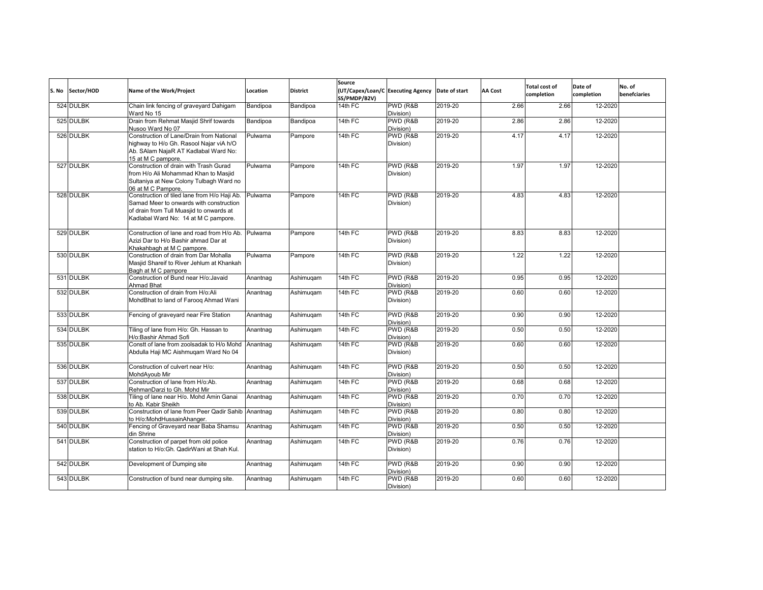| S. No | Sector/HOD | Name of the Work/Project | Location | District | Source (UT/Capex/Loan/CSS/PMDP/B2V) | Executing Agency | Date of start | AA Cost | Total cost of completion | Date of completion | No. of benefciaries |
|---|---|---|---|---|---|---|---|---|---|---|---|
| 524 | DULBK | Chain link fencing of graveyard Dahigam Ward No 15 | Bandipoa | Bandipoa | 14th FC | PWD (R&B Division) | 2019-20 | 2.66 | 2.66 | 12-2020 | |
| 525 | DULBK | Drain from Rehmat Masjid Shrif towards Nusoo Ward No 07 | Bandipoa | Bandipoa | 14th FC | PWD (R&B Division) | 2019-20 | 2.86 | 2.86 | 12-2020 | |
| 526 | DULBK | Construction of Lane/Drain from National highway to H/o Gh. Rasool Najar viA h/O Ab. SAlam NajaR AT Kadlabal Ward No: 15 at M C pampore. | Pulwama | Pampore | 14th FC | PWD (R&B Division) | 2019-20 | 4.17 | 4.17 | 12-2020 | |
| 527 | DULBK | Construction of drain with Trash Gurad from H/o Ali Mohammad Khan to Masjid Sultaniya at New Colony Tulbagh Ward no 06 at M C Pampore. | Pulwama | Pampore | 14th FC | PWD (R&B Division) | 2019-20 | 1.97 | 1.97 | 12-2020 | |
| 528 | DULBK | Construction of tiled lane from H/o Haji Ab. Samad Meer to onwards with construction of drain from Tull Muasjid to onwards at Kadlabal Ward No: 14 at M C pampore. | Pulwama | Pampore | 14th FC | PWD (R&B Division) | 2019-20 | 4.83 | 4.83 | 12-2020 | |
| 529 | DULBK | Construction of lane and road from H/o Ab. Azizi Dar to H/o Bashir ahmad Dar at Khakahbagh at M C pampore. | Pulwama | Pampore | 14th FC | PWD (R&B Division) | 2019-20 | 8.83 | 8.83 | 12-2020 | |
| 530 | DULBK | Construction of drain from Dar Mohalla Masjid Shareif to River Jehlum at Khankah Bagh at M C pampore | Pulwama | Pampore | 14th FC | PWD (R&B Division) | 2019-20 | 1.22 | 1.22 | 12-2020 | |
| 531 | DULBK | Construction of Bund near H/o:Javaid Ahmad Bhat | Anantnag | Ashimuqam | 14th FC | PWD (R&B Division) | 2019-20 | 0.95 | 0.95 | 12-2020 | |
| 532 | DULBK | Construction of drain from H/o:Ali MohdBhat to land of Farooq Ahmad Wani | Anantnag | Ashimuqam | 14th FC | PWD (R&B Division) | 2019-20 | 0.60 | 0.60 | 12-2020 | |
| 533 | DULBK | Fencing of graveyard near Fire Station | Anantnag | Ashimuqam | 14th FC | PWD (R&B Division) | 2019-20 | 0.90 | 0.90 | 12-2020 | |
| 534 | DULBK | Tiling of lane from H/o: Gh. Hassan to H/o:Bashir Ahmad Sofi | Anantnag | Ashimuqam | 14th FC | PWD (R&B Division) | 2019-20 | 0.50 | 0.50 | 12-2020 | |
| 535 | DULBK | Constt of lane from zoolsadak to H/o Mohd Abdulla Haji MC Aishmuqam Ward No 04 | Anantnag | Ashimuqam | 14th FC | PWD (R&B Division) | 2019-20 | 0.60 | 0.60 | 12-2020 | |
| 536 | DULBK | Construction of culvert near H/o: MohdAyoub Mir | Anantnag | Ashimuqam | 14th FC | PWD (R&B Division) | 2019-20 | 0.50 | 0.50 | 12-2020 | |
| 537 | DULBK | Construction of lane from H/o:Ab. RehmanDarzi to Gh. Mohd Mir | Anantnag | Ashimuqam | 14th FC | PWD (R&B Division) | 2019-20 | 0.68 | 0.68 | 12-2020 | |
| 538 | DULBK | Tiling of lane near H/o. Mohd Amin Ganai to Ab. Kabir Sheikh | Anantnag | Ashimuqam | 14th FC | PWD (R&B Division) | 2019-20 | 0.70 | 0.70 | 12-2020 | |
| 539 | DULBK | Construction of lane from Peer Qadir Sahib to H/o:MohdHussainAhanger. | Anantnag | Ashimuqam | 14th FC | PWD (R&B Division) | 2019-20 | 0.80 | 0.80 | 12-2020 | |
| 540 | DULBK | Fencing of Graveyard near Baba Shamsu din Shrine | Anantnag | Ashimuqam | 14th FC | PWD (R&B Division) | 2019-20 | 0.50 | 0.50 | 12-2020 | |
| 541 | DULBK | Construction of parpet from old police station to H/o:Gh. QadirWani at Shah Kul. | Anantnag | Ashimuqam | 14th FC | PWD (R&B Division) | 2019-20 | 0.76 | 0.76 | 12-2020 | |
| 542 | DULBK | Development of Dumping site | Anantnag | Ashimuqam | 14th FC | PWD (R&B Division) | 2019-20 | 0.90 | 0.90 | 12-2020 | |
| 543 | DULBK | Construction of bund near dumping site. | Anantnag | Ashimuqam | 14th FC | PWD (R&B Division) | 2019-20 | 0.60 | 0.60 | 12-2020 | |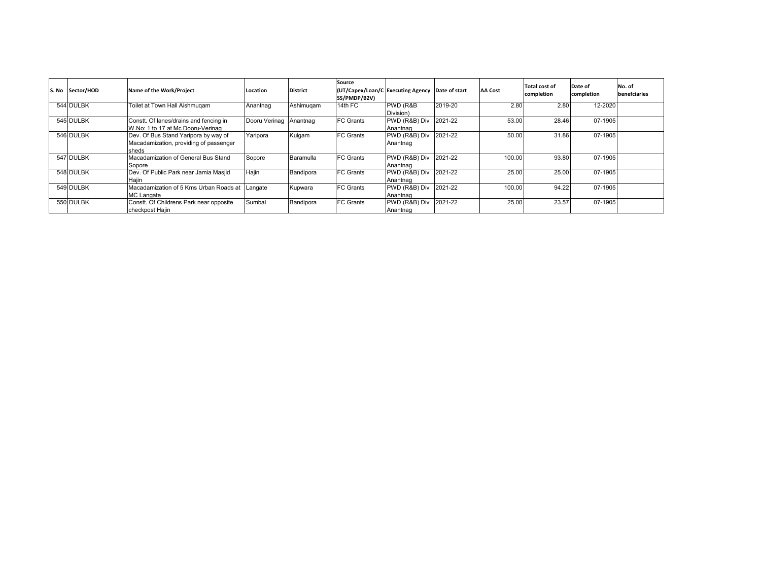| S. No | Sector/HOD | Name of the Work/Project | Location | District | Source (UT/Capex/Loan/CSS/PMDP/B2V) | Executing Agency | Date of start | AA Cost | Total cost of completion | Date of completion | No. of benefciaries |
|---|---|---|---|---|---|---|---|---|---|---|---|
| 544 | DULBK | Toilet at Town Hall Aishmuqam | Anantnag | Ashimuqam | 14th FC | PWD (R&B Division) | 2019-20 | 2.80 | 2.80 | 12-2020 | |
| 545 | DULBK | Constt. Of lanes/drains and fencing in W.No: 1 to 17 at Mc Dooru-Verinag | Dooru Verinag | Anantnag | FC Grants | PWD (R&B) Div Anantnag | 2021-22 | 53.00 | 28.46 | 07-1905 | |
| 546 | DULBK | Dev. Of Bus Stand Yaripora by way of Macadamization, providing of passenger sheds | Yaripora | Kulgam | FC Grants | PWD (R&B) Div Anantnag | 2021-22 | 50.00 | 31.86 | 07-1905 | |
| 547 | DULBK | Macadamization of General Bus Stand Sopore | Sopore | Baramulla | FC Grants | PWD (R&B) Div Anantnag | 2021-22 | 100.00 | 93.80 | 07-1905 | |
| 548 | DULBK | Dev. Of Public Park near Jamia Masjid Hajin | Hajin | Bandipora | FC Grants | PWD (R&B) Div Anantnag | 2021-22 | 25.00 | 25.00 | 07-1905 | |
| 549 | DULBK | Macadamization of 5 Kms Urban Roads at MC Langate | Langate | Kupwara | FC Grants | PWD (R&B) Div Anantnag | 2021-22 | 100.00 | 94.22 | 07-1905 | |
| 550 | DULBK | Constt. Of Childrens Park near opposite checkpost Hajin | Sumbal | Bandipora | FC Grants | PWD (R&B) Div Anantnag | 2021-22 | 25.00 | 23.57 | 07-1905 | |